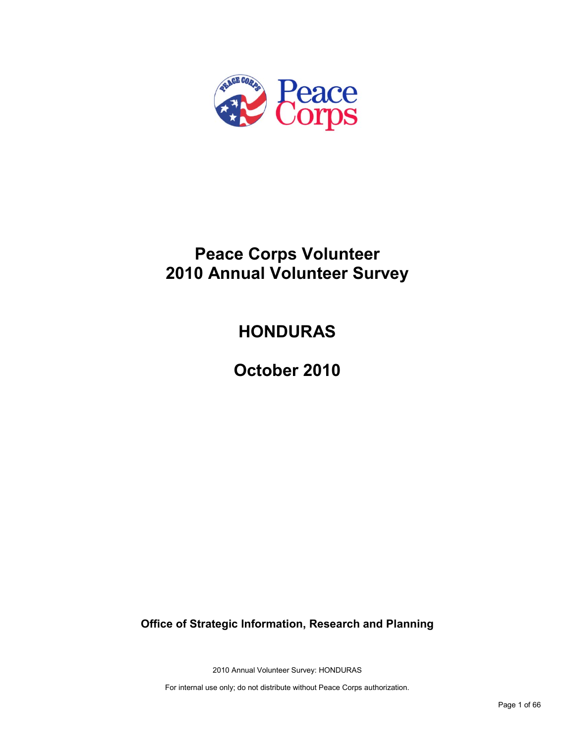# Peace Corps Volunteer 2010 Annual Volunteer Survey

## HONDURAS

## October 2010

**Office of Strategic Information, Research and Planning**

2010 Annual Volunteer Survey: HONDURAS

For internal use only; do not distribute without Peace Corps authorization.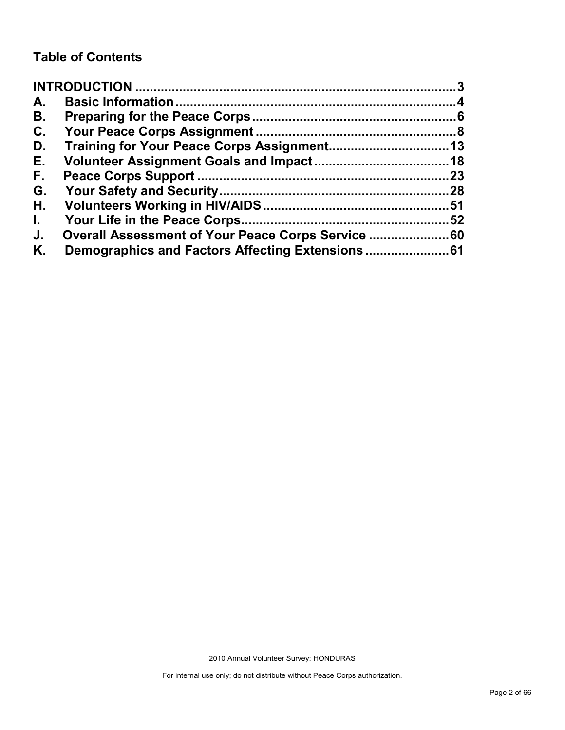## Table of Contents

INTRODUCTION ........................................................................................ 3
A. Basic Information ............................................................................. 4
B. Preparing for the Peace Corps ........................................................ 6
C. Your Peace Corps Assignment ....................................................... 8
D. Training for Your Peace Corps Assignment................................. 13
E. Volunteer Assignment Goals and Impact ..................................... 18
F. Peace Corps Support ..................................................................... 23
G. Your Safety and Security ............................................................... 28
H. Volunteers Working in HIV/AIDS ................................................... 51
I. Your Life in the Peace Corps ......................................................... 52
J. Overall Assessment of Your Peace Corps Service ...................... 60
K. Demographics and Factors Affecting Extensions ....................... 61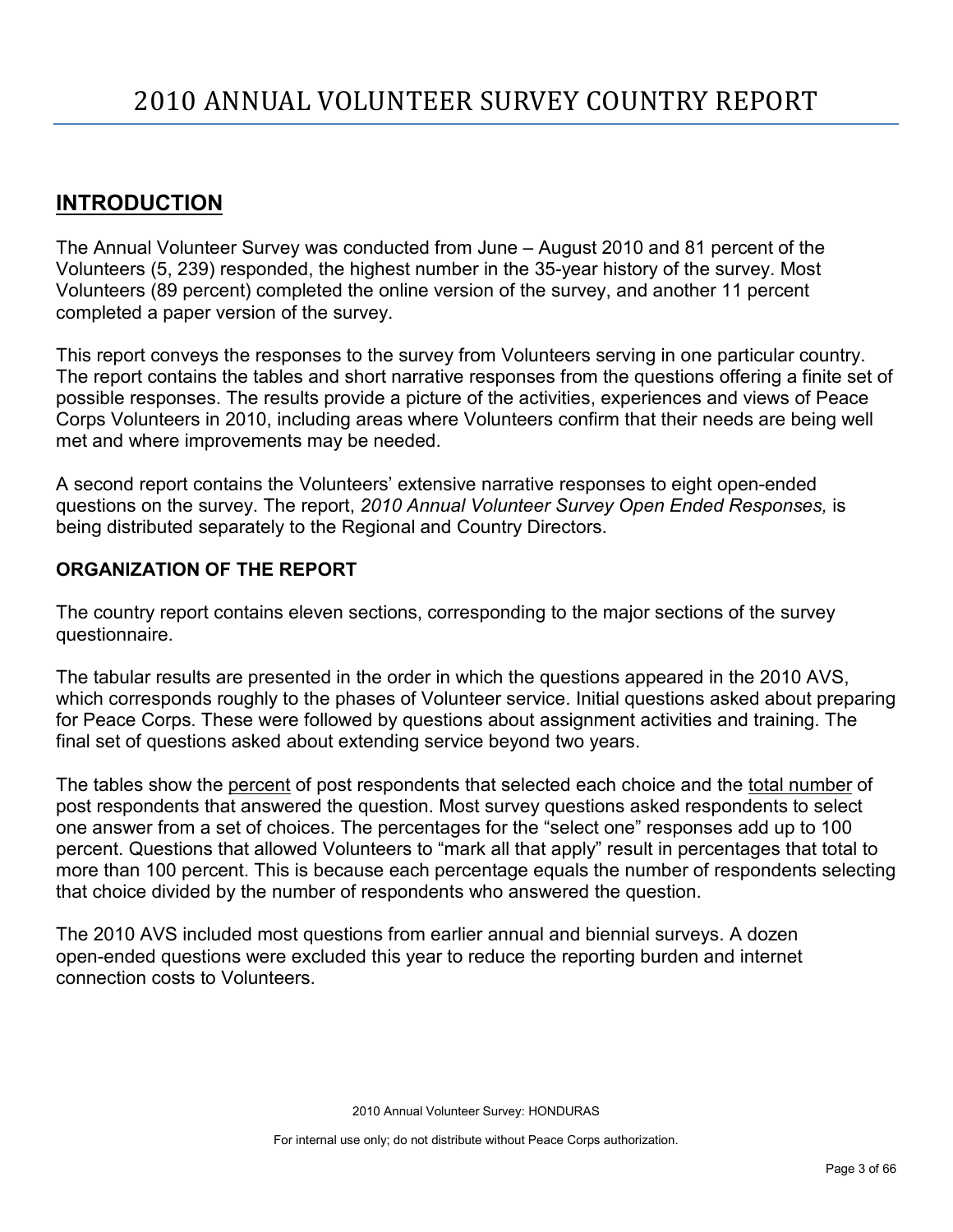# 2010 ANNUAL VOLUNTEER SURVEY COUNTRY REPORT

## INTRODUCTION

The Annual Volunteer Survey was conducted from June – August 2010 and 81 percent of the Volunteers (5, 239) responded, the highest number in the 35-year history of the survey. Most Volunteers (89 percent) completed the online version of the survey, and another 11 percent completed a paper version of the survey.

This report conveys the responses to the survey from Volunteers serving in one particular country. The report contains the tables and short narrative responses from the questions offering a finite set of possible responses. The results provide a picture of the activities, experiences and views of Peace Corps Volunteers in 2010, including areas where Volunteers confirm that their needs are being well met and where improvements may be needed.

A second report contains the Volunteers' extensive narrative responses to eight open-ended questions on the survey. The report, *2010 Annual Volunteer Survey Open Ended Responses,* is being distributed separately to the Regional and Country Directors.

### ORGANIZATION OF THE REPORT

The country report contains eleven sections, corresponding to the major sections of the survey questionnaire.

The tabular results are presented in the order in which the questions appeared in the 2010 AVS, which corresponds roughly to the phases of Volunteer service. Initial questions asked about preparing for Peace Corps. These were followed by questions about assignment activities and training. The final set of questions asked about extending service beyond two years.

The tables show the percent of post respondents that selected each choice and the total number of post respondents that answered the question. Most survey questions asked respondents to select one answer from a set of choices. The percentages for the "select one" responses add up to 100 percent. Questions that allowed Volunteers to "mark all that apply" result in percentages that total to more than 100 percent. This is because each percentage equals the number of respondents selecting that choice divided by the number of respondents who answered the question.

The 2010 AVS included most questions from earlier annual and biennial surveys. A dozen open-ended questions were excluded this year to reduce the reporting burden and internet connection costs to Volunteers.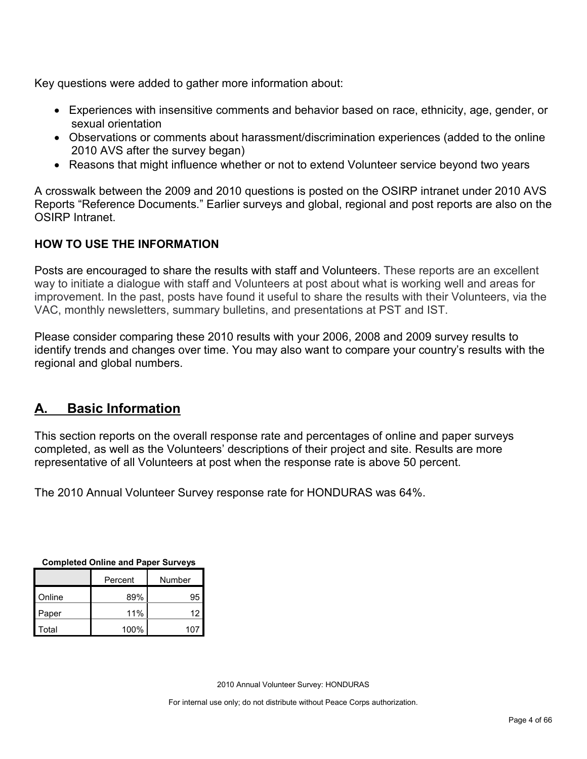Key questions were added to gather more information about:

- Experiences with insensitive comments and behavior based on race, ethnicity, age, gender, or sexual orientation
- Observations or comments about harassment/discrimination experiences (added to the online 2010 AVS after the survey began)
- Reasons that might influence whether or not to extend Volunteer service beyond two years

A crosswalk between the 2009 and 2010 questions is posted on the OSIRP intranet under 2010 AVS Reports "Reference Documents." Earlier surveys and global, regional and post reports are also on the OSIRP Intranet.

**HOW TO USE THE INFORMATION**

Posts are encouraged to share the results with staff and Volunteers. These reports are an excellent way to initiate a dialogue with staff and Volunteers at post about what is working well and areas for improvement. In the past, posts have found it useful to share the results with their Volunteers, via the VAC, monthly newsletters, summary bulletins, and presentations at PST and IST.

Please consider comparing these 2010 results with your 2006, 2008 and 2009 survey results to identify trends and changes over time. You may also want to compare your country's results with the regional and global numbers.

## A. Basic Information

This section reports on the overall response rate and percentages of online and paper surveys completed, as well as the Volunteers' descriptions of their project and site. Results are more representative of all Volunteers at post when the response rate is above 50 percent.

The 2010 Annual Volunteer Survey response rate for HONDURAS was 64%.

**Completed Online and Paper Surveys**

| | Percent | Number |
|---|---|---|
| Online | 89% | 95 |
| Paper | 11% | 12 |
| Total | 100% | 107 |

2010 Annual Volunteer Survey: HONDURAS

For internal use only; do not distribute without Peace Corps authorization.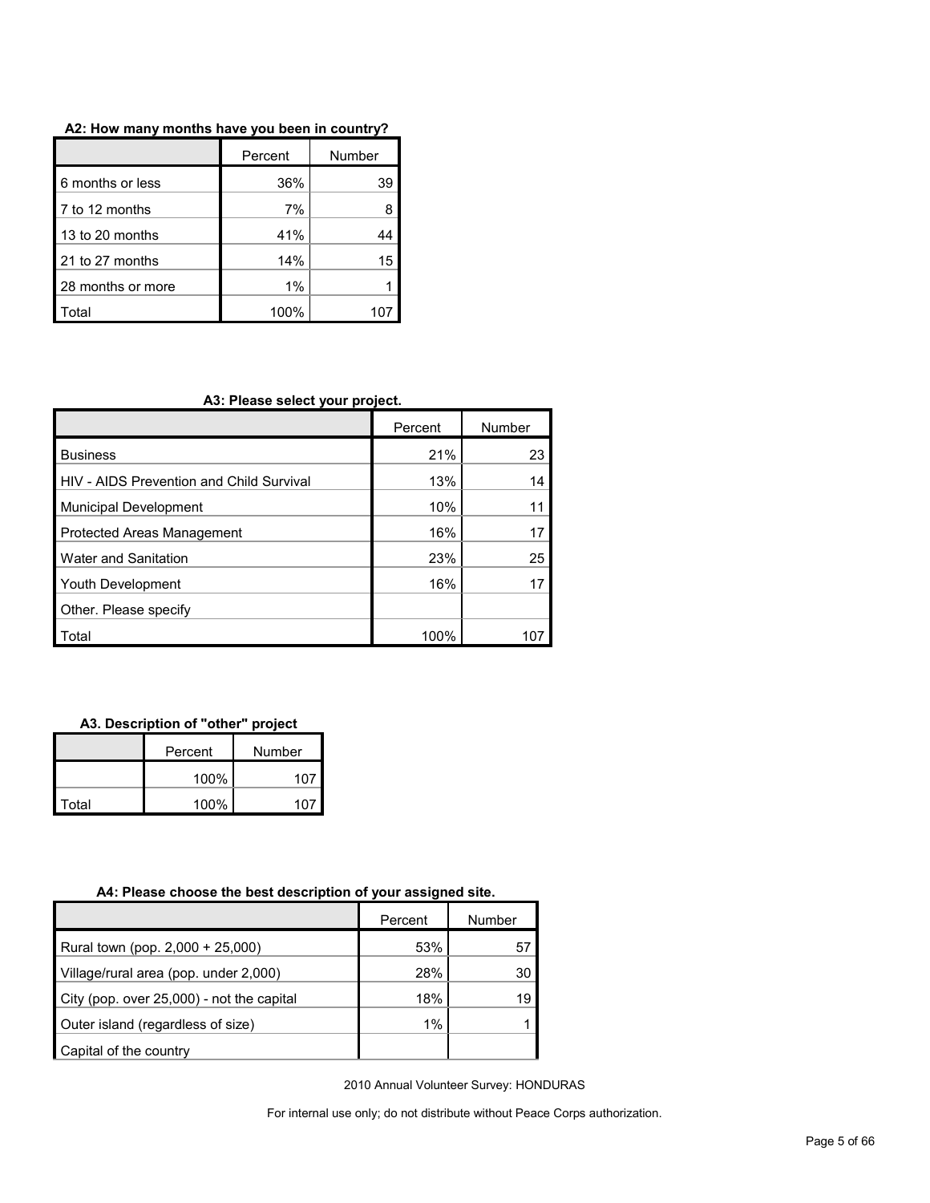**A2: How many months have you been in country?**

| | Percent | Number |
|---|---|---|
| 6 months or less | 36% | 39 |
| 7 to 12 months | 7% | 8 |
| 13 to 20 months | 41% | 44 |
| 21 to 27 months | 14% | 15 |
| 28 months or more | 1% | 1 |
| Total | 100% | 107 |

**A3: Please select your project.**

| | Percent | Number |
|---|---|---|
| Business | 21% | 23 |
| HIV - AIDS Prevention and Child Survival | 13% | 14 |
| Municipal Development | 10% | 11 |
| Protected Areas Management | 16% | 17 |
| Water and Sanitation | 23% | 25 |
| Youth Development | 16% | 17 |
| Other. Please specify | | |
| Total | 100% | 107 |

**A3. Description of "other" project**

| | Percent | Number |
|---|---|---|
| | 100% | 107 |
| Total | 100% | 107 |

**A4: Please choose the best description of your assigned site.**

| | Percent | Number |
|---|---|---|
| Rural town (pop. 2,000 + 25,000) | 53% | 57 |
| Village/rural area (pop. under 2,000) | 28% | 30 |
| City (pop. over 25,000) - not the capital | 18% | 19 |
| Outer island (regardless of size) | 1% | 1 |
| Capital of the country | | |

2010 Annual Volunteer Survey: HONDURAS

For internal use only; do not distribute without Peace Corps authorization.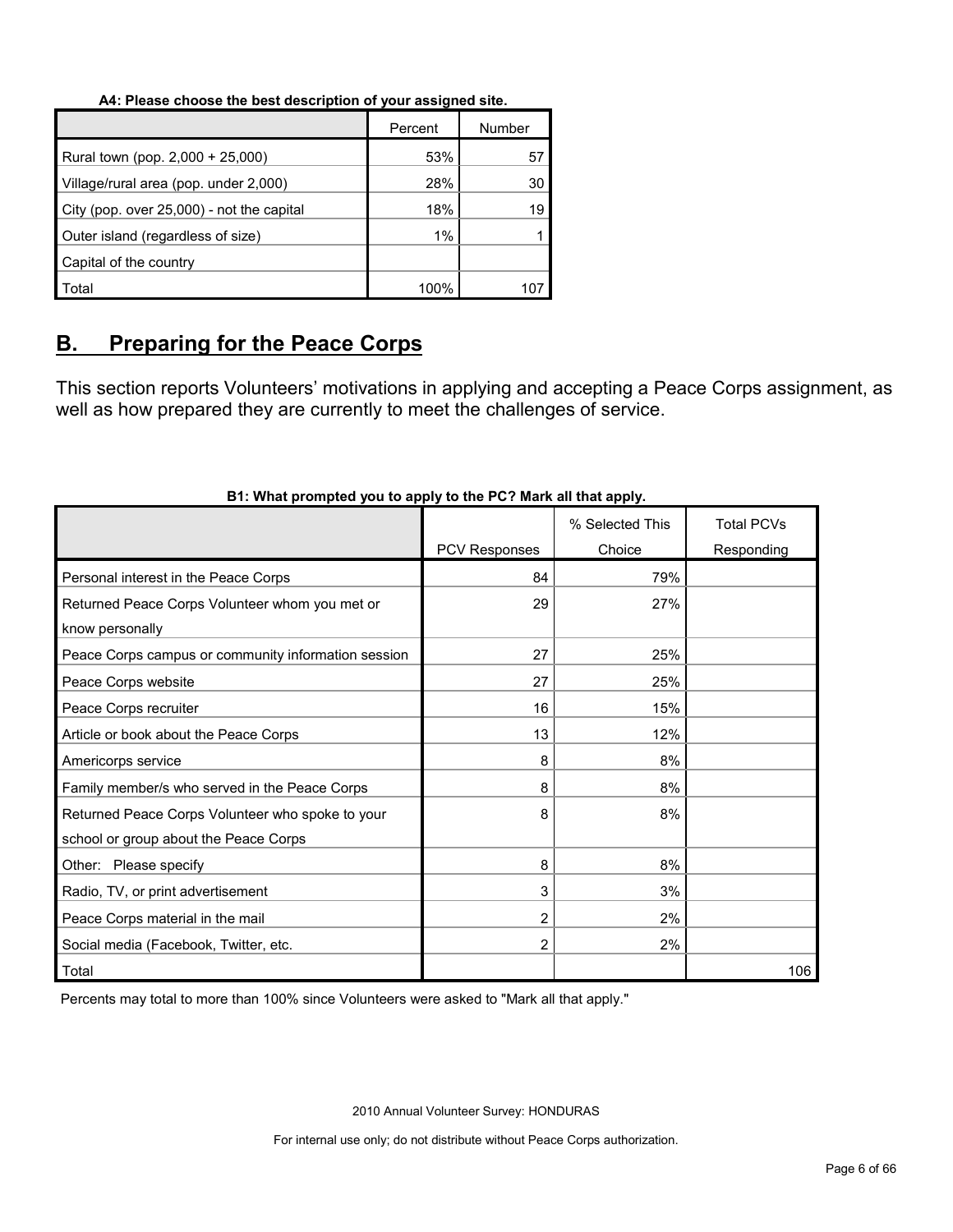**A4: Please choose the best description of your assigned site.**

| | Percent | Number |
|---|---|---|
| Rural town (pop. 2,000 + 25,000) | 53% | 57 |
| Village/rural area (pop. under 2,000) | 28% | 30 |
| City (pop. over 25,000) - not the capital | 18% | 19 |
| Outer island (regardless of size) | 1% | 1 |
| Capital of the country | | |
| Total | 100% | 107 |

## B. Preparing for the Peace Corps

This section reports Volunteers' motivations in applying and accepting a Peace Corps assignment, as well as how prepared they are currently to meet the challenges of service.

**B1: What prompted you to apply to the PC? Mark all that apply.**

| | PCV Responses | % Selected This Choice | Total PCVs Responding |
|---|---|---|---|
| Personal interest in the Peace Corps | 84 | 79% | |
| Returned Peace Corps Volunteer whom you met or know personally | 29 | 27% | |
| Peace Corps campus or community information session | 27 | 25% | |
| Peace Corps website | 27 | 25% | |
| Peace Corps recruiter | 16 | 15% | |
| Article or book about the Peace Corps | 13 | 12% | |
| Americorps service | 8 | 8% | |
| Family member/s who served in the Peace Corps | 8 | 8% | |
| Returned Peace Corps Volunteer who spoke to your school or group about the Peace Corps | 8 | 8% | |
| Other: Please specify | 8 | 8% | |
| Radio, TV, or print advertisement | 3 | 3% | |
| Peace Corps material in the mail | 2 | 2% | |
| Social media (Facebook, Twitter, etc. | 2 | 2% | |
| Total | | | 106 |

Percents may total to more than 100% since Volunteers were asked to "Mark all that apply."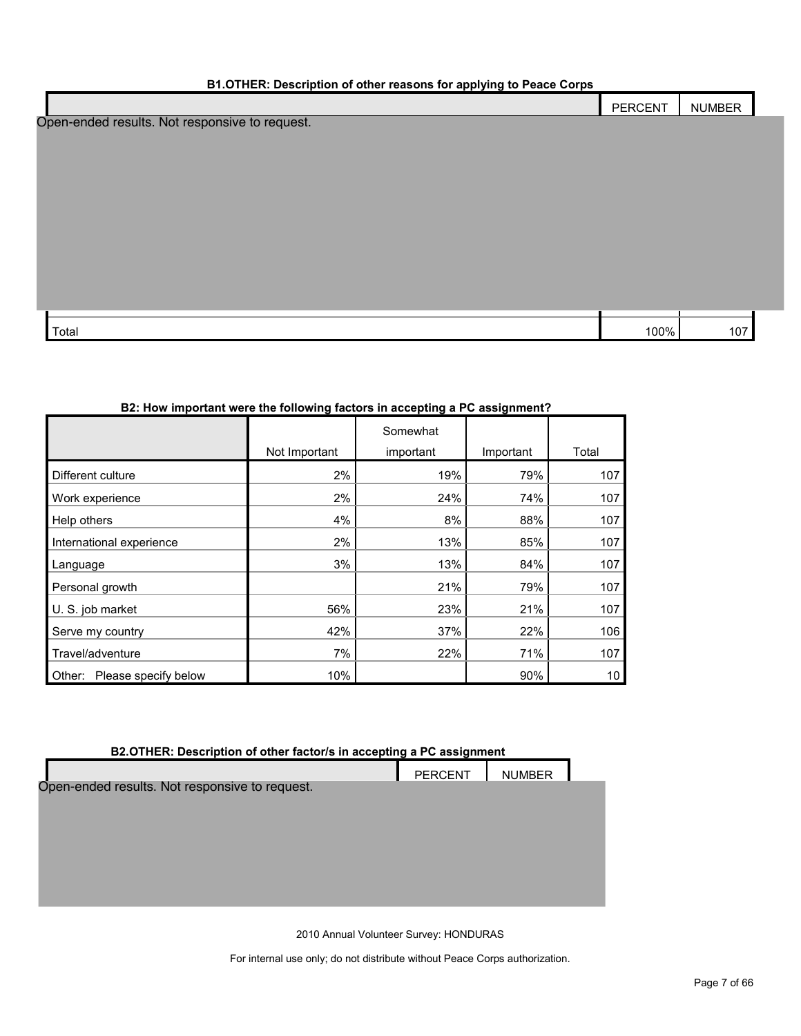**B1.OTHER: Description of other reasons for applying to Peace Corps**

| | PERCENT | NUMBER |
|---|---|---|
| Open-ended results. Not responsive to request. | | |
| Total | 100% | 107 |

**B2: How important were the following factors in accepting a PC assignment?**

| | Not Important | Somewhat important | Important | Total |
|---|---|---|---|---|
| Different culture | 2% | 19% | 79% | 107 |
| Work experience | 2% | 24% | 74% | 107 |
| Help others | 4% | 8% | 88% | 107 |
| International experience | 2% | 13% | 85% | 107 |
| Language | 3% | 13% | 84% | 107 |
| Personal growth | | 21% | 79% | 107 |
| U. S. job market | 56% | 23% | 21% | 107 |
| Serve my country | 42% | 37% | 22% | 106 |
| Travel/adventure | 7% | 22% | 71% | 107 |
| Other: Please specify below | 10% | | 90% | 10 |

**B2.OTHER: Description of other factor/s in accepting a PC assignment**

| | PERCENT | NUMBER |
|---|---|---|
| Open-ended results. Not responsive to request. | | |

2010 Annual Volunteer Survey: HONDURAS

For internal use only; do not distribute without Peace Corps authorization.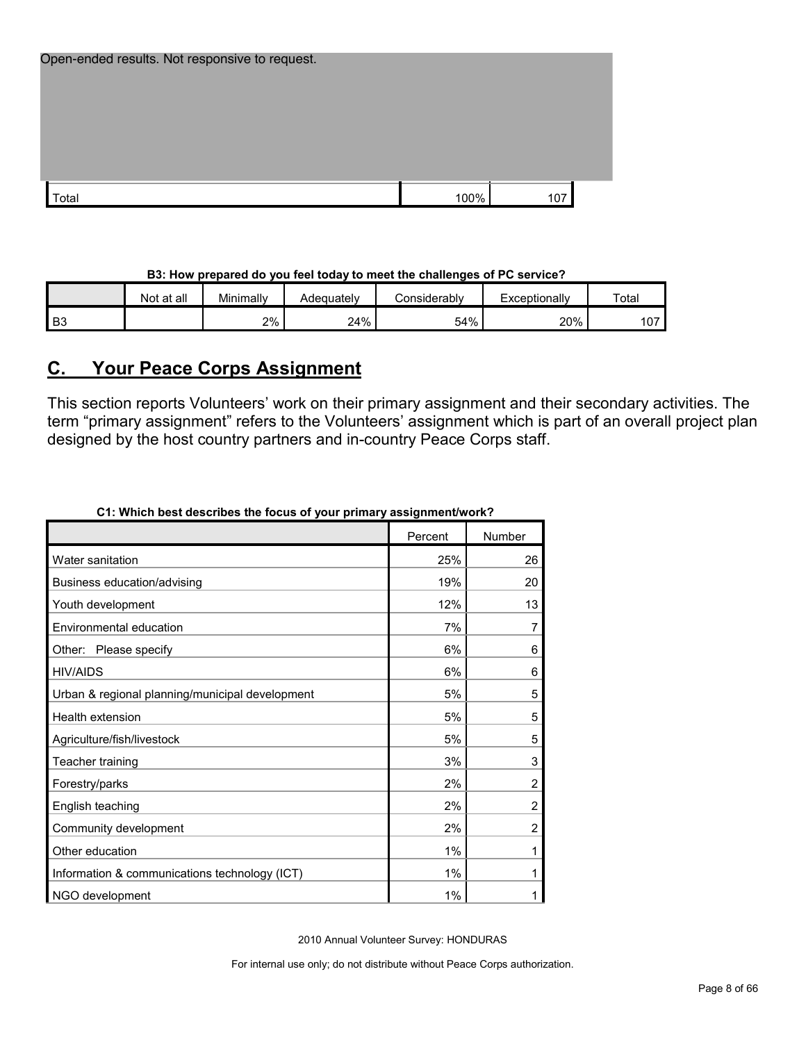Open-ended results. Not responsive to request.

| | | |
|---|---|---|
| Total | 100% | 107 |

**B3: How prepared do you feel today to meet the challenges of PC service?**

| | Not at all | Minimally | Adequately | Considerably | Exceptionally | Total |
|---|---|---|---|---|---|---|
| B3 | | 2% | 24% | 54% | 20% | 107 |

## C. Your Peace Corps Assignment

This section reports Volunteers' work on their primary assignment and their secondary activities. The term "primary assignment" refers to the Volunteers' assignment which is part of an overall project plan designed by the host country partners and in-country Peace Corps staff.

**C1: Which best describes the focus of your primary assignment/work?**

| | Percent | Number |
|---|---|---|
| Water sanitation | 25% | 26 |
| Business education/advising | 19% | 20 |
| Youth development | 12% | 13 |
| Environmental education | 7% | 7 |
| Other: Please specify | 6% | 6 |
| HIV/AIDS | 6% | 6 |
| Urban & regional planning/municipal development | 5% | 5 |
| Health extension | 5% | 5 |
| Agriculture/fish/livestock | 5% | 5 |
| Teacher training | 3% | 3 |
| Forestry/parks | 2% | 2 |
| English teaching | 2% | 2 |
| Community development | 2% | 2 |
| Other education | 1% | 1 |
| Information & communications technology (ICT) | 1% | 1 |
| NGO development | 1% | 1 |

2010 Annual Volunteer Survey: HONDURAS

For internal use only; do not distribute without Peace Corps authorization.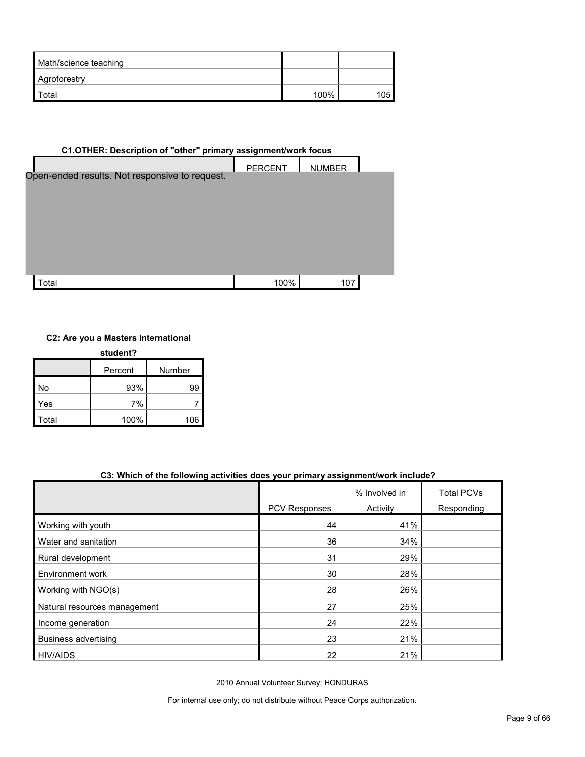| | | |
|---|---|---|
| Math/science teaching | | |
| Agroforestry | | |
| Total | 100% | 105 |

**C1.OTHER: Description of "other" primary assignment/work focus**

| | PERCENT | NUMBER |
|---|---|---|
| Open-ended results. Not responsive to request. | | |
| Total | 100% | 107 |

**C2: Are you a Masters International student?**

| | Percent | Number |
|---|---|---|
| No | 93% | 99 |
| Yes | 7% | 7 |
| Total | 100% | 106 |

**C3: Which of the following activities does your primary assignment/work include?**

| | PCV Responses | % Involved in Activity | Total PCVs Responding |
|---|---|---|---|
| Working with youth | 44 | 41% | |
| Water and sanitation | 36 | 34% | |
| Rural development | 31 | 29% | |
| Environment work | 30 | 28% | |
| Working with NGO(s) | 28 | 26% | |
| Natural resources management | 27 | 25% | |
| Income generation | 24 | 22% | |
| Business advertising | 23 | 21% | |
| HIV/AIDS | 22 | 21% | |

2010 Annual Volunteer Survey: HONDURAS

For internal use only; do not distribute without Peace Corps authorization.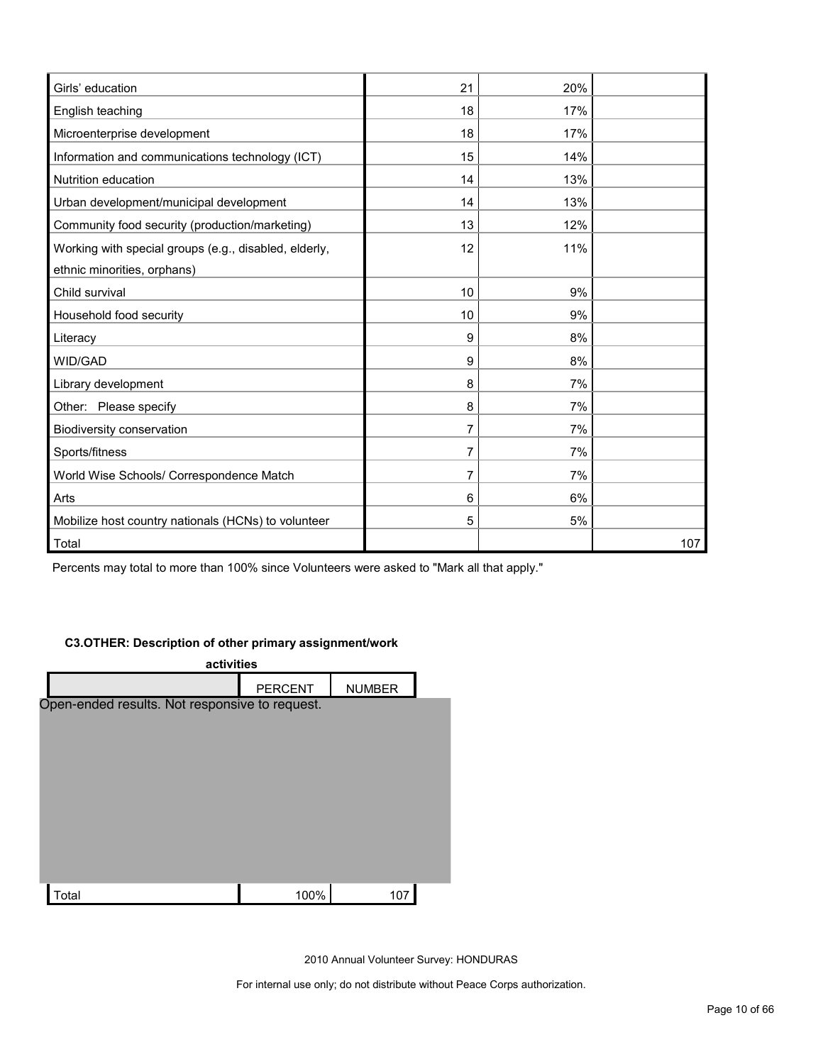| | | | |
|---|---|---|---|
| Girls' education | 21 | 20% | |
| English teaching | 18 | 17% | |
| Microenterprise development | 18 | 17% | |
| Information and communications technology (ICT) | 15 | 14% | |
| Nutrition education | 14 | 13% | |
| Urban development/municipal development | 14 | 13% | |
| Community food security (production/marketing) | 13 | 12% | |
| Working with special groups (e.g., disabled, elderly, ethnic minorities, orphans) | 12 | 11% | |
| Child survival | 10 | 9% | |
| Household food security | 10 | 9% | |
| Literacy | 9 | 8% | |
| WID/GAD | 9 | 8% | |
| Library development | 8 | 7% | |
| Other: Please specify | 8 | 7% | |
| Biodiversity conservation | 7 | 7% | |
| Sports/fitness | 7 | 7% | |
| World Wise Schools/ Correspondence Match | 7 | 7% | |
| Arts | 6 | 6% | |
| Mobilize host country nationals (HCNs) to volunteer | 5 | 5% | |
| Total | | | 107 |

Percents may total to more than 100% since Volunteers were asked to "Mark all that apply."

**C3.OTHER: Description of other primary assignment/work activities**

| | PERCENT | NUMBER |
|---|---|---|
| Open-ended results. Not responsive to request. | | |
| Total | 100% | 107 |

2010 Annual Volunteer Survey: HONDURAS

For internal use only; do not distribute without Peace Corps authorization.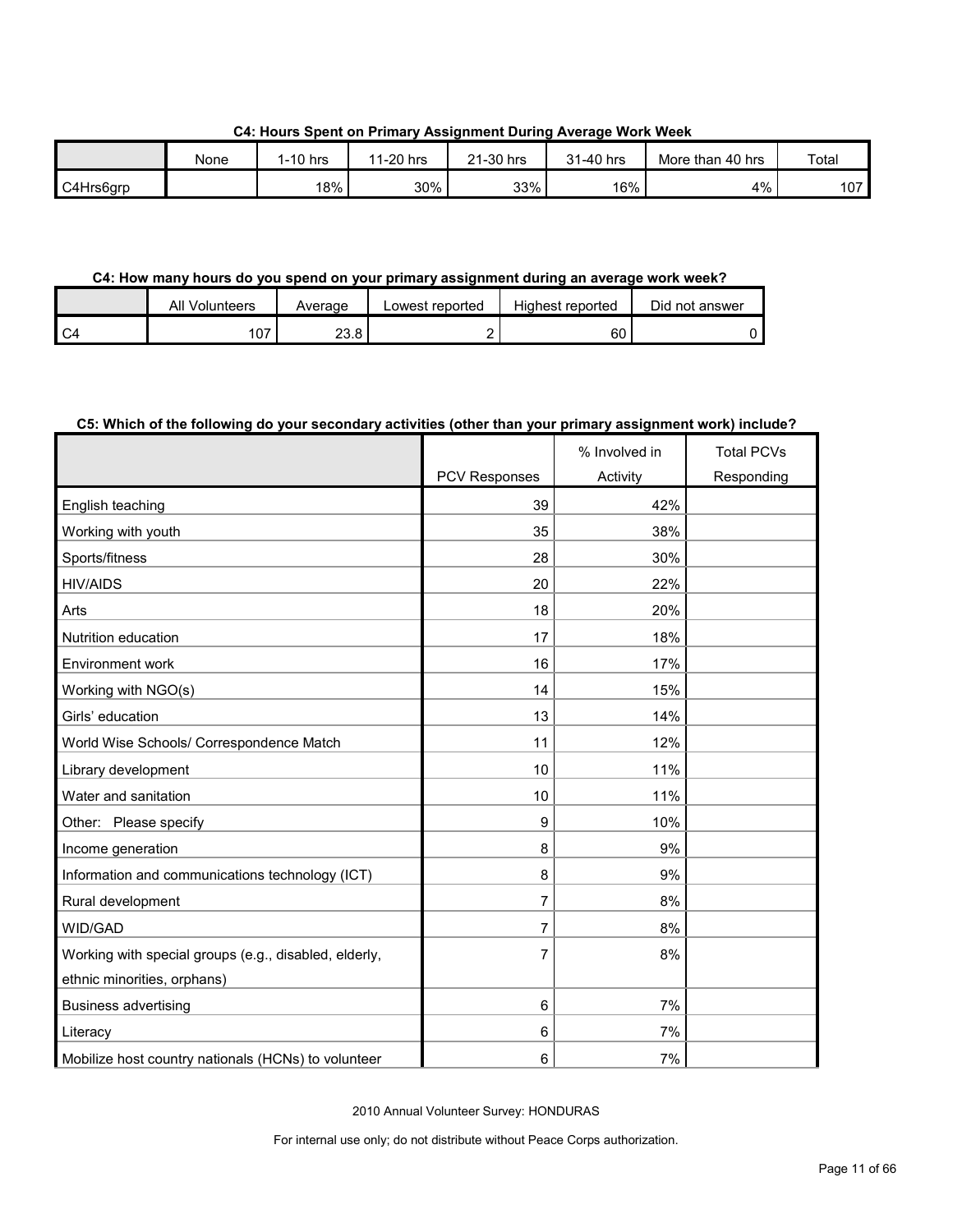**C4: Hours Spent on Primary Assignment During Average Work Week**

| | None | 1-10 hrs | 11-20 hrs | 21-30 hrs | 31-40 hrs | More than 40 hrs | Total |
|---|---|---|---|---|---|---|---|
| C4Hrs6grp | | 18% | 30% | 33% | 16% | 4% | 107 |

**C4: How many hours do you spend on your primary assignment during an average work week?**

| | All Volunteers | Average | Lowest reported | Highest reported | Did not answer |
|---|---|---|---|---|---|
| C4 | 107 | 23.8 | 2 | 60 | 0 |

**C5: Which of the following do your secondary activities (other than your primary assignment work) include?**

| | PCV Responses | % Involved in Activity | Total PCVs Responding |
|---|---|---|---|
| English teaching | 39 | 42% | |
| Working with youth | 35 | 38% | |
| Sports/fitness | 28 | 30% | |
| HIV/AIDS | 20 | 22% | |
| Arts | 18 | 20% | |
| Nutrition education | 17 | 18% | |
| Environment work | 16 | 17% | |
| Working with NGO(s) | 14 | 15% | |
| Girls' education | 13 | 14% | |
| World Wise Schools/ Correspondence Match | 11 | 12% | |
| Library development | 10 | 11% | |
| Water and sanitation | 10 | 11% | |
| Other: Please specify | 9 | 10% | |
| Income generation | 8 | 9% | |
| Information and communications technology (ICT) | 8 | 9% | |
| Rural development | 7 | 8% | |
| WID/GAD | 7 | 8% | |
| Working with special groups (e.g., disabled, elderly, ethnic minorities, orphans) | 7 | 8% | |
| Business advertising | 6 | 7% | |
| Literacy | 6 | 7% | |
| Mobilize host country nationals (HCNs) to volunteer | 6 | 7% | |

2010 Annual Volunteer Survey: HONDURAS

For internal use only; do not distribute without Peace Corps authorization.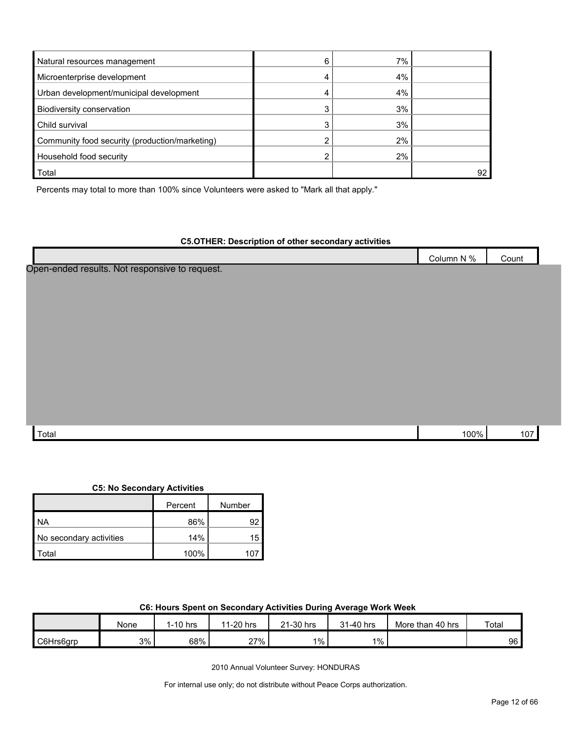| | | | |
|---|---|---|---|
| Natural resources management | 6 | 7% | |
| Microenterprise development | 4 | 4% | |
| Urban development/municipal development | 4 | 4% | |
| Biodiversity conservation | 3 | 3% | |
| Child survival | 3 | 3% | |
| Community food security (production/marketing) | 2 | 2% | |
| Household food security | 2 | 2% | |
| Total | | | 92 |

Percents may total to more than 100% since Volunteers were asked to "Mark all that apply."

**C5.OTHER: Description of other secondary activities**

| | Column N % | Count |
|---|---|---|
| Open-ended results. Not responsive to request. | | |
| Total | 100% | 107 |

**C5: No Secondary Activities**

| | Percent | Number |
|---|---|---|
| NA | 86% | 92 |
| No secondary activities | 14% | 15 |
| Total | 100% | 107 |

**C6: Hours Spent on Secondary Activities During Average Work Week**

| | None | 1-10 hrs | 11-20 hrs | 21-30 hrs | 31-40 hrs | More than 40 hrs | Total |
|---|---|---|---|---|---|---|---|
| C6Hrs6grp | 3% | 68% | 27% | 1% | 1% | | 96 |

2010 Annual Volunteer Survey: HONDURAS

For internal use only; do not distribute without Peace Corps authorization.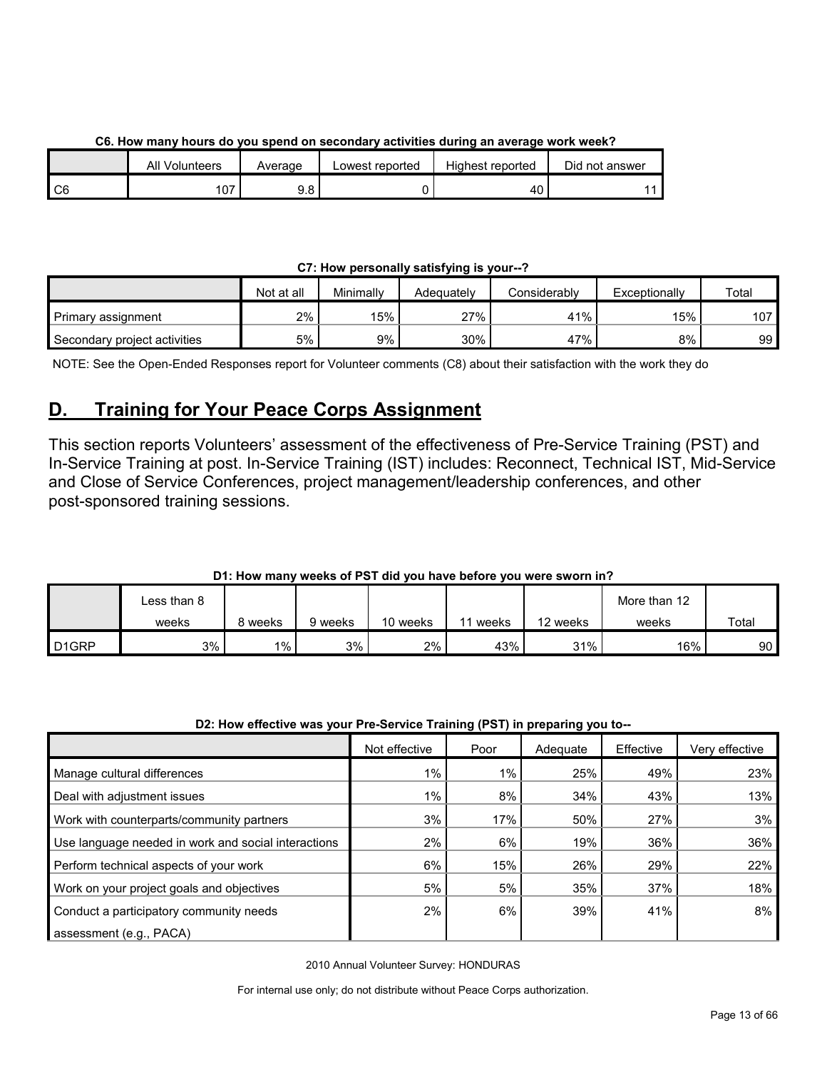**C6. How many hours do you spend on secondary activities during an average work week?**

| | All Volunteers | Average | Lowest reported | Highest reported | Did not answer |
|---|---|---|---|---|---|
| C6 | 107 | 9.8 | 0 | 40 | 11 |

**C7: How personally satisfying is your--?**

| | Not at all | Minimally | Adequately | Considerably | Exceptionally | Total |
|---|---|---|---|---|---|---|
| Primary assignment | 2% | 15% | 27% | 41% | 15% | 107 |
| Secondary project activities | 5% | 9% | 30% | 47% | 8% | 99 |

NOTE: See the Open-Ended Responses report for Volunteer comments (C8) about their satisfaction with the work they do

## D. Training for Your Peace Corps Assignment

This section reports Volunteers' assessment of the effectiveness of Pre-Service Training (PST) and In-Service Training at post. In-Service Training (IST) includes: Reconnect, Technical IST, Mid-Service and Close of Service Conferences, project management/leadership conferences, and other post-sponsored training sessions.

**D1: How many weeks of PST did you have before you were sworn in?**

| | Less than 8 weeks | 8 weeks | 9 weeks | 10 weeks | 11 weeks | 12 weeks | More than 12 weeks | Total |
|---|---|---|---|---|---|---|---|---|
| D1GRP | 3% | 1% | 3% | 2% | 43% | 31% | 16% | 90 |

**D2: How effective was your Pre-Service Training (PST) in preparing you to--**

| | Not effective | Poor | Adequate | Effective | Very effective |
|---|---|---|---|---|---|
| Manage cultural differences | 1% | 1% | 25% | 49% | 23% |
| Deal with adjustment issues | 1% | 8% | 34% | 43% | 13% |
| Work with counterparts/community partners | 3% | 17% | 50% | 27% | 3% |
| Use language needed in work and social interactions | 2% | 6% | 19% | 36% | 36% |
| Perform technical aspects of your work | 6% | 15% | 26% | 29% | 22% |
| Work on your project goals and objectives | 5% | 5% | 35% | 37% | 18% |
| Conduct a participatory community needs assessment (e.g., PACA) | 2% | 6% | 39% | 41% | 8% |

2010 Annual Volunteer Survey: HONDURAS

For internal use only; do not distribute without Peace Corps authorization.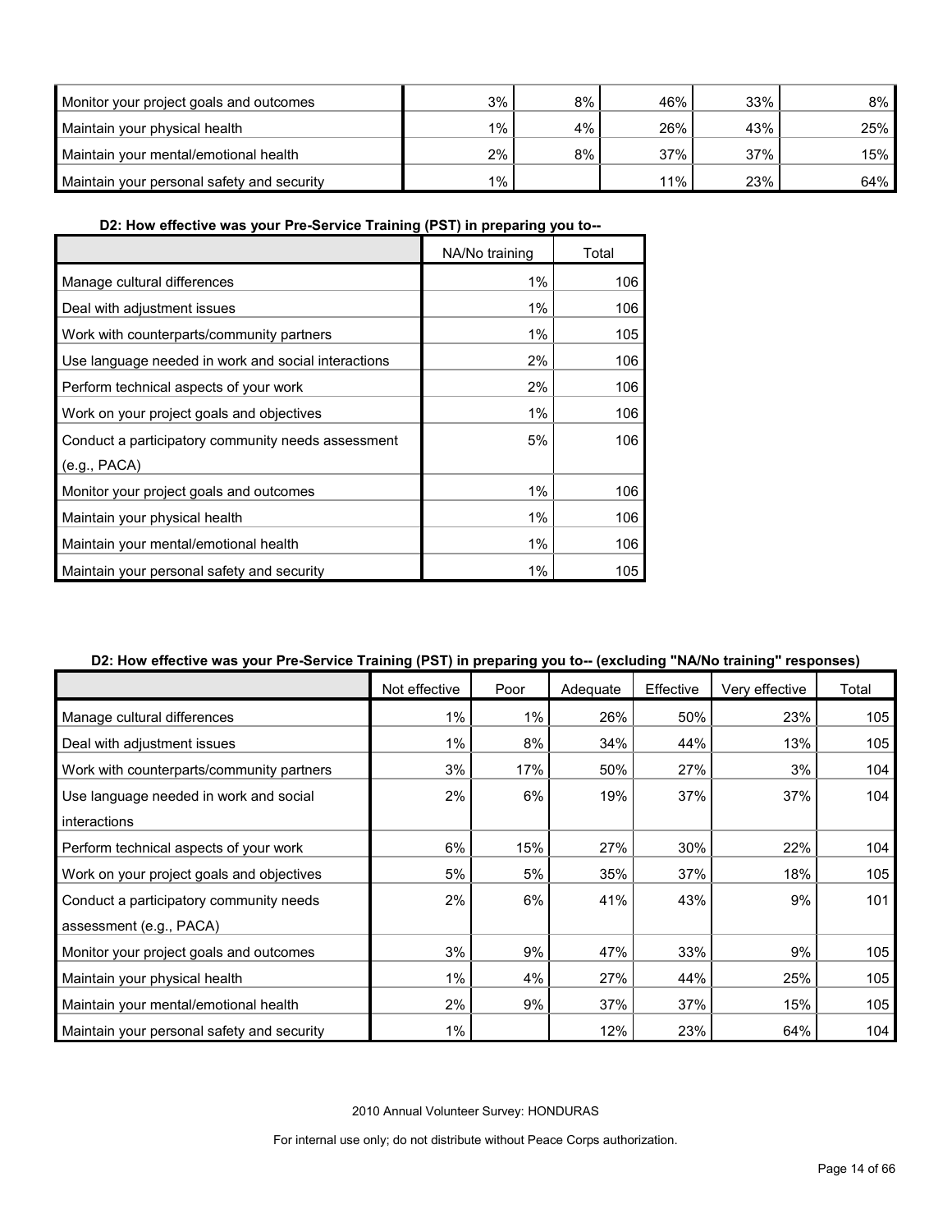| | | | | | |
|---|---|---|---|---|---|
| Monitor your project goals and outcomes | 3% | 8% | 46% | 33% | 8% |
| Maintain your physical health | 1% | 4% | 26% | 43% | 25% |
| Maintain your mental/emotional health | 2% | 8% | 37% | 37% | 15% |
| Maintain your personal safety and security | 1% | | 11% | 23% | 64% |

### D2: How effective was your Pre-Service Training (PST) in preparing you to--

| | NA/No training | Total |
|---|---|---|
| Manage cultural differences | 1% | 106 |
| Deal with adjustment issues | 1% | 106 |
| Work with counterparts/community partners | 1% | 105 |
| Use language needed in work and social interactions | 2% | 106 |
| Perform technical aspects of your work | 2% | 106 |
| Work on your project goals and objectives | 1% | 106 |
| Conduct a participatory community needs assessment (e.g., PACA) | 5% | 106 |
| Monitor your project goals and outcomes | 1% | 106 |
| Maintain your physical health | 1% | 106 |
| Maintain your mental/emotional health | 1% | 106 |
| Maintain your personal safety and security | 1% | 105 |

### D2: How effective was your Pre-Service Training (PST) in preparing you to-- (excluding "NA/No training" responses)

| | Not effective | Poor | Adequate | Effective | Very effective | Total |
|---|---|---|---|---|---|---|
| Manage cultural differences | 1% | 1% | 26% | 50% | 23% | 105 |
| Deal with adjustment issues | 1% | 8% | 34% | 44% | 13% | 105 |
| Work with counterparts/community partners | 3% | 17% | 50% | 27% | 3% | 104 |
| Use language needed in work and social interactions | 2% | 6% | 19% | 37% | 37% | 104 |
| Perform technical aspects of your work | 6% | 15% | 27% | 30% | 22% | 104 |
| Work on your project goals and objectives | 5% | 5% | 35% | 37% | 18% | 105 |
| Conduct a participatory community needs assessment (e.g., PACA) | 2% | 6% | 41% | 43% | 9% | 101 |
| Monitor your project goals and outcomes | 3% | 9% | 47% | 33% | 9% | 105 |
| Maintain your physical health | 1% | 4% | 27% | 44% | 25% | 105 |
| Maintain your mental/emotional health | 2% | 9% | 37% | 37% | 15% | 105 |
| Maintain your personal safety and security | 1% | | 12% | 23% | 64% | 104 |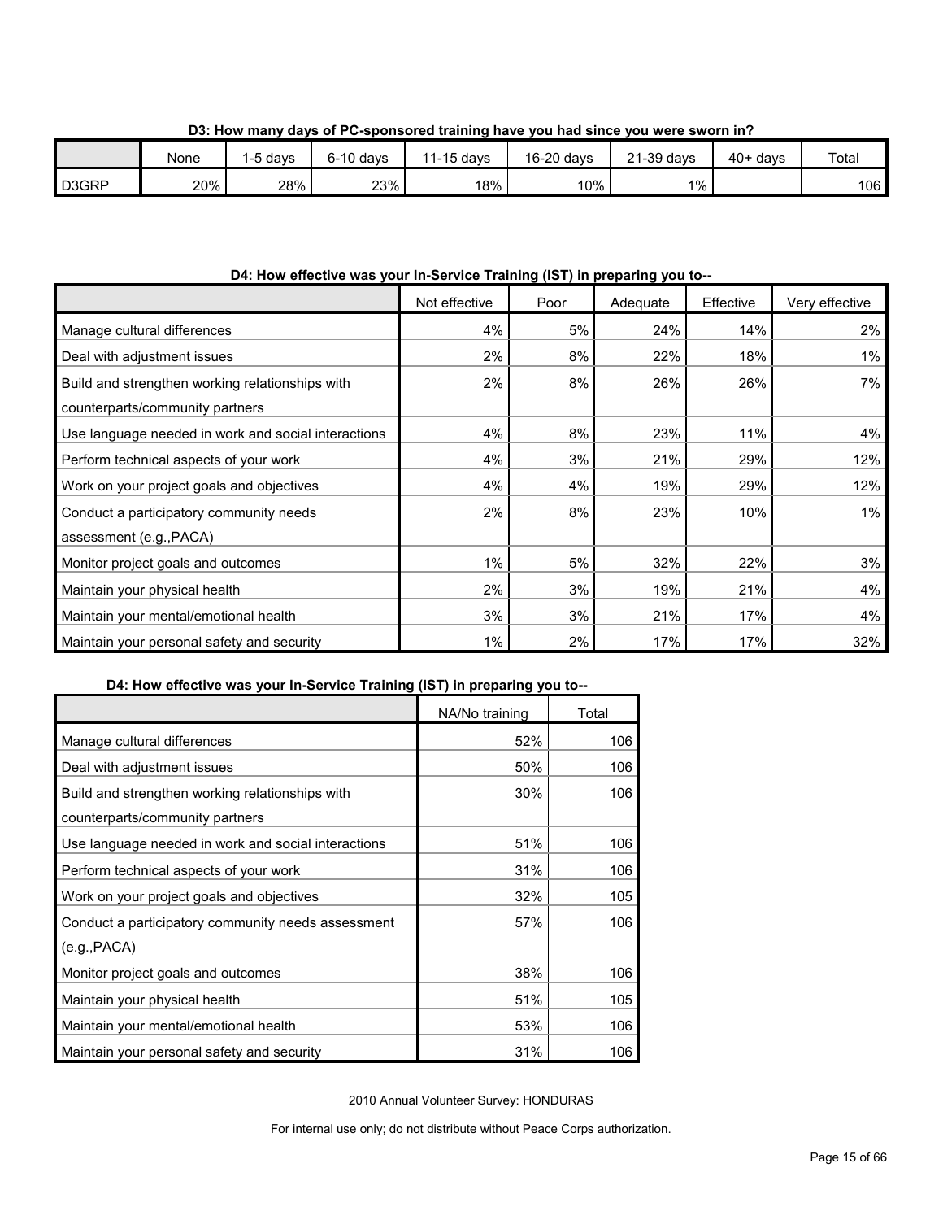**D3: How many days of PC-sponsored training have you had since you were sworn in?**

| | None | 1-5 days | 6-10 days | 11-15 days | 16-20 days | 21-39 days | 40+ days | Total |
|---|---|---|---|---|---|---|---|---|
| D3GRP | 20% | 28% | 23% | 18% | 10% | 1% | | 106 |

**D4: How effective was your In-Service Training (IST) in preparing you to--**

| | Not effective | Poor | Adequate | Effective | Very effective |
|---|---|---|---|---|---|
| Manage cultural differences | 4% | 5% | 24% | 14% | 2% |
| Deal with adjustment issues | 2% | 8% | 22% | 18% | 1% |
| Build and strengthen working relationships with counterparts/community partners | 2% | 8% | 26% | 26% | 7% |
| Use language needed in work and social interactions | 4% | 8% | 23% | 11% | 4% |
| Perform technical aspects of your work | 4% | 3% | 21% | 29% | 12% |
| Work on your project goals and objectives | 4% | 4% | 19% | 29% | 12% |
| Conduct a participatory community needs assessment (e.g.,PACA) | 2% | 8% | 23% | 10% | 1% |
| Monitor project goals and outcomes | 1% | 5% | 32% | 22% | 3% |
| Maintain your physical health | 2% | 3% | 19% | 21% | 4% |
| Maintain your mental/emotional health | 3% | 3% | 21% | 17% | 4% |
| Maintain your personal safety and security | 1% | 2% | 17% | 17% | 32% |

**D4: How effective was your In-Service Training (IST) in preparing you to--**

| | NA/No training | Total |
|---|---|---|
| Manage cultural differences | 52% | 106 |
| Deal with adjustment issues | 50% | 106 |
| Build and strengthen working relationships with counterparts/community partners | 30% | 106 |
| Use language needed in work and social interactions | 51% | 106 |
| Perform technical aspects of your work | 31% | 106 |
| Work on your project goals and objectives | 32% | 105 |
| Conduct a participatory community needs assessment (e.g.,PACA) | 57% | 106 |
| Monitor project goals and outcomes | 38% | 106 |
| Maintain your physical health | 51% | 105 |
| Maintain your mental/emotional health | 53% | 106 |
| Maintain your personal safety and security | 31% | 106 |

2010 Annual Volunteer Survey: HONDURAS

For internal use only; do not distribute without Peace Corps authorization.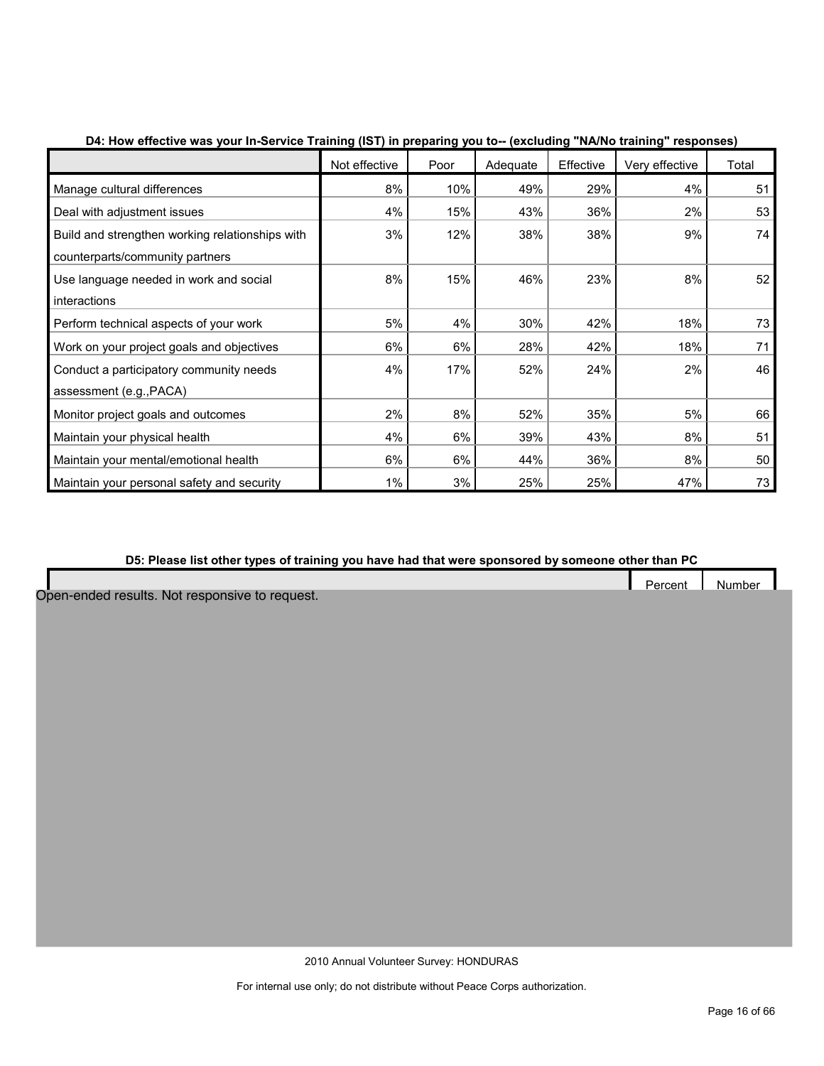**D4: How effective was your In-Service Training (IST) in preparing you to-- (excluding "NA/No training" responses)**

| | Not effective | Poor | Adequate | Effective | Very effective | Total |
|---|---|---|---|---|---|---|
| Manage cultural differences | 8% | 10% | 49% | 29% | 4% | 51 |
| Deal with adjustment issues | 4% | 15% | 43% | 36% | 2% | 53 |
| Build and strengthen working relationships with counterparts/community partners | 3% | 12% | 38% | 38% | 9% | 74 |
| Use language needed in work and social interactions | 8% | 15% | 46% | 23% | 8% | 52 |
| Perform technical aspects of your work | 5% | 4% | 30% | 42% | 18% | 73 |
| Work on your project goals and objectives | 6% | 6% | 28% | 42% | 18% | 71 |
| Conduct a participatory community needs assessment (e.g.,PACA) | 4% | 17% | 52% | 24% | 2% | 46 |
| Monitor project goals and outcomes | 2% | 8% | 52% | 35% | 5% | 66 |
| Maintain your physical health | 4% | 6% | 39% | 43% | 8% | 51 |
| Maintain your mental/emotional health | 6% | 6% | 44% | 36% | 8% | 50 |
| Maintain your personal safety and security | 1% | 3% | 25% | 25% | 47% | 73 |

**D5: Please list other types of training you have had that were sponsored by someone other than PC**

| | Percent | Number |
|---|---|---|

Open-ended results. Not responsive to request.

2010 Annual Volunteer Survey: HONDURAS

For internal use only; do not distribute without Peace Corps authorization.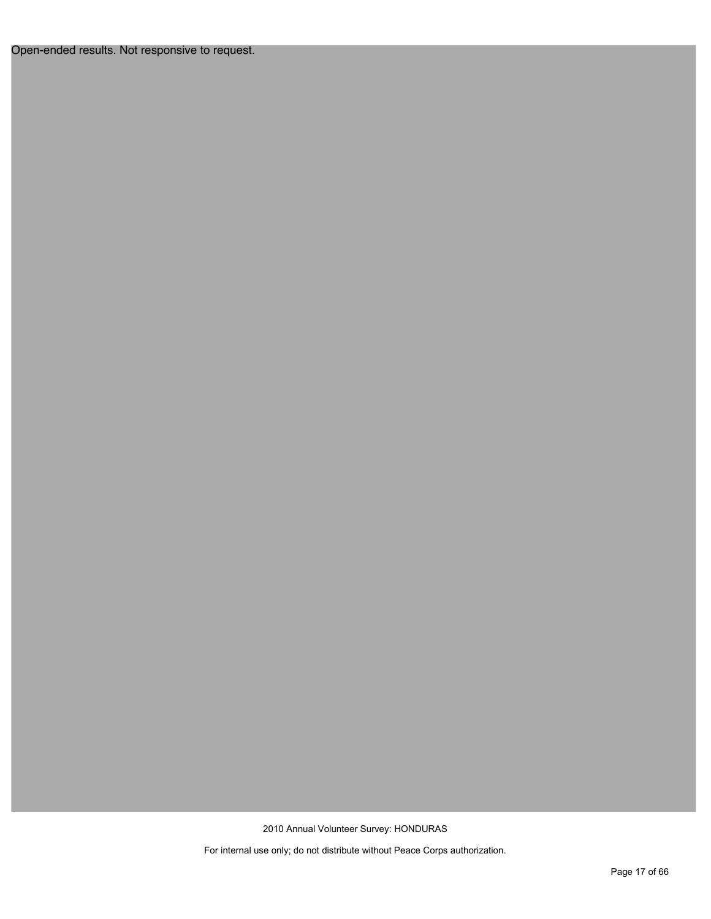Open-ended results. Not responsive to request.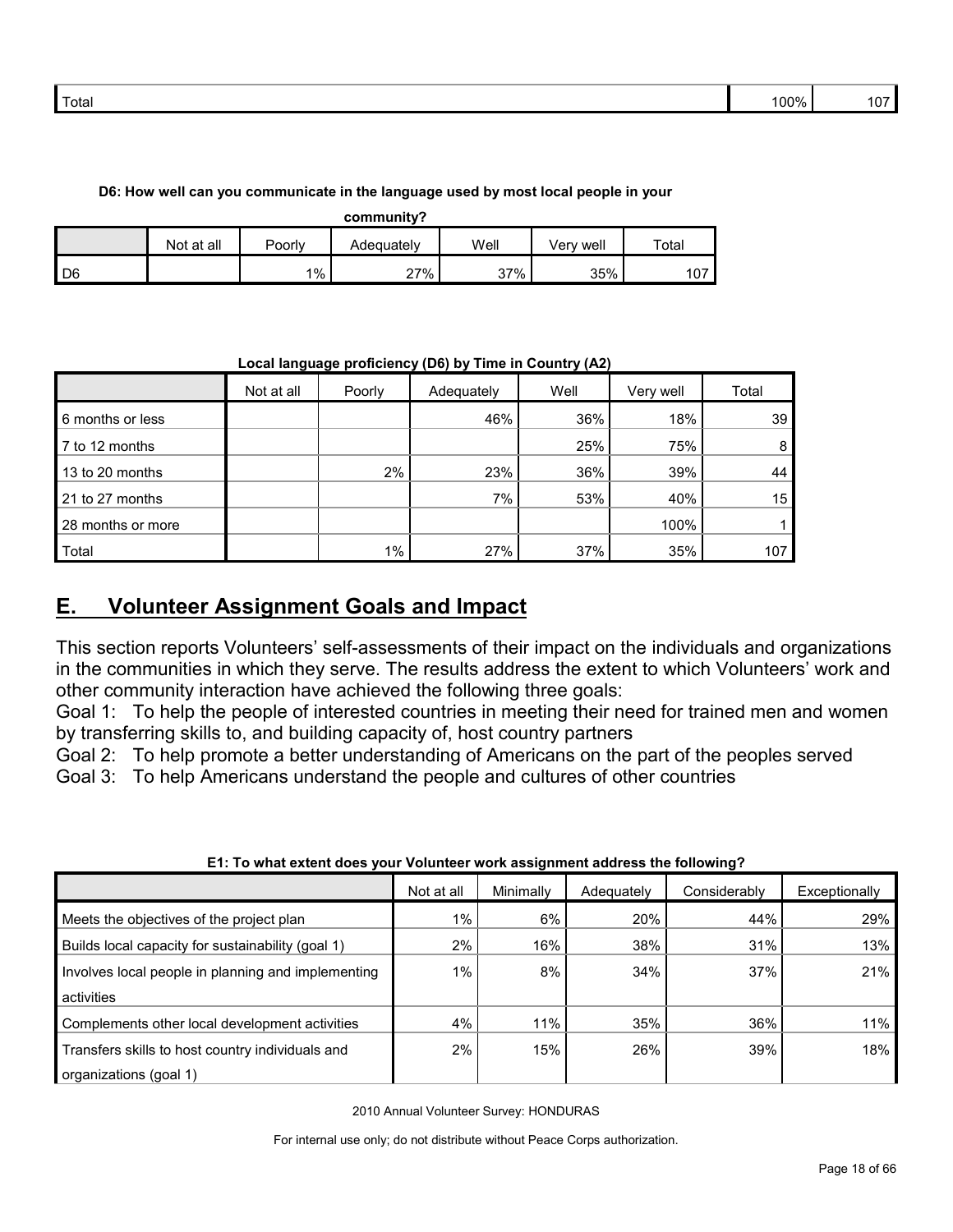| Total | | | | | | 100% | 107 |
|---|---|---|---|---|---|---|---|

**D6: How well can you communicate in the language used by most local people in your community?**

| | Not at all | Poorly | Adequately | Well | Very well | Total |
|---|---|---|---|---|---|---|
| D6 | | 1% | 27% | 37% | 35% | 107 |

**Local language proficiency (D6) by Time in Country (A2)**

| | Not at all | Poorly | Adequately | Well | Very well | Total |
|---|---|---|---|---|---|---|
| 6 months or less | | | 46% | 36% | 18% | 39 |
| 7 to 12 months | | | | 25% | 75% | 8 |
| 13 to 20 months | | 2% | 23% | 36% | 39% | 44 |
| 21 to 27 months | | | 7% | 53% | 40% | 15 |
| 28 months or more | | | | | 100% | 1 |
| Total | | 1% | 27% | 37% | 35% | 107 |

## E. Volunteer Assignment Goals and Impact

This section reports Volunteers' self-assessments of their impact on the individuals and organizations in the communities in which they serve. The results address the extent to which Volunteers' work and other community interaction have achieved the following three goals:

Goal 1: To help the people of interested countries in meeting their need for trained men and women by transferring skills to, and building capacity of, host country partners

Goal 2: To help promote a better understanding of Americans on the part of the peoples served

Goal 3: To help Americans understand the people and cultures of other countries

**E1: To what extent does your Volunteer work assignment address the following?**

| | Not at all | Minimally | Adequately | Considerably | Exceptionally |
|---|---|---|---|---|---|
| Meets the objectives of the project plan | 1% | 6% | 20% | 44% | 29% |
| Builds local capacity for sustainability (goal 1) | 2% | 16% | 38% | 31% | 13% |
| Involves local people in planning and implementing activities | 1% | 8% | 34% | 37% | 21% |
| Complements other local development activities | 4% | 11% | 35% | 36% | 11% |
| Transfers skills to host country individuals and organizations (goal 1) | 2% | 15% | 26% | 39% | 18% |

2010 Annual Volunteer Survey: HONDURAS

For internal use only; do not distribute without Peace Corps authorization.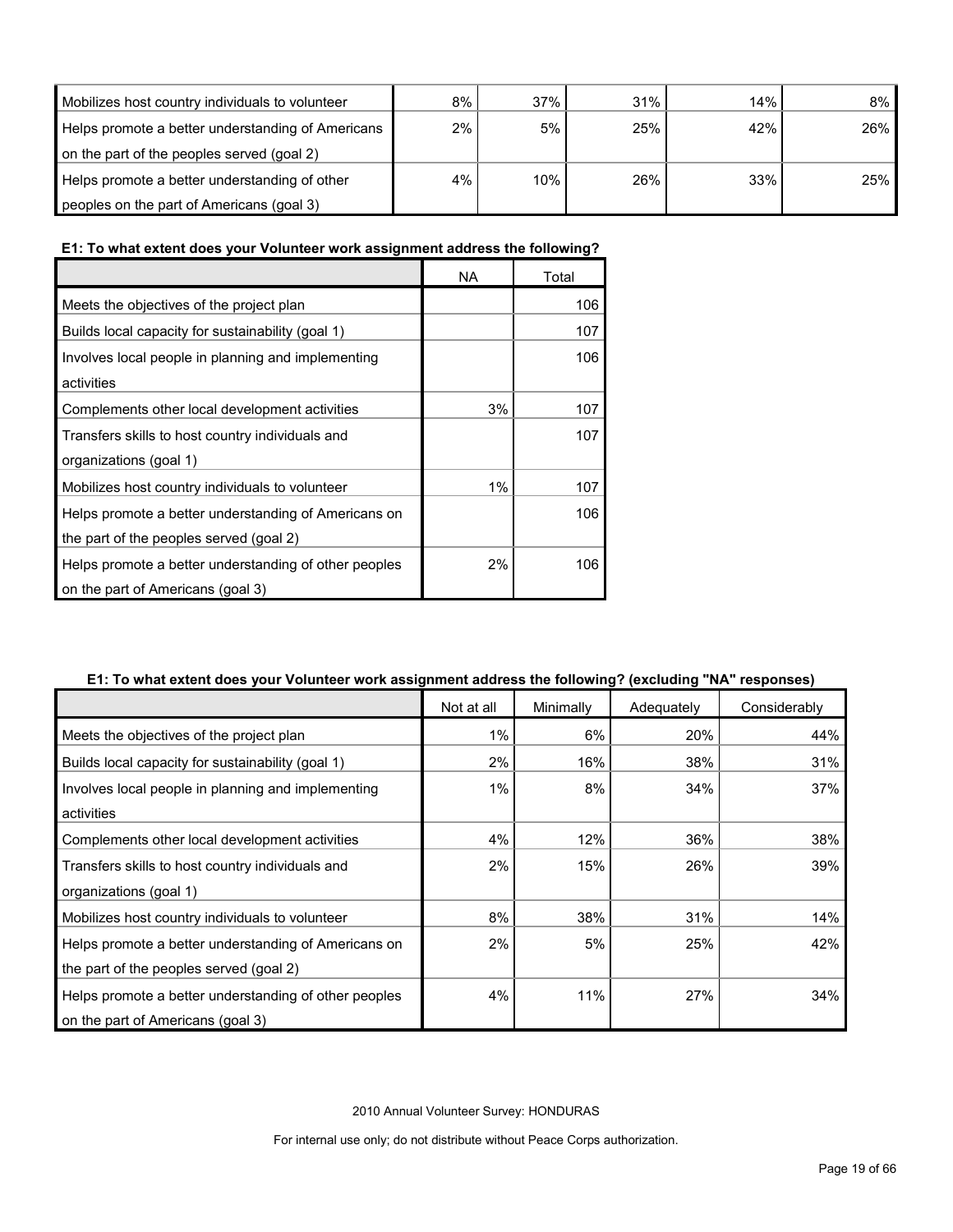| | | | | | |
|---|---|---|---|---|---|
| Mobilizes host country individuals to volunteer | 8% | 37% | 31% | 14% | 8% |
| Helps promote a better understanding of Americans on the part of the peoples served (goal 2) | 2% | 5% | 25% | 42% | 26% |
| Helps promote a better understanding of other peoples on the part of Americans (goal 3) | 4% | 10% | 26% | 33% | 25% |

**E1: To what extent does your Volunteer work assignment address the following?**

| | NA | Total |
|---|---|---|
| Meets the objectives of the project plan | | 106 |
| Builds local capacity for sustainability (goal 1) | | 107 |
| Involves local people in planning and implementing activities | | 106 |
| Complements other local development activities | 3% | 107 |
| Transfers skills to host country individuals and organizations (goal 1) | | 107 |
| Mobilizes host country individuals to volunteer | 1% | 107 |
| Helps promote a better understanding of Americans on the part of the peoples served (goal 2) | | 106 |
| Helps promote a better understanding of other peoples on the part of Americans (goal 3) | 2% | 106 |

**E1: To what extent does your Volunteer work assignment address the following? (excluding "NA" responses)**

| | Not at all | Minimally | Adequately | Considerably |
|---|---|---|---|---|
| Meets the objectives of the project plan | 1% | 6% | 20% | 44% |
| Builds local capacity for sustainability (goal 1) | 2% | 16% | 38% | 31% |
| Involves local people in planning and implementing activities | 1% | 8% | 34% | 37% |
| Complements other local development activities | 4% | 12% | 36% | 38% |
| Transfers skills to host country individuals and organizations (goal 1) | 2% | 15% | 26% | 39% |
| Mobilizes host country individuals to volunteer | 8% | 38% | 31% | 14% |
| Helps promote a better understanding of Americans on the part of the peoples served (goal 2) | 2% | 5% | 25% | 42% |
| Helps promote a better understanding of other peoples on the part of Americans (goal 3) | 4% | 11% | 27% | 34% |

2010 Annual Volunteer Survey: HONDURAS

For internal use only; do not distribute without Peace Corps authorization.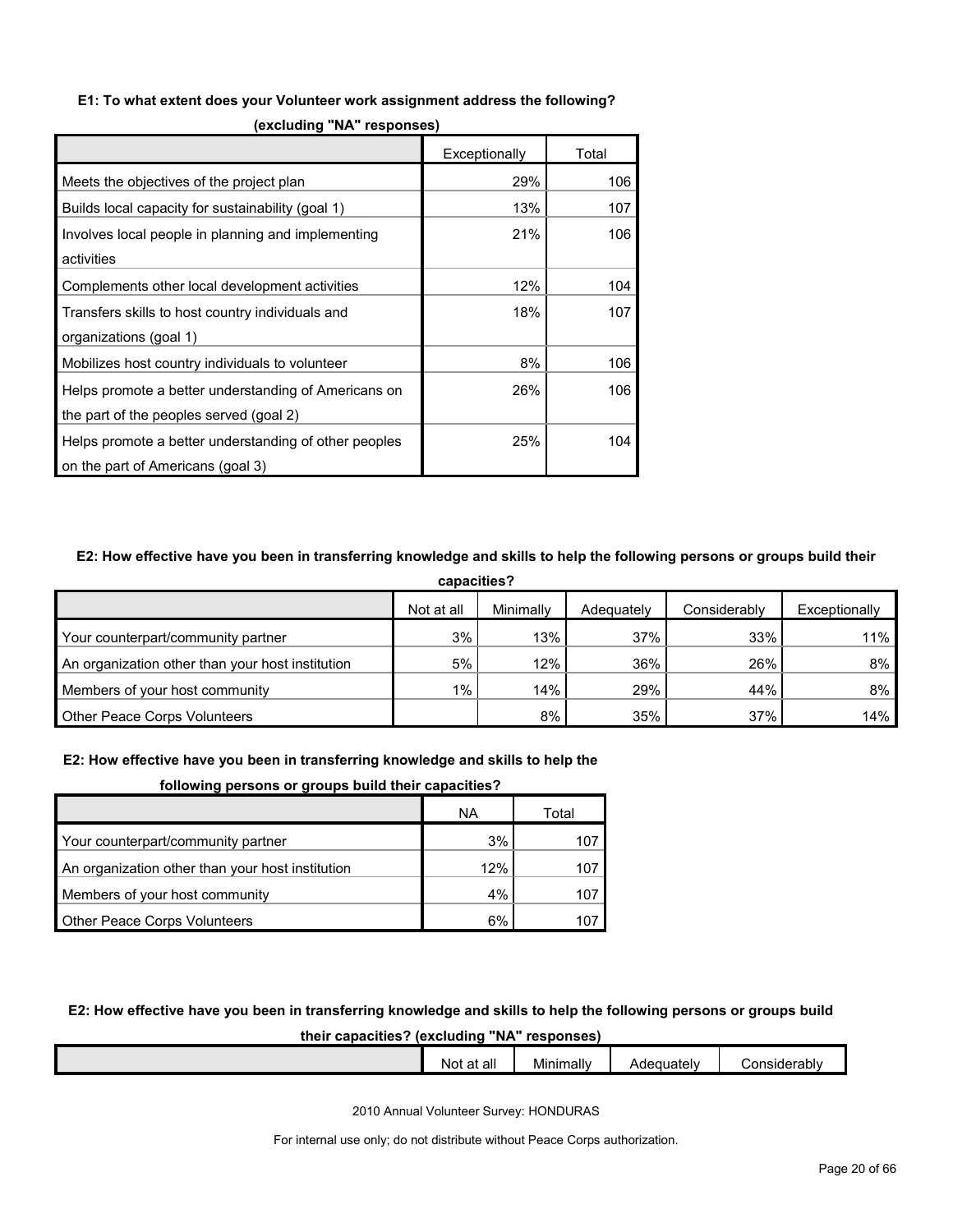**E1: To what extent does your Volunteer work assignment address the following? (excluding "NA" responses)**

| | Exceptionally | Total |
|---|---|---|
| Meets the objectives of the project plan | 29% | 106 |
| Builds local capacity for sustainability (goal 1) | 13% | 107 |
| Involves local people in planning and implementing activities | 21% | 106 |
| Complements other local development activities | 12% | 104 |
| Transfers skills to host country individuals and organizations (goal 1) | 18% | 107 |
| Mobilizes host country individuals to volunteer | 8% | 106 |
| Helps promote a better understanding of Americans on the part of the peoples served (goal 2) | 26% | 106 |
| Helps promote a better understanding of other peoples on the part of Americans (goal 3) | 25% | 104 |

**E2: How effective have you been in transferring knowledge and skills to help the following persons or groups build their capacities?**

| | Not at all | Minimally | Adequately | Considerably | Exceptionally |
|---|---|---|---|---|---|
| Your counterpart/community partner | 3% | 13% | 37% | 33% | 11% |
| An organization other than your host institution | 5% | 12% | 36% | 26% | 8% |
| Members of your host community | 1% | 14% | 29% | 44% | 8% |
| Other Peace Corps Volunteers | | 8% | 35% | 37% | 14% |

**E2: How effective have you been in transferring knowledge and skills to help the following persons or groups build their capacities?**

| | NA | Total |
|---|---|---|
| Your counterpart/community partner | 3% | 107 |
| An organization other than your host institution | 12% | 107 |
| Members of your host community | 4% | 107 |
| Other Peace Corps Volunteers | 6% | 107 |

**E2: How effective have you been in transferring knowledge and skills to help the following persons or groups build their capacities? (excluding "NA" responses)**

| | Not at all | Minimally | Adequately | Considerably |
|---|---|---|---|---|

2010 Annual Volunteer Survey: HONDURAS

For internal use only; do not distribute without Peace Corps authorization.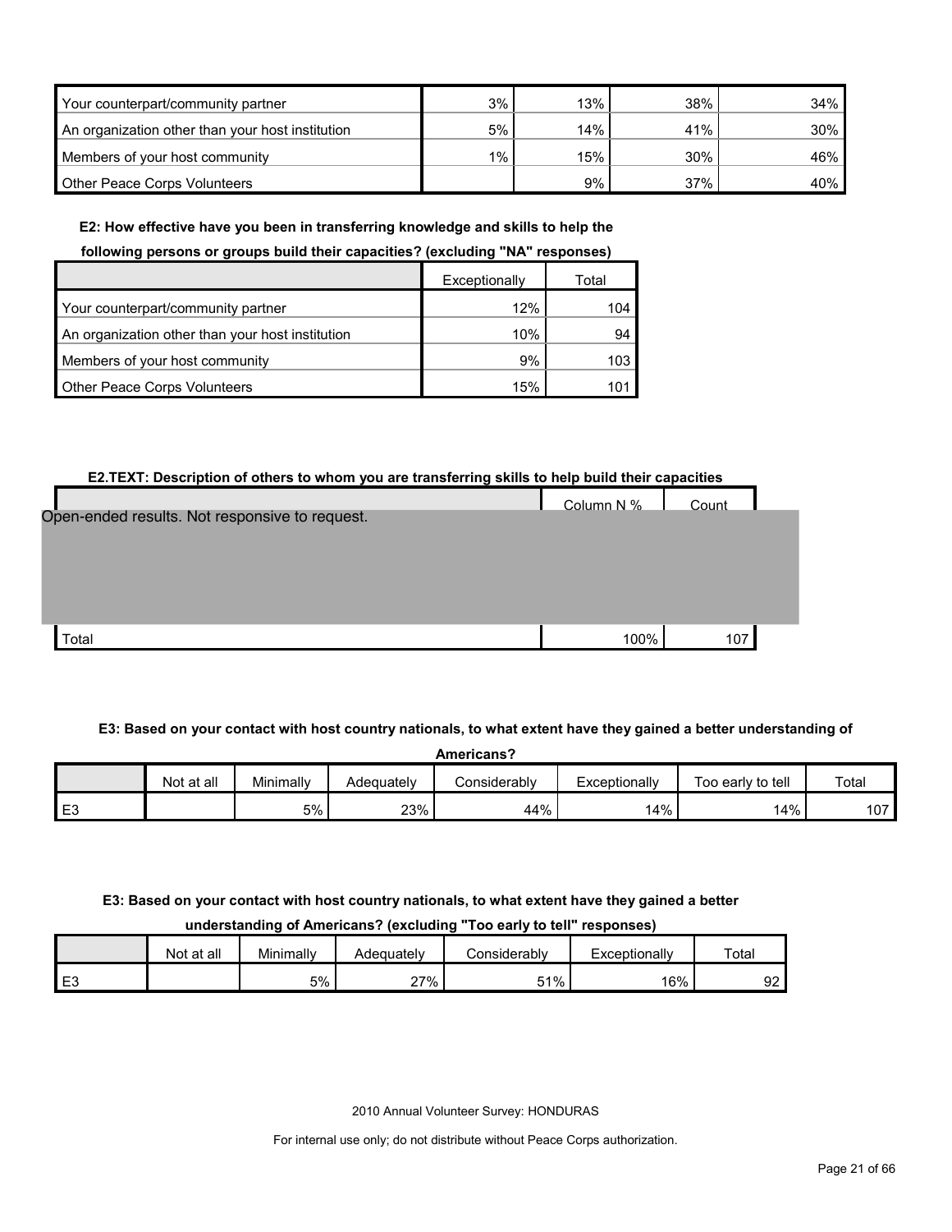| | | | | |
|---|---|---|---|---|
| Your counterpart/community partner | 3% | 13% | 38% | 34% |
| An organization other than your host institution | 5% | 14% | 41% | 30% |
| Members of your host community | 1% | 15% | 30% | 46% |
| Other Peace Corps Volunteers | | 9% | 37% | 40% |

**E2: How effective have you been in transferring knowledge and skills to help the following persons or groups build their capacities? (excluding "NA" responses)**

| | Exceptionally | Total |
|---|---|---|
| Your counterpart/community partner | 12% | 104 |
| An organization other than your host institution | 10% | 94 |
| Members of your host community | 9% | 103 |
| Other Peace Corps Volunteers | 15% | 101 |

**E2.TEXT: Description of others to whom you are transferring skills to help build their capacities**

| | Column N % | Count |
|---|---|---|
| Open-ended results. Not responsive to request. | | |
| Total | 100% | 107 |

**E3: Based on your contact with host country nationals, to what extent have they gained a better understanding of Americans?**

| | Not at all | Minimally | Adequately | Considerably | Exceptionally | Too early to tell | Total |
|---|---|---|---|---|---|---|---|
| E3 | | 5% | 23% | 44% | 14% | 14% | 107 |

**E3: Based on your contact with host country nationals, to what extent have they gained a better understanding of Americans? (excluding "Too early to tell" responses)**

| | Not at all | Minimally | Adequately | Considerably | Exceptionally | Total |
|---|---|---|---|---|---|---|
| E3 | | 5% | 27% | 51% | 16% | 92 |

2010 Annual Volunteer Survey: HONDURAS

For internal use only; do not distribute without Peace Corps authorization.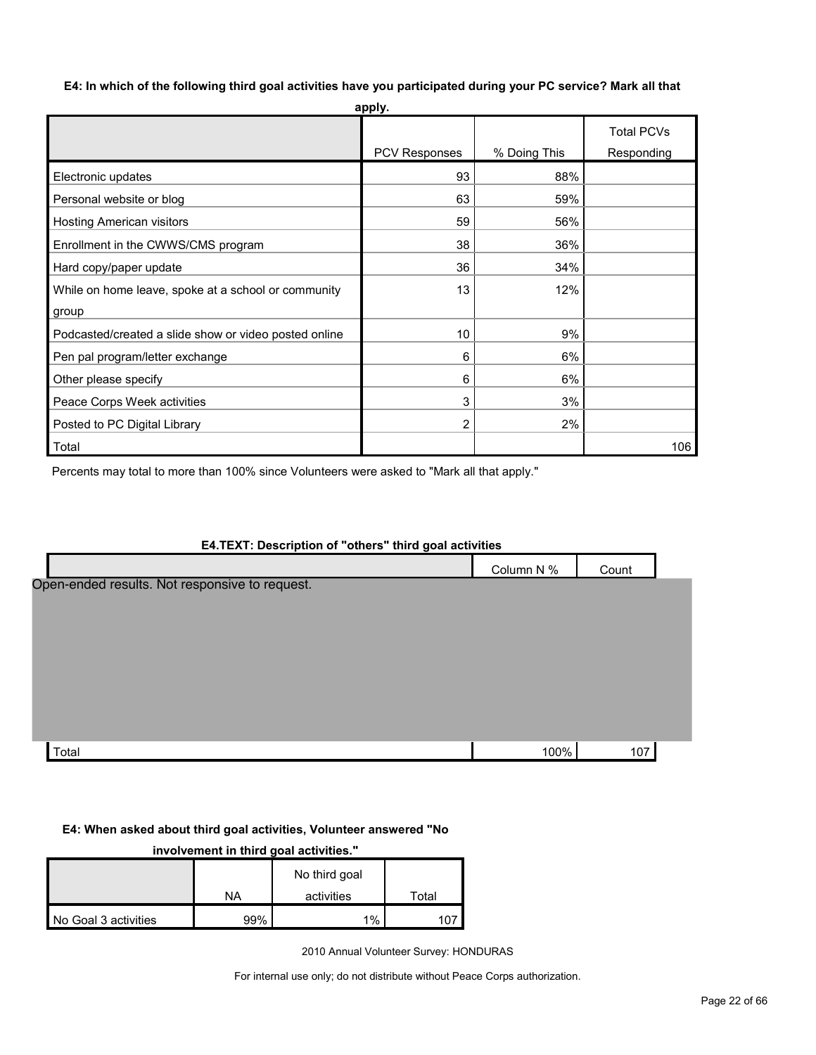**E4: In which of the following third goal activities have you participated during your PC service? Mark all that apply.**

| | PCV Responses | % Doing This | Total PCVs Responding |
|---|---|---|---|
| Electronic updates | 93 | 88% | |
| Personal website or blog | 63 | 59% | |
| Hosting American visitors | 59 | 56% | |
| Enrollment in the CWWS/CMS program | 38 | 36% | |
| Hard copy/paper update | 36 | 34% | |
| While on home leave, spoke at a school or community group | 13 | 12% | |
| Podcasted/created a slide show or video posted online | 10 | 9% | |
| Pen pal program/letter exchange | 6 | 6% | |
| Other please specify | 6 | 6% | |
| Peace Corps Week activities | 3 | 3% | |
| Posted to PC Digital Library | 2 | 2% | |
| Total | | | 106 |

Percents may total to more than 100% since Volunteers were asked to "Mark all that apply."

**E4.TEXT: Description of "others" third goal activities**

| | Column N % | Count |
|---|---|---|
| Open-ended results. Not responsive to request. | | |
| Total | 100% | 107 |

**E4: When asked about third goal activities, Volunteer answered "No involvement in third goal activities."**

| | NA | No third goal activities | Total |
|---|---|---|---|
| No Goal 3 activities | 99% | 1% | 107 |

2010 Annual Volunteer Survey: HONDURAS

For internal use only; do not distribute without Peace Corps authorization.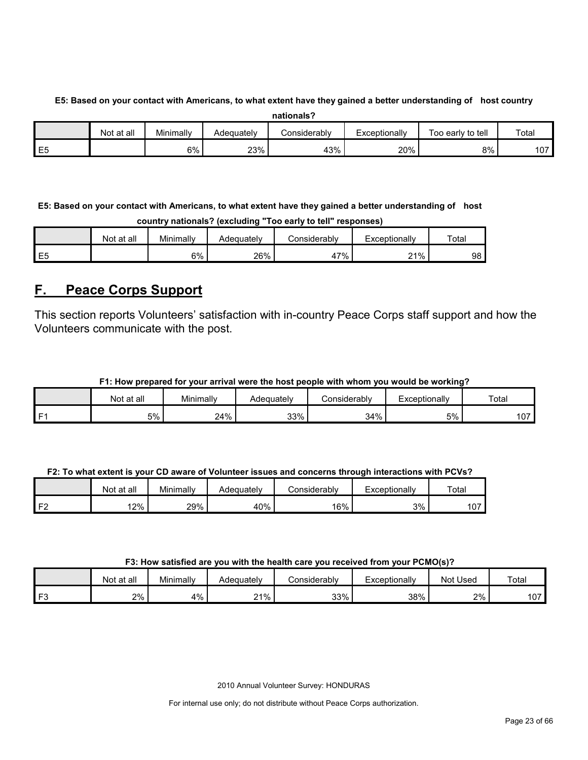**E5: Based on your contact with Americans, to what extent have they gained a better understanding of host country nationals?**

| | Not at all | Minimally | Adequately | Considerably | Exceptionally | Too early to tell | Total |
|---|---|---|---|---|---|---|---|
| E5 | | 6% | 23% | 43% | 20% | 8% | 107 |

**E5: Based on your contact with Americans, to what extent have they gained a better understanding of host country nationals? (excluding "Too early to tell" responses)**

| | Not at all | Minimally | Adequately | Considerably | Exceptionally | Total |
|---|---|---|---|---|---|---|
| E5 | | 6% | 26% | 47% | 21% | 98 |

## F. Peace Corps Support

This section reports Volunteers' satisfaction with in-country Peace Corps staff support and how the Volunteers communicate with the post.

**F1: How prepared for your arrival were the host people with whom you would be working?**

| | Not at all | Minimally | Adequately | Considerably | Exceptionally | Total |
|---|---|---|---|---|---|---|
| F1 | 5% | 24% | 33% | 34% | 5% | 107 |

**F2: To what extent is your CD aware of Volunteer issues and concerns through interactions with PCVs?**

| | Not at all | Minimally | Adequately | Considerably | Exceptionally | Total |
|---|---|---|---|---|---|---|
| F2 | 12% | 29% | 40% | 16% | 3% | 107 |

**F3: How satisfied are you with the health care you received from your PCMO(s)?**

| | Not at all | Minimally | Adequately | Considerably | Exceptionally | Not Used | Total |
|---|---|---|---|---|---|---|---|
| F3 | 2% | 4% | 21% | 33% | 38% | 2% | 107 |

2010 Annual Volunteer Survey: HONDURAS

For internal use only; do not distribute without Peace Corps authorization.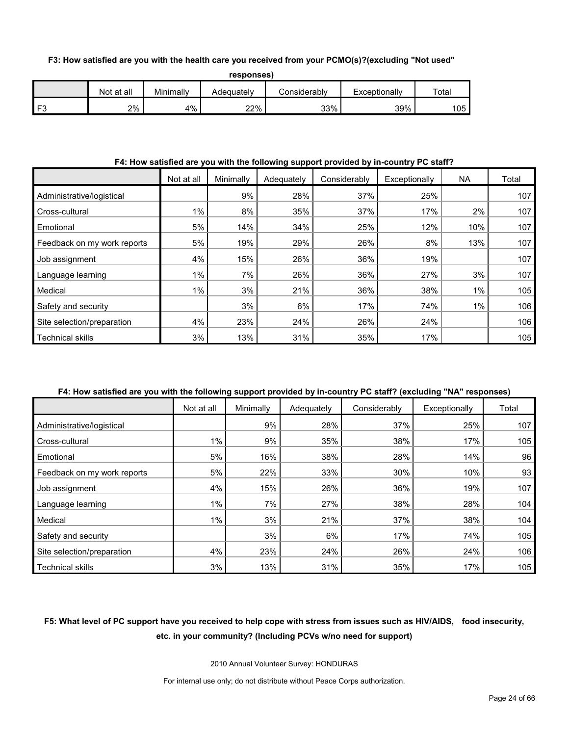**F3: How satisfied are you with the health care you received from your PCMO(s)?(excluding "Not used" responses)**

| | Not at all | Minimally | Adequately | Considerably | Exceptionally | Total |
|---|---|---|---|---|---|---|
| F3 | 2% | 4% | 22% | 33% | 39% | 105 |

**F4: How satisfied are you with the following support provided by in-country PC staff?**

| | Not at all | Minimally | Adequately | Considerably | Exceptionally | NA | Total |
|---|---|---|---|---|---|---|---|
| Administrative/logistical | | 9% | 28% | 37% | 25% | | 107 |
| Cross-cultural | 1% | 8% | 35% | 37% | 17% | 2% | 107 |
| Emotional | 5% | 14% | 34% | 25% | 12% | 10% | 107 |
| Feedback on my work reports | 5% | 19% | 29% | 26% | 8% | 13% | 107 |
| Job assignment | 4% | 15% | 26% | 36% | 19% | | 107 |
| Language learning | 1% | 7% | 26% | 36% | 27% | 3% | 107 |
| Medical | 1% | 3% | 21% | 36% | 38% | 1% | 105 |
| Safety and security | | 3% | 6% | 17% | 74% | 1% | 106 |
| Site selection/preparation | 4% | 23% | 24% | 26% | 24% | | 106 |
| Technical skills | 3% | 13% | 31% | 35% | 17% | | 105 |

**F4: How satisfied are you with the following support provided by in-country PC staff? (excluding "NA" responses)**

| | Not at all | Minimally | Adequately | Considerably | Exceptionally | Total |
|---|---|---|---|---|---|---|
| Administrative/logistical | | 9% | 28% | 37% | 25% | 107 |
| Cross-cultural | 1% | 9% | 35% | 38% | 17% | 105 |
| Emotional | 5% | 16% | 38% | 28% | 14% | 96 |
| Feedback on my work reports | 5% | 22% | 33% | 30% | 10% | 93 |
| Job assignment | 4% | 15% | 26% | 36% | 19% | 107 |
| Language learning | 1% | 7% | 27% | 38% | 28% | 104 |
| Medical | 1% | 3% | 21% | 37% | 38% | 104 |
| Safety and security | | 3% | 6% | 17% | 74% | 105 |
| Site selection/preparation | 4% | 23% | 24% | 26% | 24% | 106 |
| Technical skills | 3% | 13% | 31% | 35% | 17% | 105 |

**F5: What level of PC support have you received to help cope with stress from issues such as HIV/AIDS, food insecurity, etc. in your community? (Including PCVs w/no need for support)**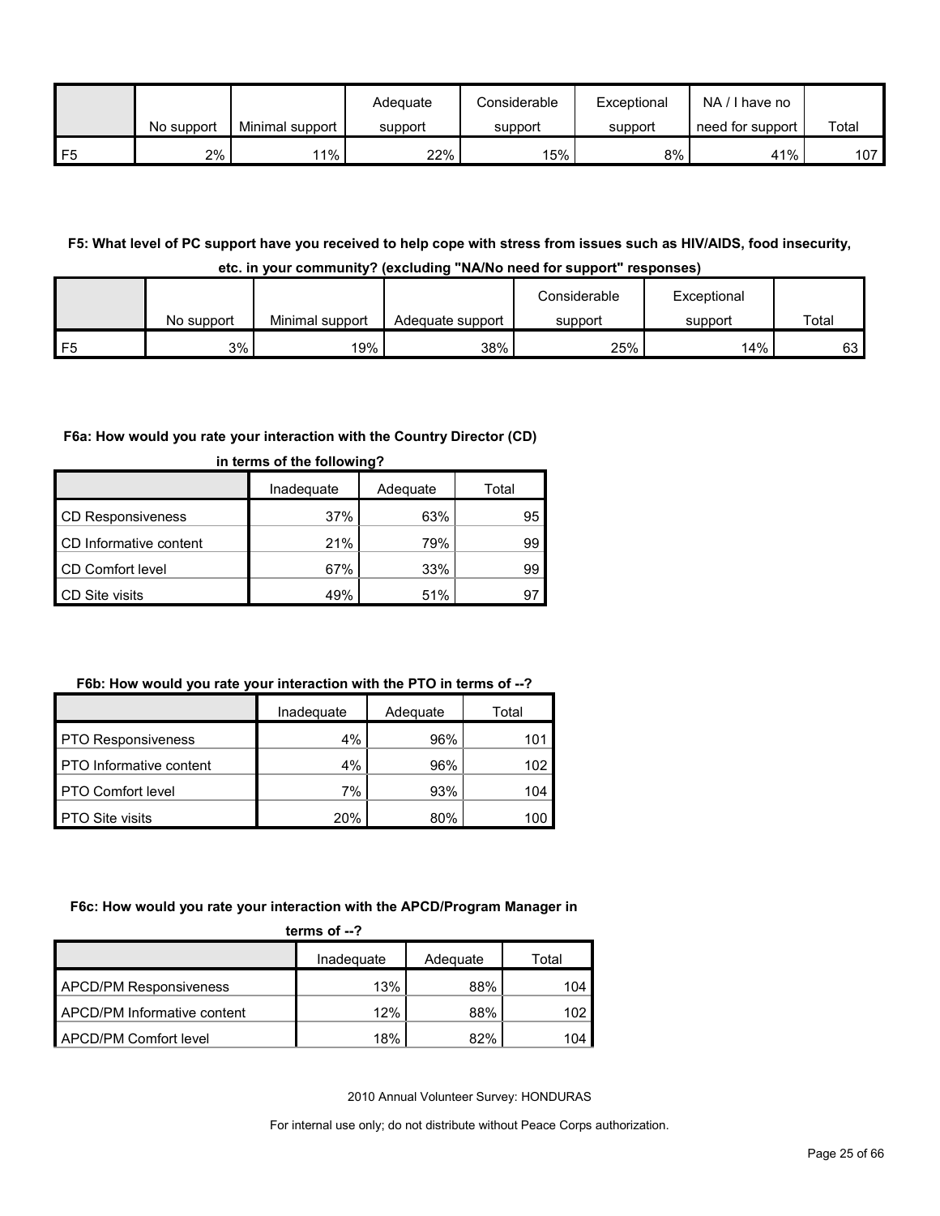|  | No support | Minimal support | Adequate support | Considerable support | Exceptional support | NA / I have no need for support | Total |
|---|---|---|---|---|---|---|---|
| F5 | 2% | 11% | 22% | 15% | 8% | 41% | 107 |

**F5: What level of PC support have you received to help cope with stress from issues such as HIV/AIDS, food insecurity, etc. in your community? (excluding "NA/No need for support" responses)**

|  | No support | Minimal support | Adequate support | Considerable support | Exceptional support | Total |
|---|---|---|---|---|---|---|
| F5 | 3% | 19% | 38% | 25% | 14% | 63 |

**F6a: How would you rate your interaction with the Country Director (CD) in terms of the following?**

|  | Inadequate | Adequate | Total |
|---|---|---|---|
| CD Responsiveness | 37% | 63% | 95 |
| CD Informative content | 21% | 79% | 99 |
| CD Comfort level | 67% | 33% | 99 |
| CD Site visits | 49% | 51% | 97 |

**F6b: How would you rate your interaction with the PTO in terms of --?**

|  | Inadequate | Adequate | Total |
|---|---|---|---|
| PTO Responsiveness | 4% | 96% | 101 |
| PTO Informative content | 4% | 96% | 102 |
| PTO Comfort level | 7% | 93% | 104 |
| PTO Site visits | 20% | 80% | 100 |

**F6c: How would you rate your interaction with the APCD/Program Manager in terms of --?**

|  | Inadequate | Adequate | Total |
|---|---|---|---|
| APCD/PM Responsiveness | 13% | 88% | 104 |
| APCD/PM Informative content | 12% | 88% | 102 |
| APCD/PM Comfort level | 18% | 82% | 104 |

2010 Annual Volunteer Survey: HONDURAS

For internal use only; do not distribute without Peace Corps authorization.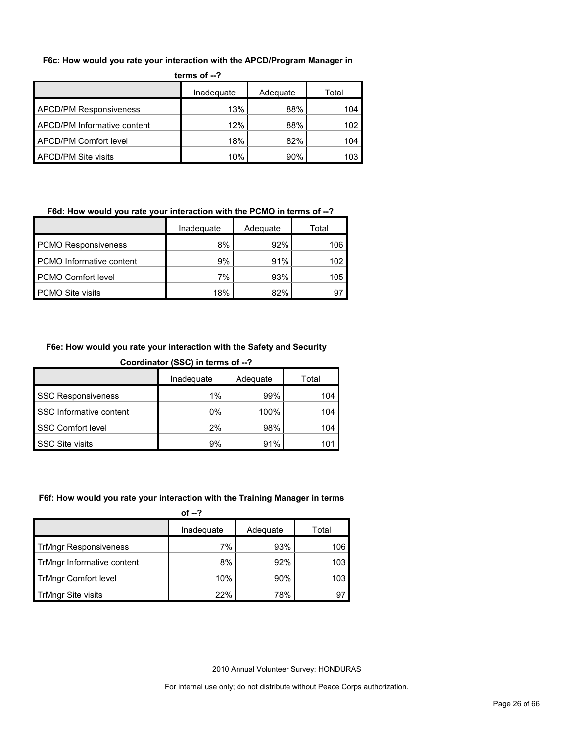**F6c: How would you rate your interaction with the APCD/Program Manager in terms of --?**

| | Inadequate | Adequate | Total |
|---|---|---|---|
| APCD/PM Responsiveness | 13% | 88% | 104 |
| APCD/PM Informative content | 12% | 88% | 102 |
| APCD/PM Comfort level | 18% | 82% | 104 |
| APCD/PM Site visits | 10% | 90% | 103 |

**F6d: How would you rate your interaction with the PCMO in terms of --?**

| | Inadequate | Adequate | Total |
|---|---|---|---|
| PCMO Responsiveness | 8% | 92% | 106 |
| PCMO Informative content | 9% | 91% | 102 |
| PCMO Comfort level | 7% | 93% | 105 |
| PCMO Site visits | 18% | 82% | 97 |

**F6e: How would you rate your interaction with the Safety and Security Coordinator (SSC) in terms of --?**

| | Inadequate | Adequate | Total |
|---|---|---|---|
| SSC Responsiveness | 1% | 99% | 104 |
| SSC Informative content | 0% | 100% | 104 |
| SSC Comfort level | 2% | 98% | 104 |
| SSC Site visits | 9% | 91% | 101 |

**F6f: How would you rate your interaction with the Training Manager in terms of --?**

| | Inadequate | Adequate | Total |
|---|---|---|---|
| TrMngr Responsiveness | 7% | 93% | 106 |
| TrMngr Informative content | 8% | 92% | 103 |
| TrMngr Comfort level | 10% | 90% | 103 |
| TrMngr Site visits | 22% | 78% | 97 |

2010 Annual Volunteer Survey: HONDURAS

For internal use only; do not distribute without Peace Corps authorization.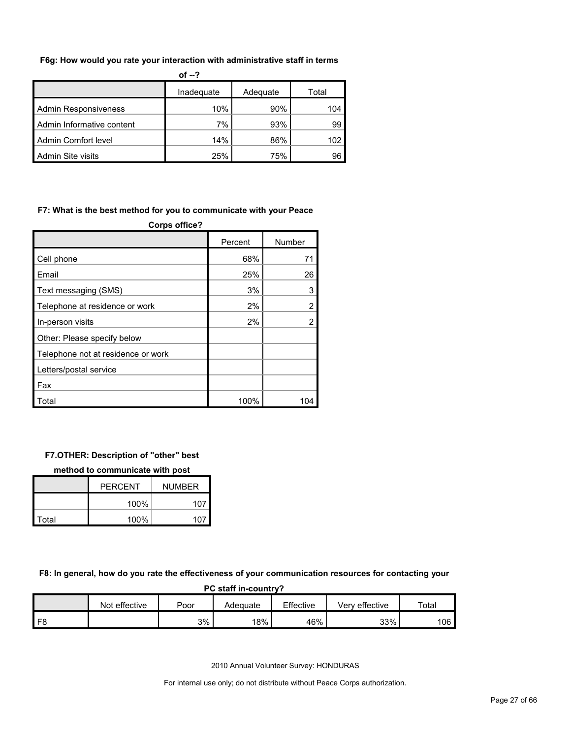**F6g: How would you rate your interaction with administrative staff in terms of --?**

| | Inadequate | Adequate | Total |
|---|---|---|---|
| Admin Responsiveness | 10% | 90% | 104 |
| Admin Informative content | 7% | 93% | 99 |
| Admin Comfort level | 14% | 86% | 102 |
| Admin Site visits | 25% | 75% | 96 |

**F7: What is the best method for you to communicate with your Peace Corps office?**

| | Percent | Number |
|---|---|---|
| Cell phone | 68% | 71 |
| Email | 25% | 26 |
| Text messaging (SMS) | 3% | 3 |
| Telephone at residence or work | 2% | 2 |
| In-person visits | 2% | 2 |
| Other: Please specify below | | |
| Telephone not at residence or work | | |
| Letters/postal service | | |
| Fax | | |
| Total | 100% | 104 |

**F7.OTHER: Description of "other" best method to communicate with post**

| | PERCENT | NUMBER |
|---|---|---|
| | 100% | 107 |
| Total | 100% | 107 |

**F8: In general, how do you rate the effectiveness of your communication resources for contacting your PC staff in-country?**

| | Not effective | Poor | Adequate | Effective | Very effective | Total |
|---|---|---|---|---|---|---|
| F8 | | 3% | 18% | 46% | 33% | 106 |

2010 Annual Volunteer Survey: HONDURAS

For internal use only; do not distribute without Peace Corps authorization.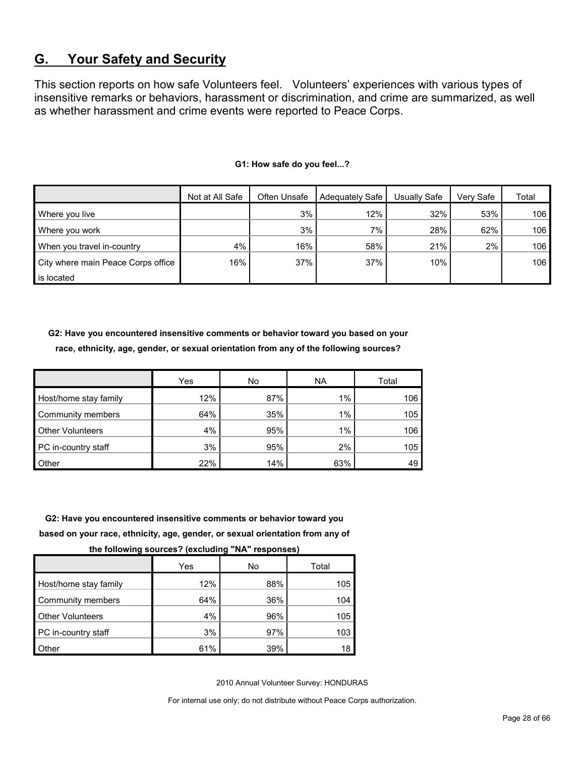## G. Your Safety and Security

This section reports on how safe Volunteers feel. Volunteers' experiences with various types of insensitive remarks or behaviors, harassment or discrimination, and crime are summarized, as well as whether harassment and crime events were reported to Peace Corps.

**G1: How safe do you feel...?**

| | Not at All Safe | Often Unsafe | Adequately Safe | Usually Safe | Very Safe | Total |
|---|---|---|---|---|---|---|
| Where you live | | 3% | 12% | 32% | 53% | 106 |
| Where you work | | 3% | 7% | 28% | 62% | 106 |
| When you travel in-country | 4% | 16% | 58% | 21% | 2% | 106 |
| City where main Peace Corps office is located | 16% | 37% | 37% | 10% | | 106 |

**G2: Have you encountered insensitive comments or behavior toward you based on your race, ethnicity, age, gender, or sexual orientation from any of the following sources?**

| | Yes | No | NA | Total |
|---|---|---|---|---|
| Host/home stay family | 12% | 87% | 1% | 106 |
| Community members | 64% | 35% | 1% | 105 |
| Other Volunteers | 4% | 95% | 1% | 106 |
| PC in-country staff | 3% | 95% | 2% | 105 |
| Other | 22% | 14% | 63% | 49 |

**G2: Have you encountered insensitive comments or behavior toward you based on your race, ethnicity, age, gender, or sexual orientation from any of the following sources? (excluding "NA" responses)**

| | Yes | No | Total |
|---|---|---|---|
| Host/home stay family | 12% | 88% | 105 |
| Community members | 64% | 36% | 104 |
| Other Volunteers | 4% | 96% | 105 |
| PC in-country staff | 3% | 97% | 103 |
| Other | 61% | 39% | 18 |

2010 Annual Volunteer Survey: HONDURAS

For internal use only; do not distribute without Peace Corps authorization.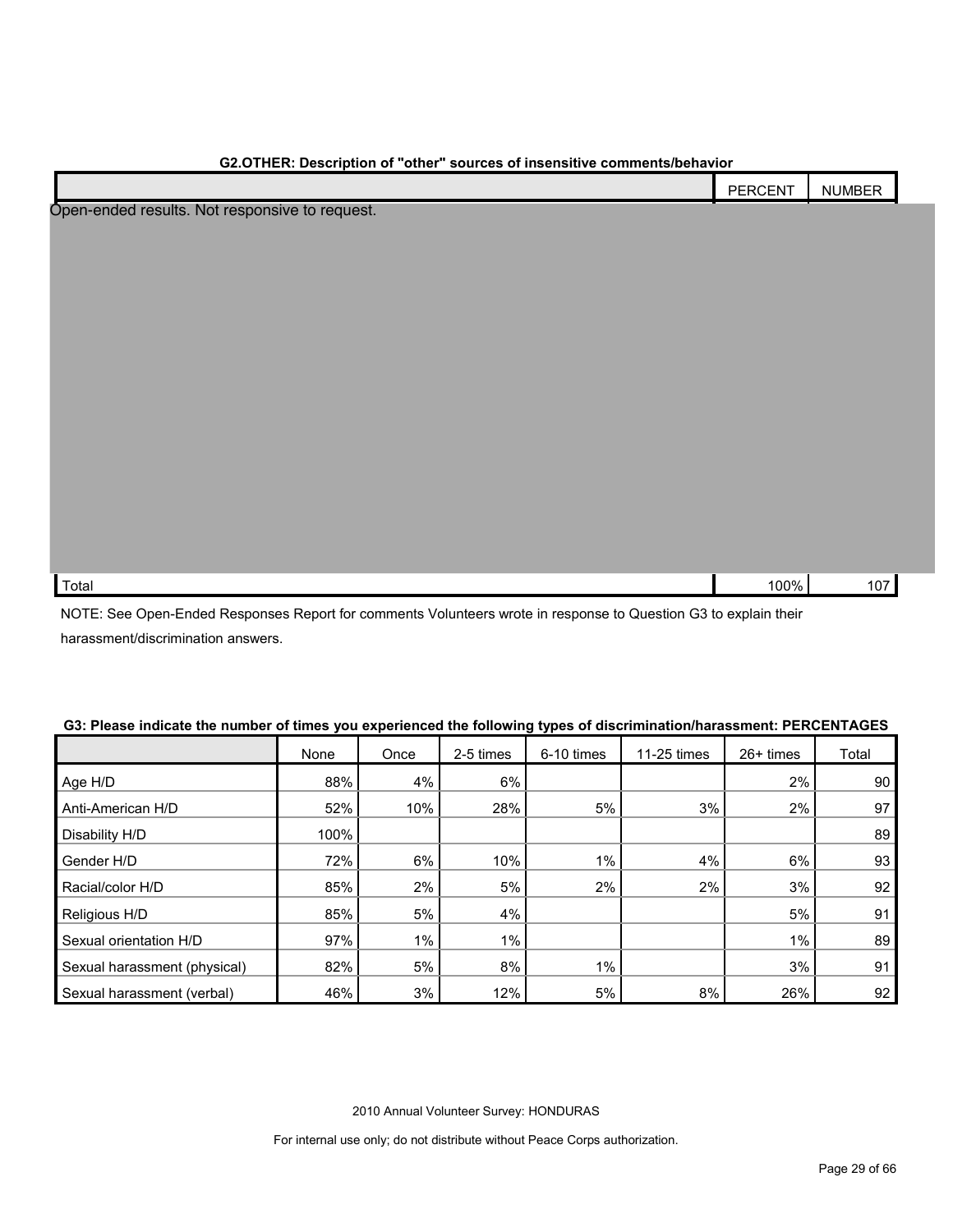**G2.OTHER: Description of "other" sources of insensitive comments/behavior**

| | PERCENT | NUMBER |
|---|---|---|
| Open-ended results. Not responsive to request. | | |
| Total | 100% | 107 |

NOTE: See Open-Ended Responses Report for comments Volunteers wrote in response to Question G3 to explain their harassment/discrimination answers.

**G3: Please indicate the number of times you experienced the following types of discrimination/harassment: PERCENTAGES**

| | None | Once | 2-5 times | 6-10 times | 11-25 times | 26+ times | Total |
|---|---|---|---|---|---|---|---|
| Age H/D | 88% | 4% | 6% | | | 2% | 90 |
| Anti-American H/D | 52% | 10% | 28% | 5% | 3% | 2% | 97 |
| Disability H/D | 100% | | | | | | 89 |
| Gender H/D | 72% | 6% | 10% | 1% | 4% | 6% | 93 |
| Racial/color H/D | 85% | 2% | 5% | 2% | 2% | 3% | 92 |
| Religious H/D | 85% | 5% | 4% | | | 5% | 91 |
| Sexual orientation H/D | 97% | 1% | 1% | | | 1% | 89 |
| Sexual harassment (physical) | 82% | 5% | 8% | 1% | | 3% | 91 |
| Sexual harassment (verbal) | 46% | 3% | 12% | 5% | 8% | 26% | 92 |

2010 Annual Volunteer Survey: HONDURAS

For internal use only; do not distribute without Peace Corps authorization.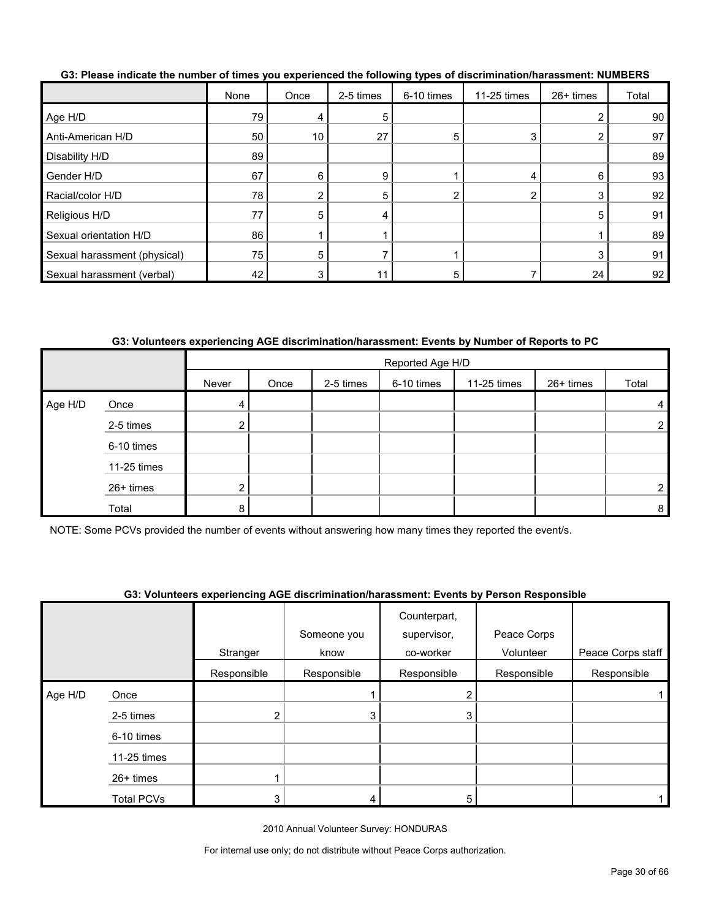**G3: Please indicate the number of times you experienced the following types of discrimination/harassment: NUMBERS**

| | None | Once | 2-5 times | 6-10 times | 11-25 times | 26+ times | Total |
|---|---|---|---|---|---|---|---|
| Age H/D | 79 | 4 | 5 | | | 2 | 90 |
| Anti-American H/D | 50 | 10 | 27 | 5 | 3 | 2 | 97 |
| Disability H/D | 89 | | | | | | 89 |
| Gender H/D | 67 | 6 | 9 | 1 | 4 | 6 | 93 |
| Racial/color H/D | 78 | 2 | 5 | 2 | 2 | 3 | 92 |
| Religious H/D | 77 | 5 | 4 | | | 5 | 91 |
| Sexual orientation H/D | 86 | 1 | 1 | | | 1 | 89 |
| Sexual harassment (physical) | 75 | 5 | 7 | 1 | | 3 | 91 |
| Sexual harassment (verbal) | 42 | 3 | 11 | 5 | 7 | 24 | 92 |

**G3: Volunteers experiencing AGE discrimination/harassment: Events by Number of Reports to PC**

| | | Reported Age H/D | | | | | | |
|---|---|---|---|---|---|---|---|---|
| | | Never | Once | 2-5 times | 6-10 times | 11-25 times | 26+ times | Total |
| Age H/D | Once | 4 | | | | | | 4 |
| | 2-5 times | 2 | | | | | | 2 |
| | 6-10 times | | | | | | | |
| | 11-25 times | | | | | | | |
| | 26+ times | 2 | | | | | | 2 |
| | Total | 8 | | | | | | 8 |

NOTE: Some PCVs provided the number of events without answering how many times they reported the event/s.

**G3: Volunteers experiencing AGE discrimination/harassment: Events by Person Responsible**

| | | Stranger Responsible | Someone you know Responsible | Counterpart, supervisor, co-worker Responsible | Peace Corps Volunteer Responsible | Peace Corps staff Responsible |
|---|---|---|---|---|---|---|
| Age H/D | Once | | 1 | 2 | | 1 |
| | 2-5 times | 2 | 3 | 3 | | |
| | 6-10 times | | | | | |
| | 11-25 times | | | | | |
| | 26+ times | 1 | | | | |
| | Total PCVs | 3 | 4 | 5 | | 1 |

2010 Annual Volunteer Survey: HONDURAS

For internal use only; do not distribute without Peace Corps authorization.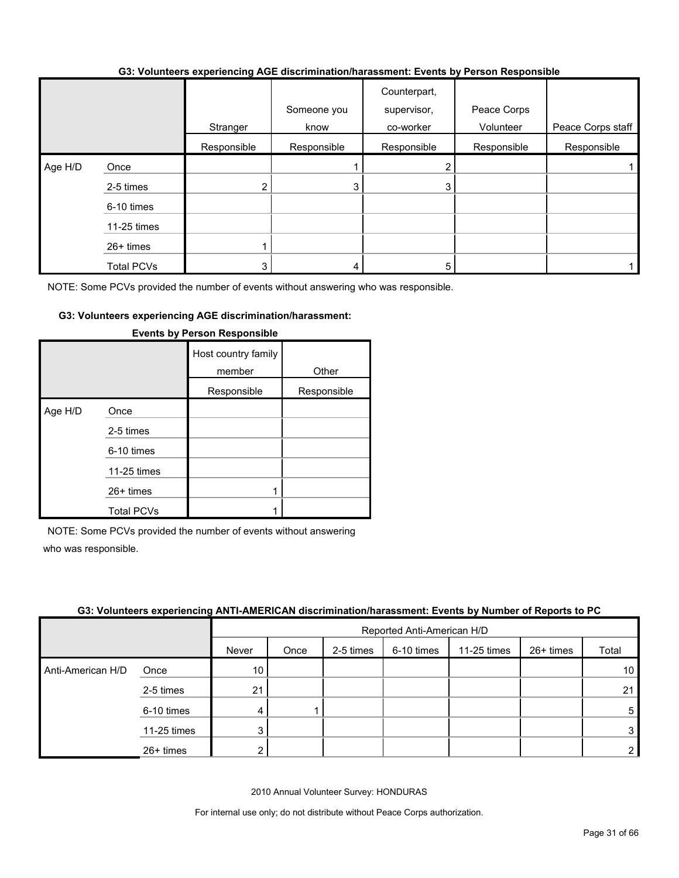**G3: Volunteers experiencing AGE discrimination/harassment: Events by Person Responsible**

| | | Stranger | Someone you know | Counterpart, supervisor, co-worker | Peace Corps Volunteer | Peace Corps staff |
|---|---|---|---|---|---|---|
| | | Responsible | Responsible | Responsible | Responsible | Responsible |
| Age H/D | Once | | 1 | 2 | | 1 |
| | 2-5 times | 2 | 3 | 3 | | |
| | 6-10 times | | | | | |
| | 11-25 times | | | | | |
| | 26+ times | 1 | | | | |
| | Total PCVs | 3 | 4 | 5 | | 1 |

NOTE: Some PCVs provided the number of events without answering who was responsible.

**G3: Volunteers experiencing AGE discrimination/harassment: Events by Person Responsible**

| | | Host country family member | Other |
|---|---|---|---|
| | | Responsible | Responsible |
| Age H/D | Once | | |
| | 2-5 times | | |
| | 6-10 times | | |
| | 11-25 times | | |
| | 26+ times | 1 | |
| | Total PCVs | 1 | |

NOTE: Some PCVs provided the number of events without answering who was responsible.

**G3: Volunteers experiencing ANTI-AMERICAN discrimination/harassment: Events by Number of Reports to PC**

| | | Reported Anti-American H/D | | | | | | |
|---|---|---|---|---|---|---|---|---|
| | | Never | Once | 2-5 times | 6-10 times | 11-25 times | 26+ times | Total |
| Anti-American H/D | Once | 10 | | | | | | 10 |
| | 2-5 times | 21 | | | | | | 21 |
| | 6-10 times | 4 | 1 | | | | | 5 |
| | 11-25 times | 3 | | | | | | 3 |
| | 26+ times | 2 | | | | | | 2 |

2010 Annual Volunteer Survey: HONDURAS

For internal use only; do not distribute without Peace Corps authorization.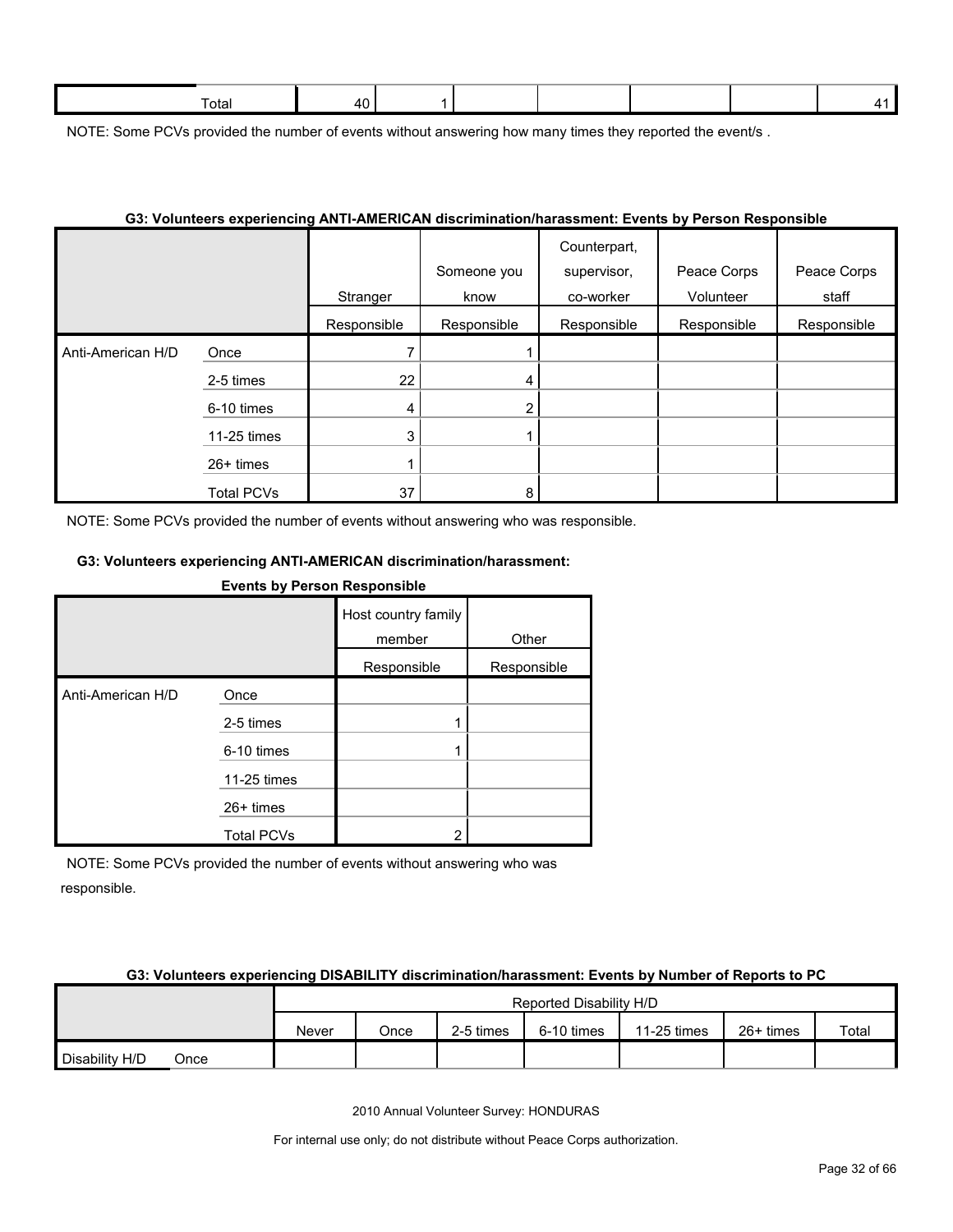| Total | 40 | 1 | | | | | 41 |
|---|---|---|---|---|---|---|---|

NOTE: Some PCVs provided the number of events without answering how many times they reported the event/s .

**G3: Volunteers experiencing ANTI-AMERICAN discrimination/harassment: Events by Person Responsible**

| | | Stranger | Someone you know | Counterpart, supervisor, co-worker | Peace Corps Volunteer | Peace Corps staff |
|---|---|---|---|---|---|---|
| | | Responsible | Responsible | Responsible | Responsible | Responsible |
| Anti-American H/D | Once | 7 | 1 | | | |
| | 2-5 times | 22 | 4 | | | |
| | 6-10 times | 4 | 2 | | | |
| | 11-25 times | 3 | 1 | | | |
| | 26+ times | 1 | | | | |
| | Total PCVs | 37 | 8 | | | |

NOTE: Some PCVs provided the number of events without answering who was responsible.

**G3: Volunteers experiencing ANTI-AMERICAN discrimination/harassment: Events by Person Responsible**

| | | Host country family member | Other |
|---|---|---|---|
| | | Responsible | Responsible |
| Anti-American H/D | Once | | |
| | 2-5 times | 1 | |
| | 6-10 times | 1 | |
| | 11-25 times | | |
| | 26+ times | | |
| | Total PCVs | 2 | |

NOTE: Some PCVs provided the number of events without answering who was responsible.

**G3: Volunteers experiencing DISABILITY discrimination/harassment: Events by Number of Reports to PC**

| | | Reported Disability H/D | | | | | | |
|---|---|---|---|---|---|---|---|---|
| | | Never | Once | 2-5 times | 6-10 times | 11-25 times | 26+ times | Total |
| Disability H/D | Once | | | | | | | |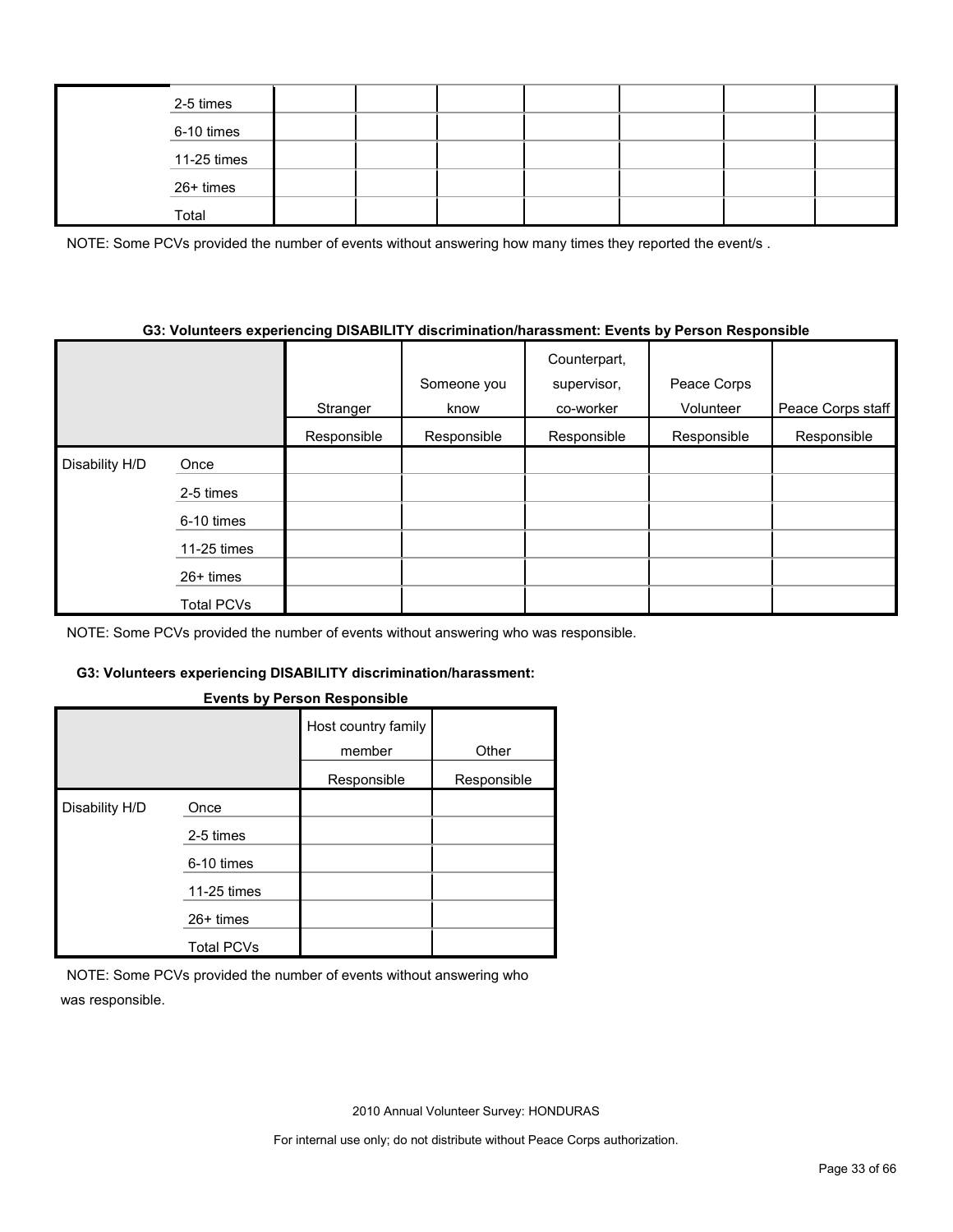| | | | | | | | | |
|---|---|---|---|---|---|---|---|---|
| | 2-5 times | | | | | | | |
| | 6-10 times | | | | | | | |
| | 11-25 times | | | | | | | |
| | 26+ times | | | | | | | |
| | Total | | | | | | | |

NOTE: Some PCVs provided the number of events without answering how many times they reported the event/s .

**G3: Volunteers experiencing DISABILITY discrimination/harassment: Events by Person Responsible**

| | | Stranger | Someone you know | Counterpart, supervisor, co-worker | Peace Corps Volunteer | Peace Corps staff |
|---|---|---|---|---|---|---|
| | | Responsible | Responsible | Responsible | Responsible | Responsible |
| Disability H/D | Once | | | | | |
| | 2-5 times | | | | | |
| | 6-10 times | | | | | |
| | 11-25 times | | | | | |
| | 26+ times | | | | | |
| | Total PCVs | | | | | |

NOTE: Some PCVs provided the number of events without answering who was responsible.

**G3: Volunteers experiencing DISABILITY discrimination/harassment: Events by Person Responsible**

| | | Host country family member | Other |
|---|---|---|---|
| | | Responsible | Responsible |
| Disability H/D | Once | | |
| | 2-5 times | | |
| | 6-10 times | | |
| | 11-25 times | | |
| | 26+ times | | |
| | Total PCVs | | |

NOTE: Some PCVs provided the number of events without answering who was responsible.

2010 Annual Volunteer Survey: HONDURAS

For internal use only; do not distribute without Peace Corps authorization.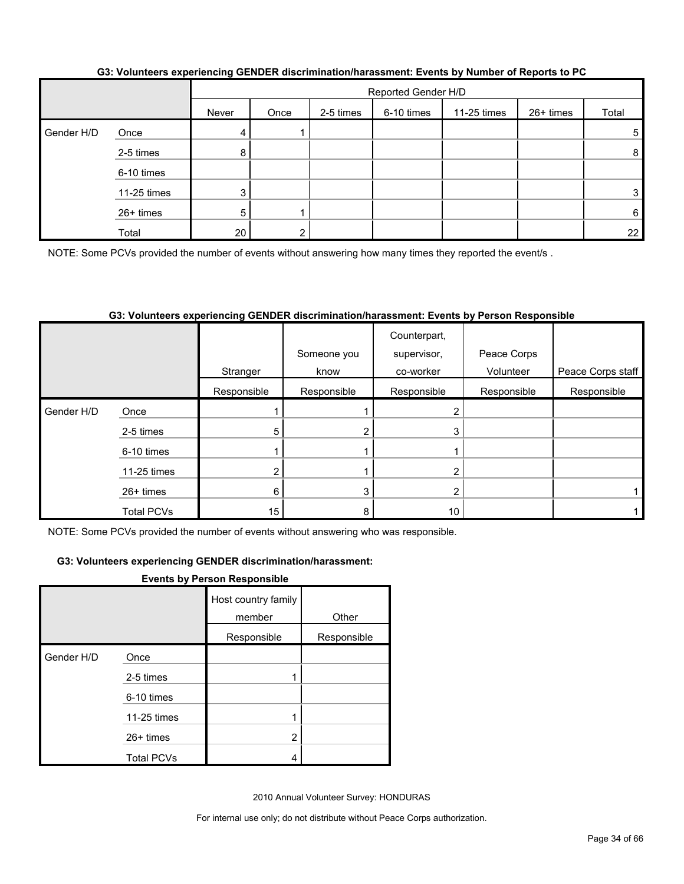### G3: Volunteers experiencing GENDER discrimination/harassment: Events by Number of Reports to PC

| | | Reported Gender H/D | | | | | | |
|---|---|---|---|---|---|---|---|---|
| | | Never | Once | 2-5 times | 6-10 times | 11-25 times | 26+ times | Total |
| Gender H/D | Once | 4 | 1 | | | | | 5 |
| | 2-5 times | 8 | | | | | | 8 |
| | 6-10 times | | | | | | | |
| | 11-25 times | 3 | | | | | | 3 |
| | 26+ times | 5 | 1 | | | | | 6 |
| | Total | 20 | 2 | | | | | 22 |

NOTE: Some PCVs provided the number of events without answering how many times they reported the event/s .

### G3: Volunteers experiencing GENDER discrimination/harassment: Events by Person Responsible

| | | Stranger | Someone you know | Counterpart, supervisor, co-worker | Peace Corps Volunteer | Peace Corps staff |
|---|---|---|---|---|---|---|
| | | Responsible | Responsible | Responsible | Responsible | Responsible |
| Gender H/D | Once | 1 | 1 | 2 | | |
| | 2-5 times | 5 | 2 | 3 | | |
| | 6-10 times | 1 | 1 | 1 | | |
| | 11-25 times | 2 | 1 | 2 | | |
| | 26+ times | 6 | 3 | 2 | | 1 |
| | Total PCVs | 15 | 8 | 10 | | 1 |

NOTE: Some PCVs provided the number of events without answering who was responsible.

### G3: Volunteers experiencing GENDER discrimination/harassment: Events by Person Responsible

| | | Host country family member | Other |
|---|---|---|---|
| | | Responsible | Responsible |
| Gender H/D | Once | | |
| | 2-5 times | 1 | |
| | 6-10 times | | |
| | 11-25 times | 1 | |
| | 26+ times | 2 | |
| | Total PCVs | 4 | |

2010 Annual Volunteer Survey: HONDURAS

For internal use only; do not distribute without Peace Corps authorization.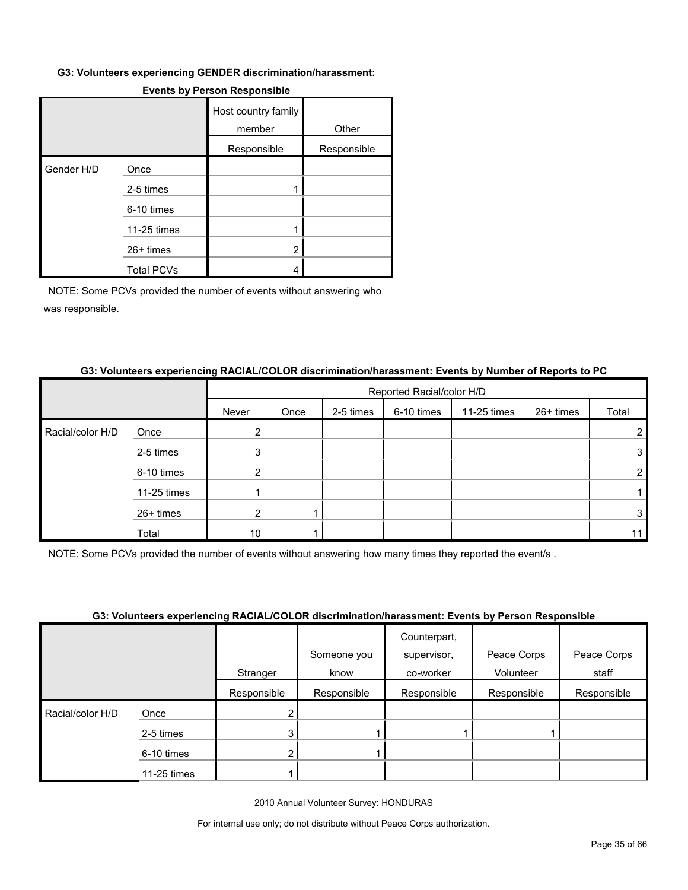**G3: Volunteers experiencing GENDER discrimination/harassment: Events by Person Responsible**

| | | Host country family member | Other |
|---|---|---|---|
| | | Responsible | Responsible |
| Gender H/D | Once | | |
| | 2-5 times | 1 | |
| | 6-10 times | | |
| | 11-25 times | 1 | |
| | 26+ times | 2 | |
| | Total PCVs | 4 | |

NOTE: Some PCVs provided the number of events without answering who was responsible.

**G3: Volunteers experiencing RACIAL/COLOR discrimination/harassment: Events by Number of Reports to PC**

| | | Reported Racial/color H/D | | | | | | |
|---|---|---|---|---|---|---|---|---|
| | | Never | Once | 2-5 times | 6-10 times | 11-25 times | 26+ times | Total |
| Racial/color H/D | Once | 2 | | | | | | 2 |
| | 2-5 times | 3 | | | | | | 3 |
| | 6-10 times | 2 | | | | | | 2 |
| | 11-25 times | 1 | | | | | | 1 |
| | 26+ times | 2 | 1 | | | | | 3 |
| | Total | 10 | 1 | | | | | 11 |

NOTE: Some PCVs provided the number of events without answering how many times they reported the event/s .

**G3: Volunteers experiencing RACIAL/COLOR discrimination/harassment: Events by Person Responsible**

| | | Stranger | Someone you know | Counterpart, supervisor, co-worker | Peace Corps Volunteer | Peace Corps staff |
|---|---|---|---|---|---|---|
| | | Responsible | Responsible | Responsible | Responsible | Responsible |
| Racial/color H/D | Once | 2 | | | | |
| | 2-5 times | 3 | 1 | 1 | 1 | |
| | 6-10 times | 2 | 1 | | | |
| | 11-25 times | 1 | | | | |

2010 Annual Volunteer Survey: HONDURAS

For internal use only; do not distribute without Peace Corps authorization.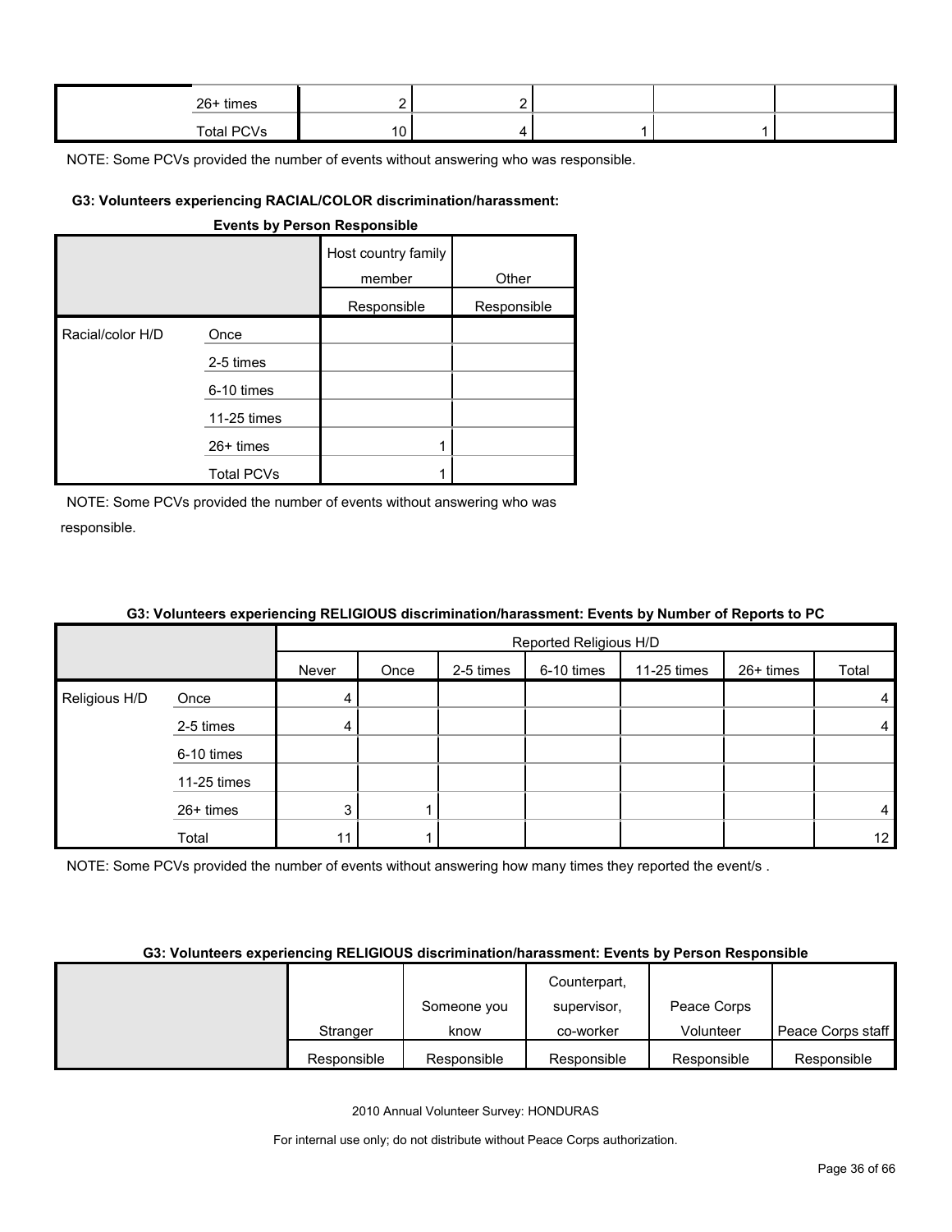| | | | | | | |
|---|---|---|---|---|---|---|
| | 26+ times | 2 | 2 | | | |
| | Total PCVs | 10 | 4 | 1 | 1 | |

NOTE: Some PCVs provided the number of events without answering who was responsible.

**G3: Volunteers experiencing RACIAL/COLOR discrimination/harassment: Events by Person Responsible**

| | | Host country family member | Other |
|---|---|---|---|
| | | Responsible | Responsible |
| Racial/color H/D | Once | | |
| | 2-5 times | | |
| | 6-10 times | | |
| | 11-25 times | | |
| | 26+ times | 1 | |
| | Total PCVs | 1 | |

NOTE: Some PCVs provided the number of events without answering who was responsible.

**G3: Volunteers experiencing RELIGIOUS discrimination/harassment: Events by Number of Reports to PC**

| | | Reported Religious H/D | | | | | | |
|---|---|---|---|---|---|---|---|---|
| | | Never | Once | 2-5 times | 6-10 times | 11-25 times | 26+ times | Total |
| Religious H/D | Once | 4 | | | | | | 4 |
| | 2-5 times | 4 | | | | | | 4 |
| | 6-10 times | | | | | | | |
| | 11-25 times | | | | | | | |
| | 26+ times | 3 | 1 | | | | | 4 |
| | Total | 11 | 1 | | | | | 12 |

NOTE: Some PCVs provided the number of events without answering how many times they reported the event/s .

**G3: Volunteers experiencing RELIGIOUS discrimination/harassment: Events by Person Responsible**

| | Stranger | Someone you know | Counterpart, supervisor, co-worker | Peace Corps Volunteer | Peace Corps staff |
|---|---|---|---|---|---|
| | Responsible | Responsible | Responsible | Responsible | Responsible |

2010 Annual Volunteer Survey: HONDURAS

For internal use only; do not distribute without Peace Corps authorization.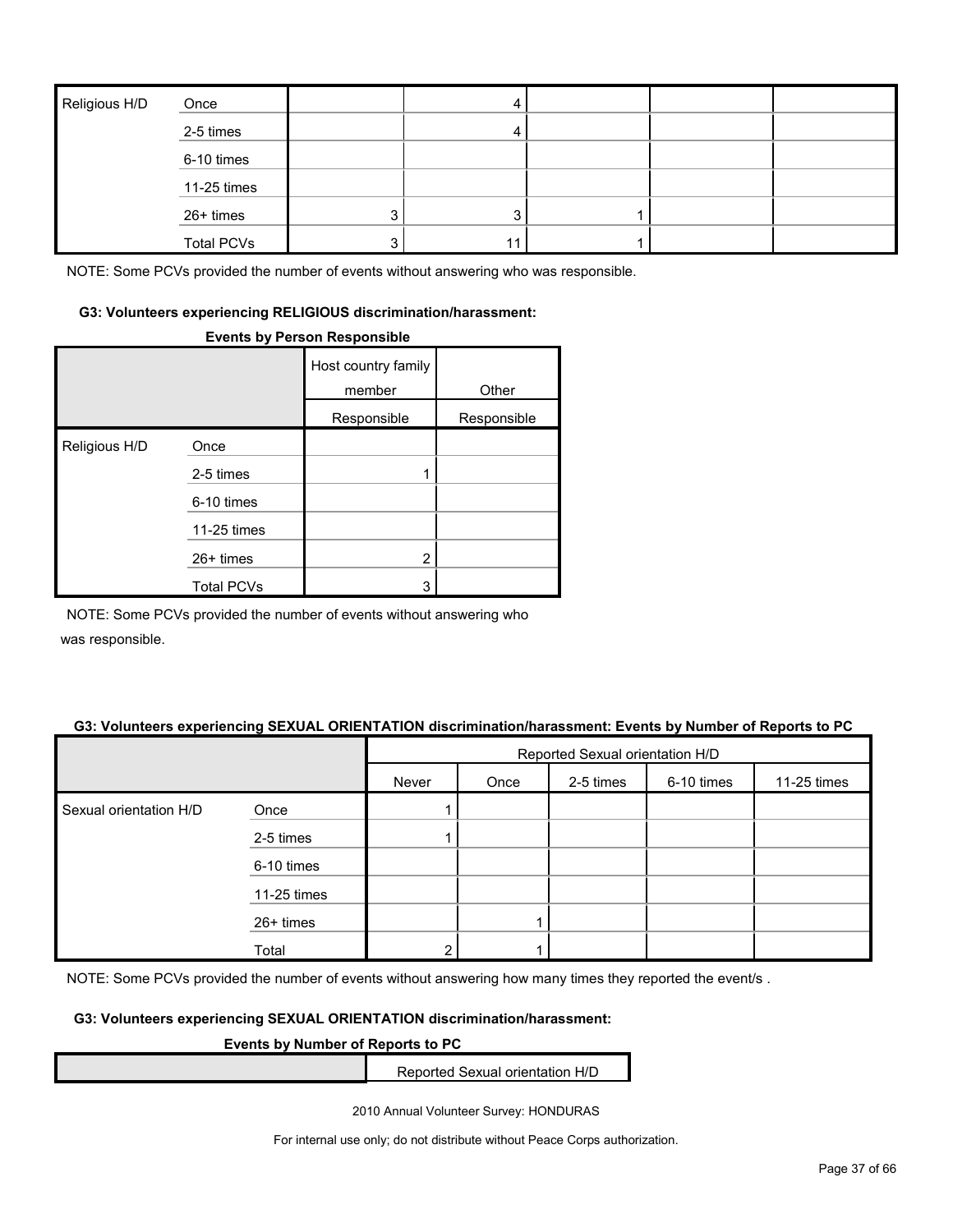| Religious H/D | Once | | 4 | | | |
|---|---|---|---|---|---|---|
| | 2-5 times | | 4 | | | |
| | 6-10 times | | | | | |
| | 11-25 times | | | | | |
| | 26+ times | 3 | 3 | 1 | | |
| | Total PCVs | 3 | 11 | 1 | | |

NOTE: Some PCVs provided the number of events without answering who was responsible.

**G3: Volunteers experiencing RELIGIOUS discrimination/harassment:**

**Events by Person Responsible**

| | | Host country family member | Other |
|---|---|---|---|
| | | Responsible | Responsible |
| Religious H/D | Once | | |
| | 2-5 times | 1 | |
| | 6-10 times | | |
| | 11-25 times | | |
| | 26+ times | 2 | |
| | Total PCVs | 3 | |

NOTE: Some PCVs provided the number of events without answering who was responsible.

**G3: Volunteers experiencing SEXUAL ORIENTATION discrimination/harassment: Events by Number of Reports to PC**

| | | Reported Sexual orientation H/D | | | | |
|---|---|---|---|---|---|---|
| | | Never | Once | 2-5 times | 6-10 times | 11-25 times |
| Sexual orientation H/D | Once | 1 | | | | |
| | 2-5 times | 1 | | | | |
| | 6-10 times | | | | | |
| | 11-25 times | | | | | |
| | 26+ times | | 1 | | | |
| | Total | 2 | 1 | | | |

NOTE: Some PCVs provided the number of events without answering how many times they reported the event/s .

**G3: Volunteers experiencing SEXUAL ORIENTATION discrimination/harassment:**

**Events by Number of Reports to PC**

| | Reported Sexual orientation H/D |
|---|---|

2010 Annual Volunteer Survey: HONDURAS

For internal use only; do not distribute without Peace Corps authorization.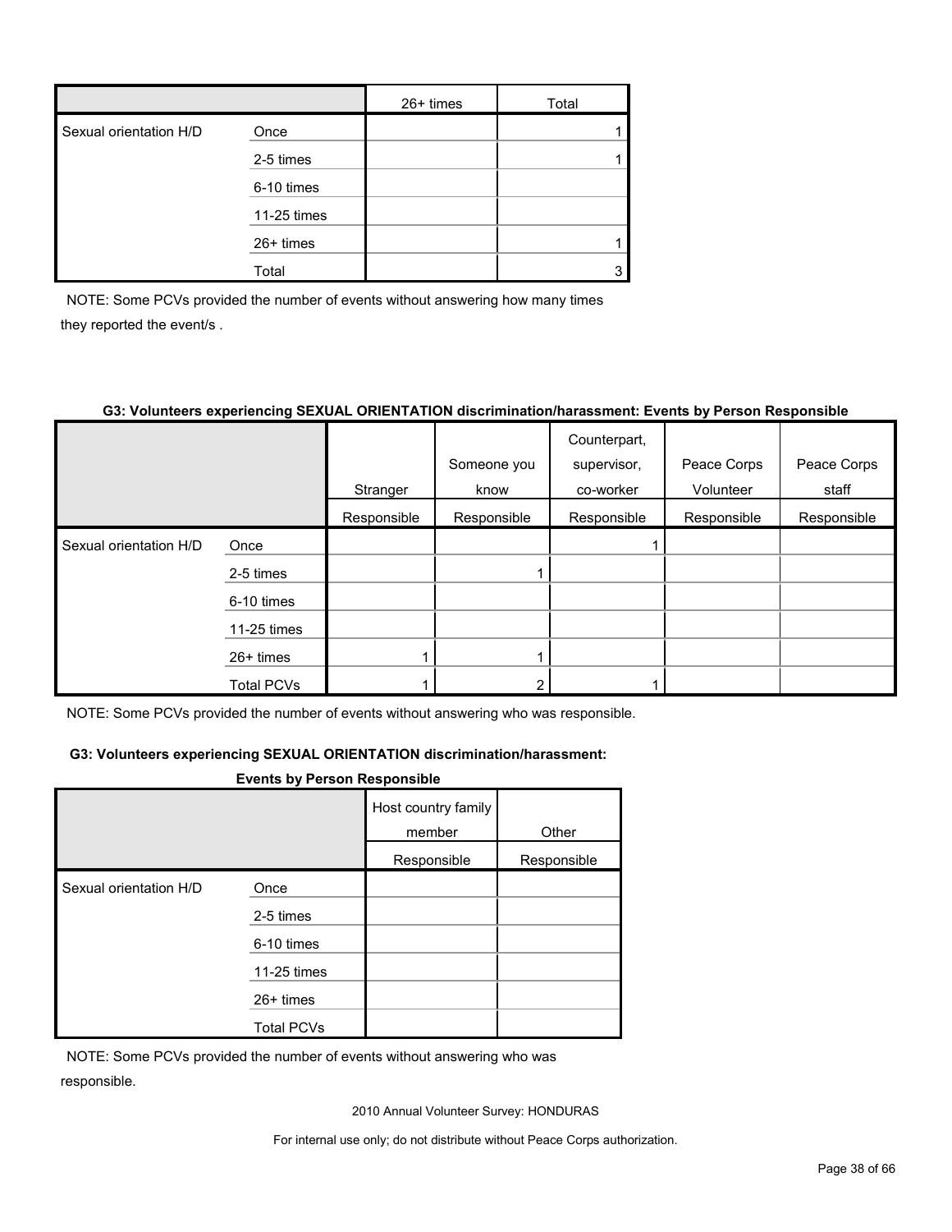| | | 26+ times | Total |
|---|---|---|---|
| Sexual orientation H/D | Once | | 1 |
| | 2-5 times | | 1 |
| | 6-10 times | | |
| | 11-25 times | | |
| | 26+ times | | 1 |
| | Total | | 3 |

NOTE: Some PCVs provided the number of events without answering how many times they reported the event/s .

#### G3: Volunteers experiencing SEXUAL ORIENTATION discrimination/harassment: Events by Person Responsible

| | | Stranger | Someone you know | Counterpart, supervisor, co-worker | Peace Corps Volunteer | Peace Corps staff |
|---|---|---|---|---|---|---|
| | | Responsible | Responsible | Responsible | Responsible | Responsible |
| Sexual orientation H/D | Once | | | 1 | | |
| | 2-5 times | | 1 | | | |
| | 6-10 times | | | | | |
| | 11-25 times | | | | | |
| | 26+ times | 1 | 1 | | | |
| | Total PCVs | 1 | 2 | 1 | | |

NOTE: Some PCVs provided the number of events without answering who was responsible.

#### G3: Volunteers experiencing SEXUAL ORIENTATION discrimination/harassment: Events by Person Responsible

| | | Host country family member | Other |
|---|---|---|---|
| | | Responsible | Responsible |
| Sexual orientation H/D | Once | | |
| | 2-5 times | | |
| | 6-10 times | | |
| | 11-25 times | | |
| | 26+ times | | |
| | Total PCVs | | |

NOTE: Some PCVs provided the number of events without answering who was responsible.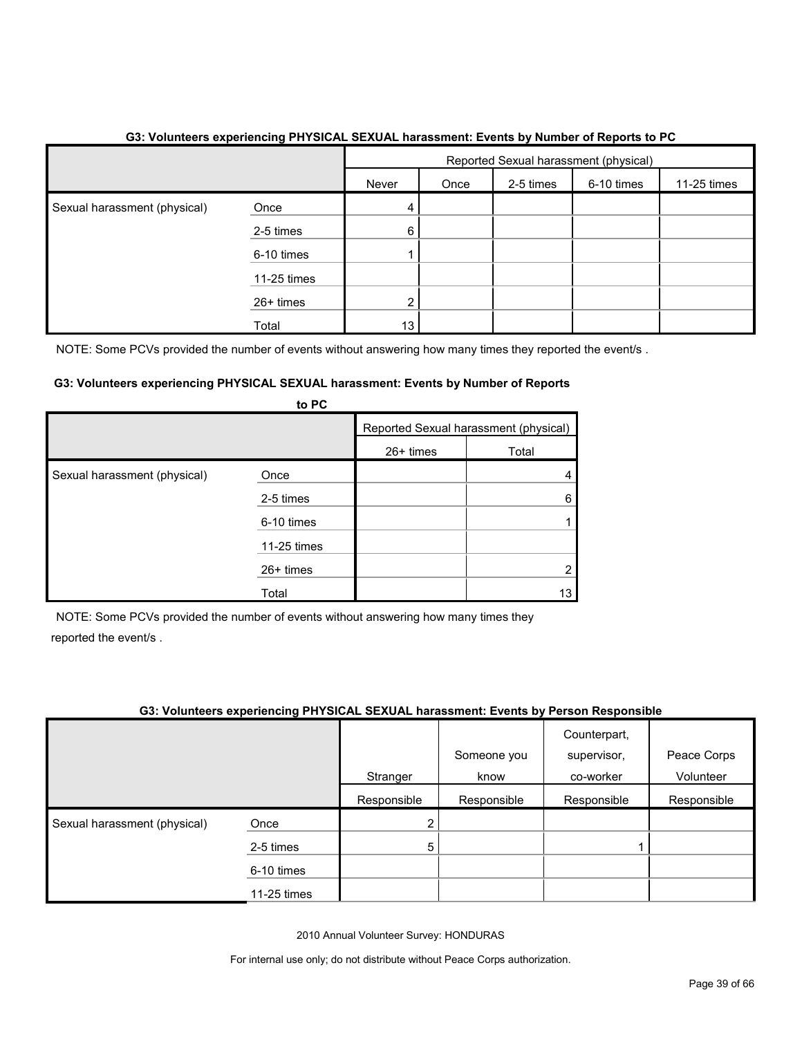**G3: Volunteers experiencing PHYSICAL SEXUAL harassment: Events by Number of Reports to PC**

| | | Reported Sexual harassment (physical) | | | | |
|---|---|---|---|---|---|---|
| | | Never | Once | 2-5 times | 6-10 times | 11-25 times |
| Sexual harassment (physical) | Once | 4 | | | | |
| | 2-5 times | 6 | | | | |
| | 6-10 times | 1 | | | | |
| | 11-25 times | | | | | |
| | 26+ times | 2 | | | | |
| | Total | 13 | | | | |

NOTE: Some PCVs provided the number of events without answering how many times they reported the event/s .

**G3: Volunteers experiencing PHYSICAL SEXUAL harassment: Events by Number of Reports to PC**

| | | Reported Sexual harassment (physical) | |
|---|---|---|---|
| | | 26+ times | Total |
| Sexual harassment (physical) | Once | | 4 |
| | 2-5 times | | 6 |
| | 6-10 times | | 1 |
| | 11-25 times | | |
| | 26+ times | | 2 |
| | Total | | 13 |

NOTE: Some PCVs provided the number of events without answering how many times they reported the event/s .

**G3: Volunteers experiencing PHYSICAL SEXUAL harassment: Events by Person Responsible**

| | | Stranger | Someone you know | Counterpart, supervisor, co-worker | Peace Corps Volunteer |
|---|---|---|---|---|---|
| | | Responsible | Responsible | Responsible | Responsible |
| Sexual harassment (physical) | Once | 2 | | | |
| | 2-5 times | 5 | | 1 | |
| | 6-10 times | | | | |
| | 11-25 times | | | | |

2010 Annual Volunteer Survey: HONDURAS

For internal use only; do not distribute without Peace Corps authorization.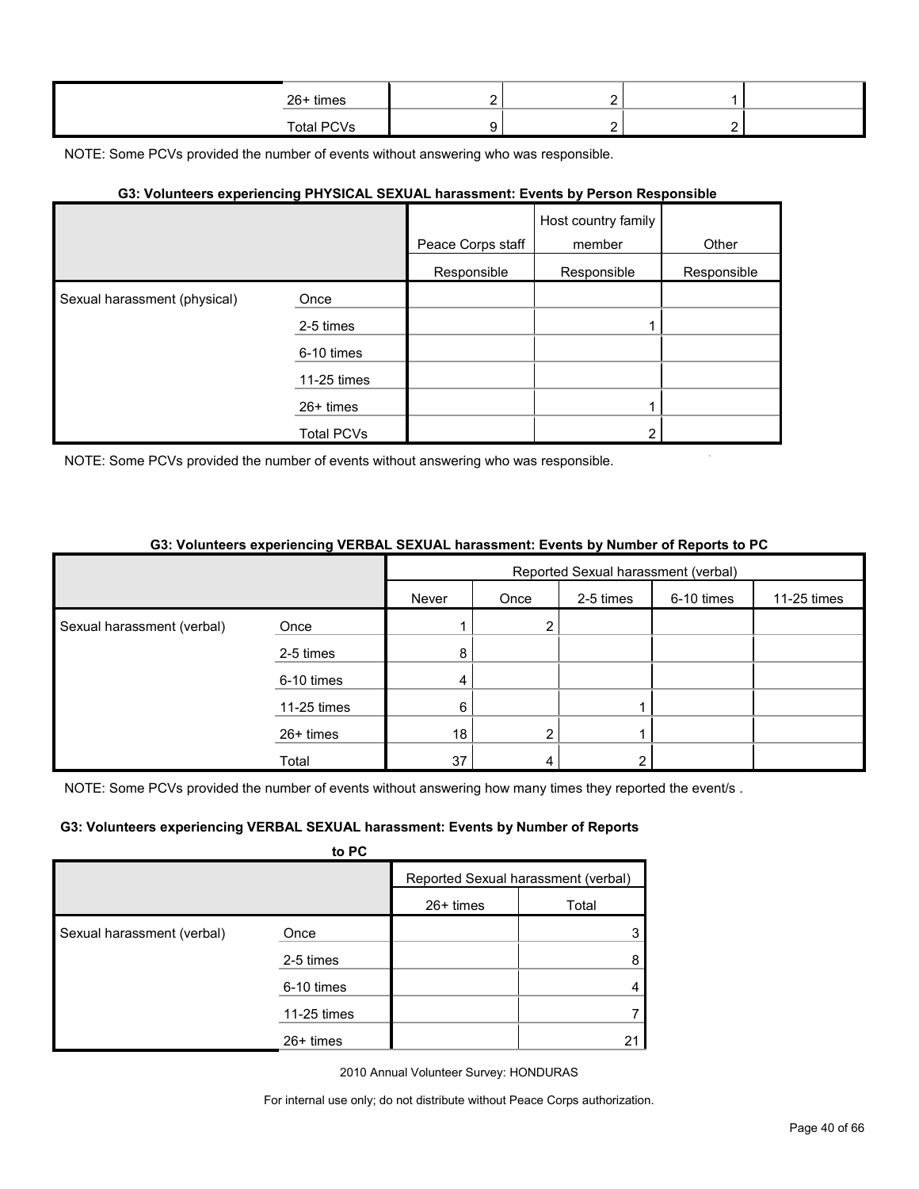| | | | | | |
|---|---|---|---|---|---|
| | 26+ times | 2 | 2 | 1 | |
| | Total PCVs | 9 | 2 | 2 | |

NOTE: Some PCVs provided the number of events without answering who was responsible.

#### G3: Volunteers experiencing PHYSICAL SEXUAL harassment: Events by Person Responsible

| | | Peace Corps staff | Host country family member | Other |
|---|---|---|---|---|
| | | Responsible | Responsible | Responsible |
| Sexual harassment (physical) | Once | | | |
| | 2-5 times | | 1 | |
| | 6-10 times | | | |
| | 11-25 times | | | |
| | 26+ times | | 1 | |
| | Total PCVs | | 2 | |

NOTE: Some PCVs provided the number of events without answering who was responsible.

#### G3: Volunteers experiencing VERBAL SEXUAL harassment: Events by Number of Reports to PC

| | | Reported Sexual harassment (verbal) | | | | | | |
|---|---|---|---|---|---|---|---|---|
| | | Never | Once | 2-5 times | 6-10 times | 11-25 times | 26+ times | Total |
| Sexual harassment (verbal) | Once | 1 | 2 | | | | | 3 |
| | 2-5 times | 8 | | | | | | 8 |
| | 6-10 times | 4 | | | | | | 4 |
| | 11-25 times | 6 | | 1 | | | | 7 |
| | 26+ times | 18 | 2 | 1 | | | | 21 |
| | Total | 37 | 4 | 2 | | | | |

NOTE: Some PCVs provided the number of events without answering how many times they reported the event/s .

2010 Annual Volunteer Survey: HONDURAS

For internal use only; do not distribute without Peace Corps authorization.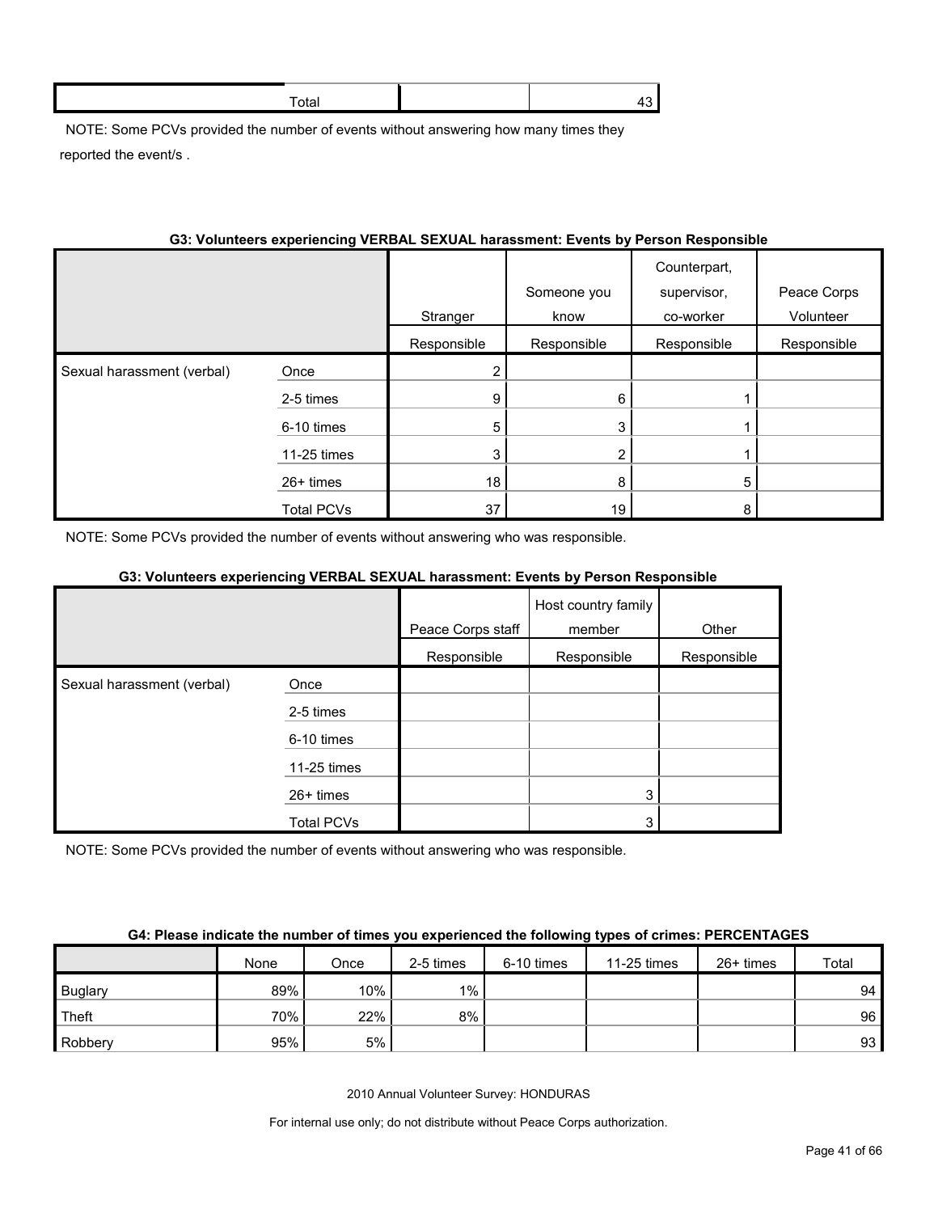| | Total | | 43 |
|---|---|---|---|

NOTE: Some PCVs provided the number of events without answering how many times they reported the event/s .

**G3: Volunteers experiencing VERBAL SEXUAL harassment: Events by Person Responsible**

| | | Stranger | Someone you know | Counterpart, supervisor, co-worker | Peace Corps Volunteer |
|---|---|---|---|---|---|
| | | Responsible | Responsible | Responsible | Responsible |
| Sexual harassment (verbal) | Once | 2 | | | |
| | 2-5 times | 9 | 6 | 1 | |
| | 6-10 times | 5 | 3 | 1 | |
| | 11-25 times | 3 | 2 | 1 | |
| | 26+ times | 18 | 8 | 5 | |
| | Total PCVs | 37 | 19 | 8 | |

NOTE: Some PCVs provided the number of events without answering who was responsible.

**G3: Volunteers experiencing VERBAL SEXUAL harassment: Events by Person Responsible**

| | | Peace Corps staff | Host country family member | Other |
|---|---|---|---|---|
| | | Responsible | Responsible | Responsible |
| Sexual harassment (verbal) | Once | | | |
| | 2-5 times | | | |
| | 6-10 times | | | |
| | 11-25 times | | | |
| | 26+ times | | 3 | |
| | Total PCVs | | 3 | |

NOTE: Some PCVs provided the number of events without answering who was responsible.

**G4: Please indicate the number of times you experienced the following types of crimes: PERCENTAGES**

| | None | Once | 2-5 times | 6-10 times | 11-25 times | 26+ times | Total |
|---|---|---|---|---|---|---|---|
| Buglary | 89% | 10% | 1% | | | | 94 |
| Theft | 70% | 22% | 8% | | | | 96 |
| Robbery | 95% | 5% | | | | | 93 |

2010 Annual Volunteer Survey: HONDURAS

For internal use only; do not distribute without Peace Corps authorization.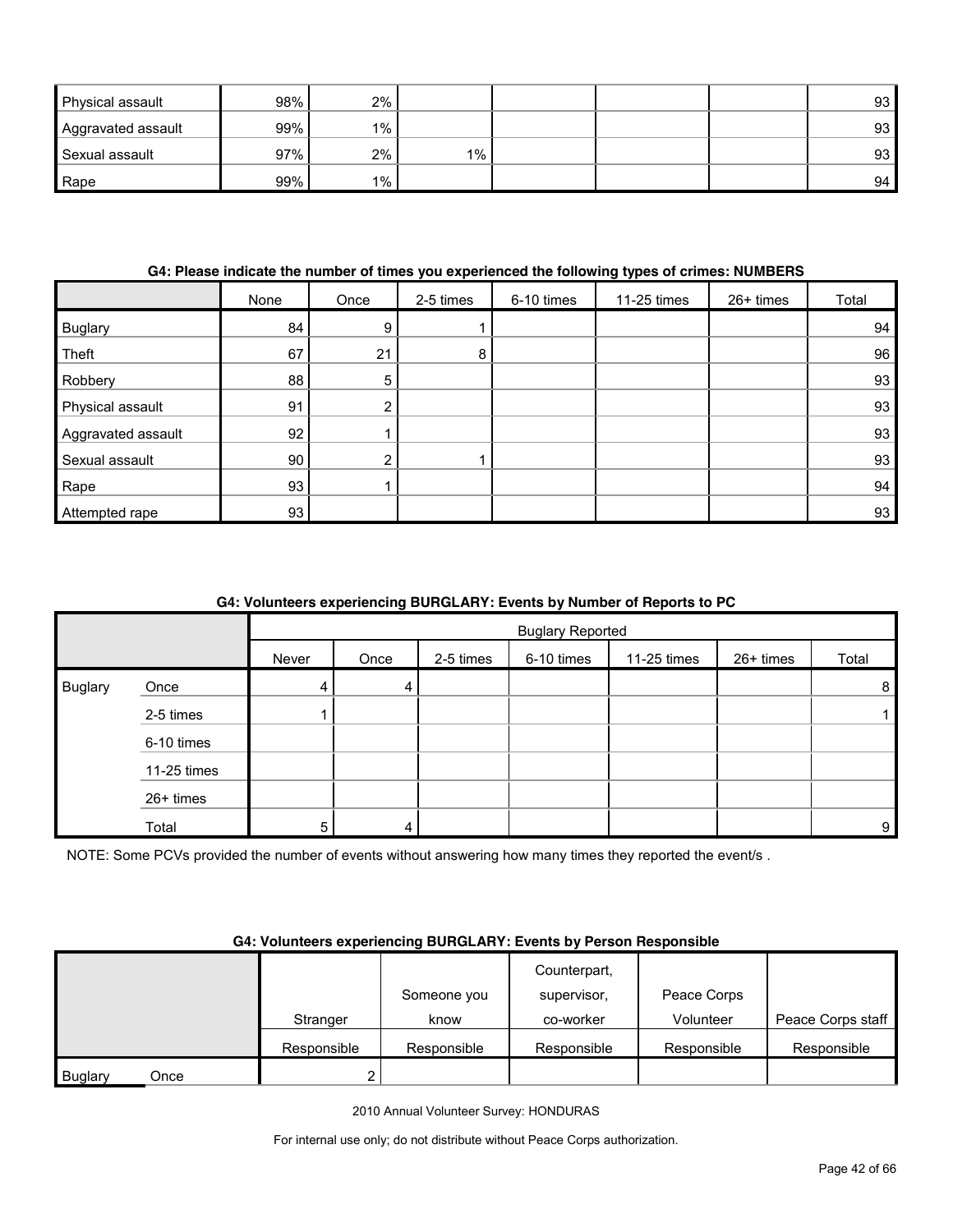| | | | | | | | |
|---|---|---|---|---|---|---|---|
| Physical assault | 98% | 2% | | | | | 93 |
| Aggravated assault | 99% | 1% | | | | | 93 |
| Sexual assault | 97% | 2% | 1% | | | | 93 |
| Rape | 99% | 1% | | | | | 94 |

**G4: Please indicate the number of times you experienced the following types of crimes: NUMBERS**

| | None | Once | 2-5 times | 6-10 times | 11-25 times | 26+ times | Total |
|---|---|---|---|---|---|---|---|
| Buglary | 84 | 9 | 1 | | | | 94 |
| Theft | 67 | 21 | 8 | | | | 96 |
| Robbery | 88 | 5 | | | | | 93 |
| Physical assault | 91 | 2 | | | | | 93 |
| Aggravated assault | 92 | 1 | | | | | 93 |
| Sexual assault | 90 | 2 | 1 | | | | 93 |
| Rape | 93 | 1 | | | | | 94 |
| Attempted rape | 93 | | | | | | 93 |

**G4: Volunteers experiencing BURGLARY: Events by Number of Reports to PC**

| | | Buglary Reported | | | | | | |
|---|---|---|---|---|---|---|---|---|
| | | Never | Once | 2-5 times | 6-10 times | 11-25 times | 26+ times | Total |
| Buglary | Once | 4 | 4 | | | | | 8 |
| | 2-5 times | 1 | | | | | | 1 |
| | 6-10 times | | | | | | | |
| | 11-25 times | | | | | | | |
| | 26+ times | | | | | | | |
| | Total | 5 | 4 | | | | | 9 |

NOTE: Some PCVs provided the number of events without answering how many times they reported the event/s .

**G4: Volunteers experiencing BURGLARY: Events by Person Responsible**

| | | Stranger | Someone you know | Counterpart, supervisor, co-worker | Peace Corps Volunteer | Peace Corps staff |
|---|---|---|---|---|---|---|
| | | Responsible | Responsible | Responsible | Responsible | Responsible |
| Buglary | Once | 2 | | | | |

2010 Annual Volunteer Survey: HONDURAS

For internal use only; do not distribute without Peace Corps authorization.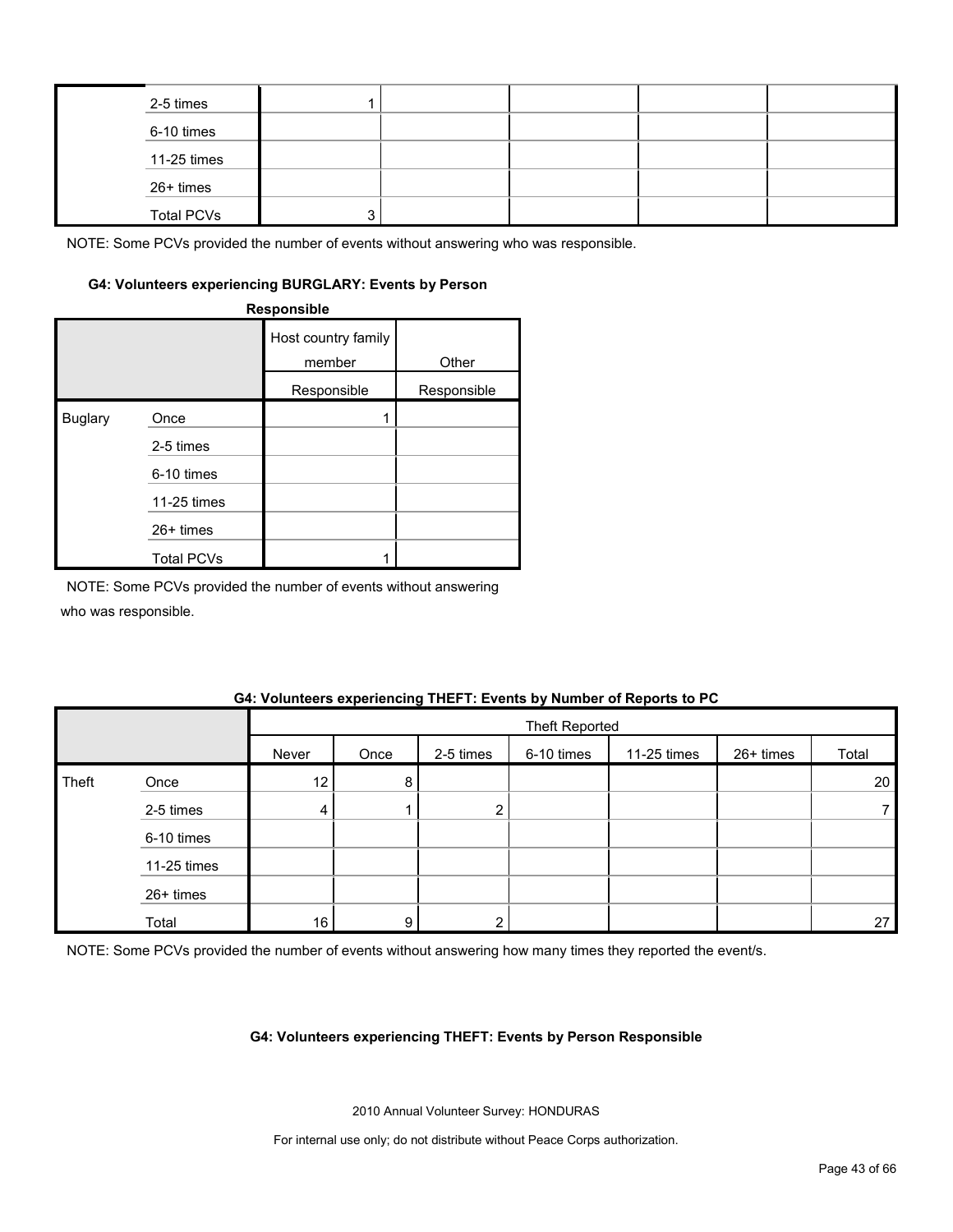| | | | | | | |
|---|---|---|---|---|---|---|
| | 2-5 times | 1 | | | | |
| | 6-10 times | | | | | |
| | 11-25 times | | | | | |
| | 26+ times | | | | | |
| | Total PCVs | 3 | | | | |

NOTE: Some PCVs provided the number of events without answering who was responsible.

**G4: Volunteers experiencing BURGLARY: Events by Person Responsible**

| | | Host country family member Responsible | Other Responsible |
|---|---|---|---|
| Buglary | Once | 1 | |
| | 2-5 times | | |
| | 6-10 times | | |
| | 11-25 times | | |
| | 26+ times | | |
| | Total PCVs | 1 | |

NOTE: Some PCVs provided the number of events without answering who was responsible.

**G4: Volunteers experiencing THEFT: Events by Number of Reports to PC**

| | | Theft Reported | | | | | | |
|---|---|---|---|---|---|---|---|---|
| | | Never | Once | 2-5 times | 6-10 times | 11-25 times | 26+ times | Total |
| Theft | Once | 12 | 8 | | | | | 20 |
| | 2-5 times | 4 | 1 | 2 | | | | 7 |
| | 6-10 times | | | | | | | |
| | 11-25 times | | | | | | | |
| | 26+ times | | | | | | | |
| | Total | 16 | 9 | 2 | | | | 27 |

NOTE: Some PCVs provided the number of events without answering how many times they reported the event/s.

**G4: Volunteers experiencing THEFT: Events by Person Responsible**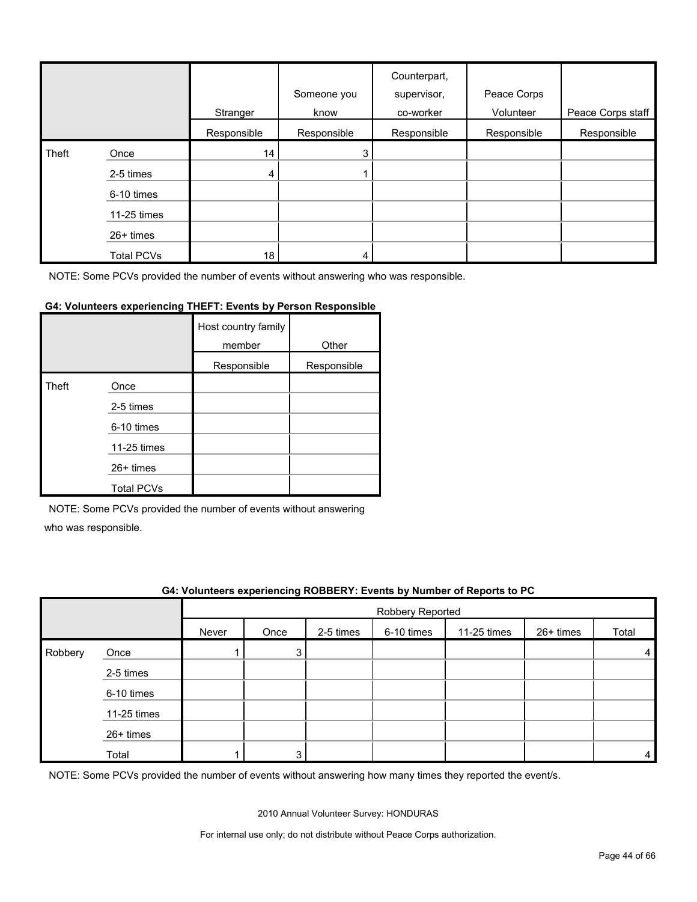| | | Stranger | Someone you know | Counterpart, supervisor, co-worker | Peace Corps Volunteer | Peace Corps staff |
|---|---|---|---|---|---|---|
| | | Responsible | Responsible | Responsible | Responsible | Responsible |
| Theft | Once | 14 | 3 | | | |
| | 2-5 times | 4 | 1 | | | |
| | 6-10 times | | | | | |
| | 11-25 times | | | | | |
| | 26+ times | | | | | |
| | Total PCVs | 18 | 4 | | | |

NOTE: Some PCVs provided the number of events without answering who was responsible.

**G4: Volunteers experiencing THEFT: Events by Person Responsible**

| | | Host country family member | Other |
|---|---|---|---|
| | | Responsible | Responsible |
| Theft | Once | | |
| | 2-5 times | | |
| | 6-10 times | | |
| | 11-25 times | | |
| | 26+ times | | |
| | Total PCVs | | |

NOTE: Some PCVs provided the number of events without answering who was responsible.

**G4: Volunteers experiencing ROBBERY: Events by Number of Reports to PC**

| | | Robbery Reported | | | | | | |
|---|---|---|---|---|---|---|---|---|
| | | Never | Once | 2-5 times | 6-10 times | 11-25 times | 26+ times | Total |
| Robbery | Once | 1 | 3 | | | | | 4 |
| | 2-5 times | | | | | | | |
| | 6-10 times | | | | | | | |
| | 11-25 times | | | | | | | |
| | 26+ times | | | | | | | |
| | Total | 1 | 3 | | | | | 4 |

NOTE: Some PCVs provided the number of events without answering how many times they reported the event/s.

2010 Annual Volunteer Survey: HONDURAS

For internal use only; do not distribute without Peace Corps authorization.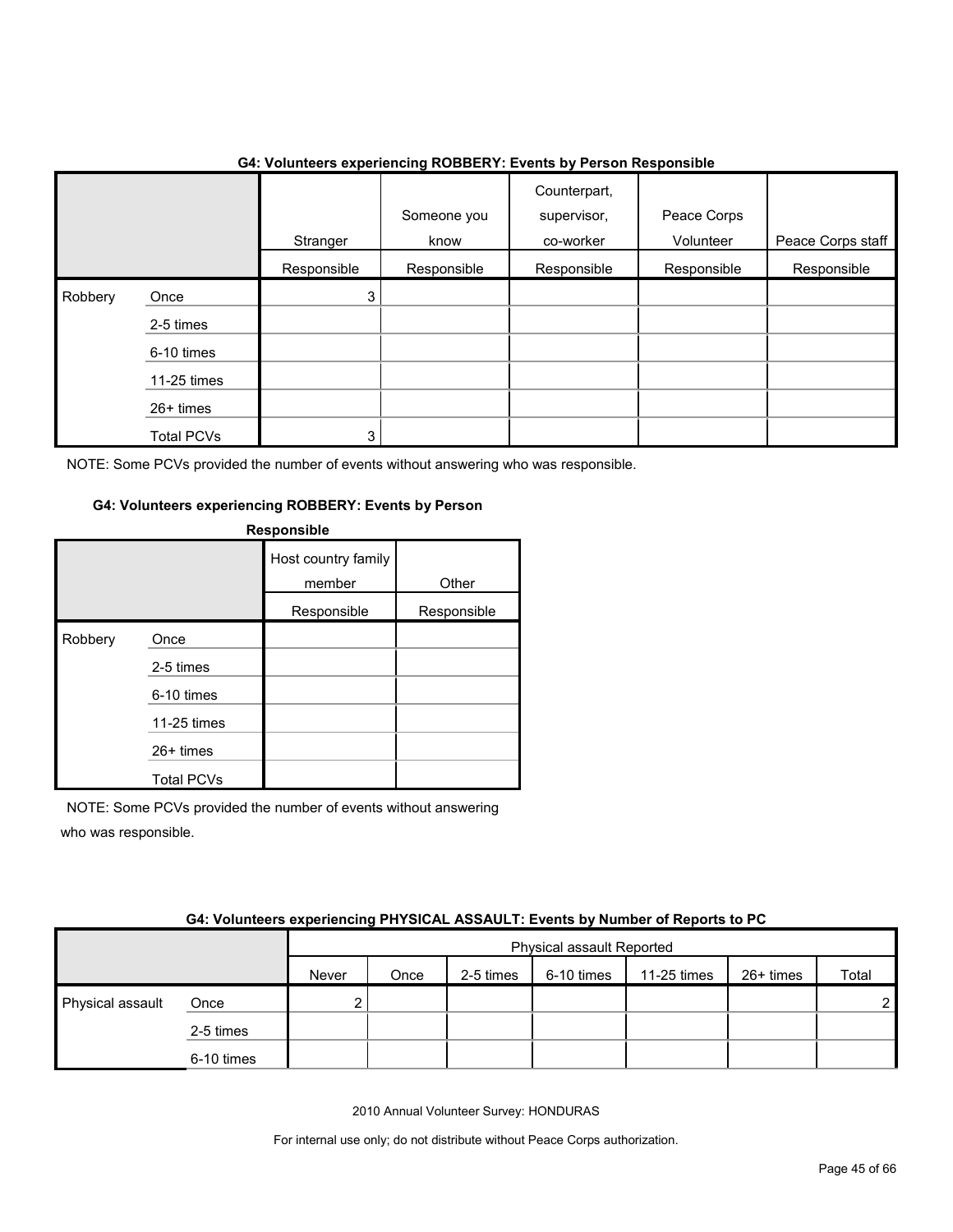**G4: Volunteers experiencing ROBBERY: Events by Person Responsible**

| | | Stranger | Someone you know | Counterpart, supervisor, co-worker | Peace Corps Volunteer | Peace Corps staff |
|---|---|---|---|---|---|---|
| | | Responsible | Responsible | Responsible | Responsible | Responsible |
| Robbery | Once | 3 | | | | |
| | 2-5 times | | | | | |
| | 6-10 times | | | | | |
| | 11-25 times | | | | | |
| | 26+ times | | | | | |
| | Total PCVs | 3 | | | | |

NOTE: Some PCVs provided the number of events without answering who was responsible.

**G4: Volunteers experiencing ROBBERY: Events by Person Responsible**

| | | Host country family member | Other |
|---|---|---|---|
| | | Responsible | Responsible |
| Robbery | Once | | |
| | 2-5 times | | |
| | 6-10 times | | |
| | 11-25 times | | |
| | 26+ times | | |
| | Total PCVs | | |

NOTE: Some PCVs provided the number of events without answering who was responsible.

**G4: Volunteers experiencing PHYSICAL ASSAULT: Events by Number of Reports to PC**

| | | Physical assault Reported | | | | | | |
|---|---|---|---|---|---|---|---|---|
| | | Never | Once | 2-5 times | 6-10 times | 11-25 times | 26+ times | Total |
| Physical assault | Once | 2 | | | | | | 2 |
| | 2-5 times | | | | | | | |
| | 6-10 times | | | | | | | |

2010 Annual Volunteer Survey: HONDURAS

For internal use only; do not distribute without Peace Corps authorization.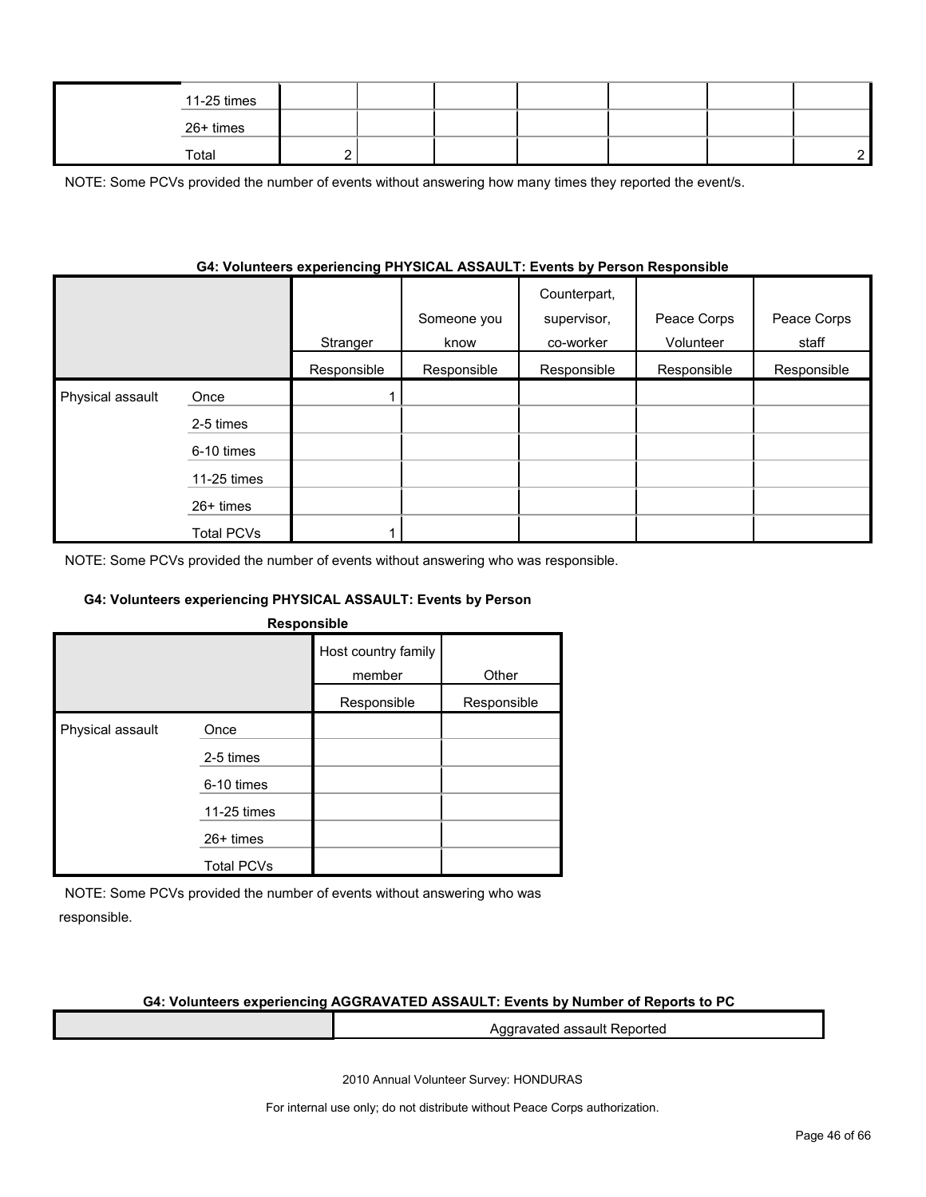| | | | | | | | |
|---|---|---|---|---|---|---|---|
| | 11-25 times | | | | | | |
| | 26+ times | | | | | | |
| | Total | 2 | | | | | 2 |

NOTE: Some PCVs provided the number of events without answering how many times they reported the event/s.

**G4: Volunteers experiencing PHYSICAL ASSAULT: Events by Person Responsible**

| | | Stranger | Someone you know | Counterpart, supervisor, co-worker | Peace Corps Volunteer | Peace Corps staff |
|---|---|---|---|---|---|---|
| | | Responsible | Responsible | Responsible | Responsible | Responsible |
| Physical assault | Once | 1 | | | | |
| | 2-5 times | | | | | |
| | 6-10 times | | | | | |
| | 11-25 times | | | | | |
| | 26+ times | | | | | |
| | Total PCVs | 1 | | | | |

NOTE: Some PCVs provided the number of events without answering who was responsible.

**G4: Volunteers experiencing PHYSICAL ASSAULT: Events by Person Responsible**

| | | Host country family member | Other |
|---|---|---|---|
| | | Responsible | Responsible |
| Physical assault | Once | | |
| | 2-5 times | | |
| | 6-10 times | | |
| | 11-25 times | | |
| | 26+ times | | |
| | Total PCVs | | |

NOTE: Some PCVs provided the number of events without answering who was responsible.

**G4: Volunteers experiencing AGGRAVATED ASSAULT: Events by Number of Reports to PC**

| | Aggravated assault Reported |
|---|---|

2010 Annual Volunteer Survey: HONDURAS

For internal use only; do not distribute without Peace Corps authorization.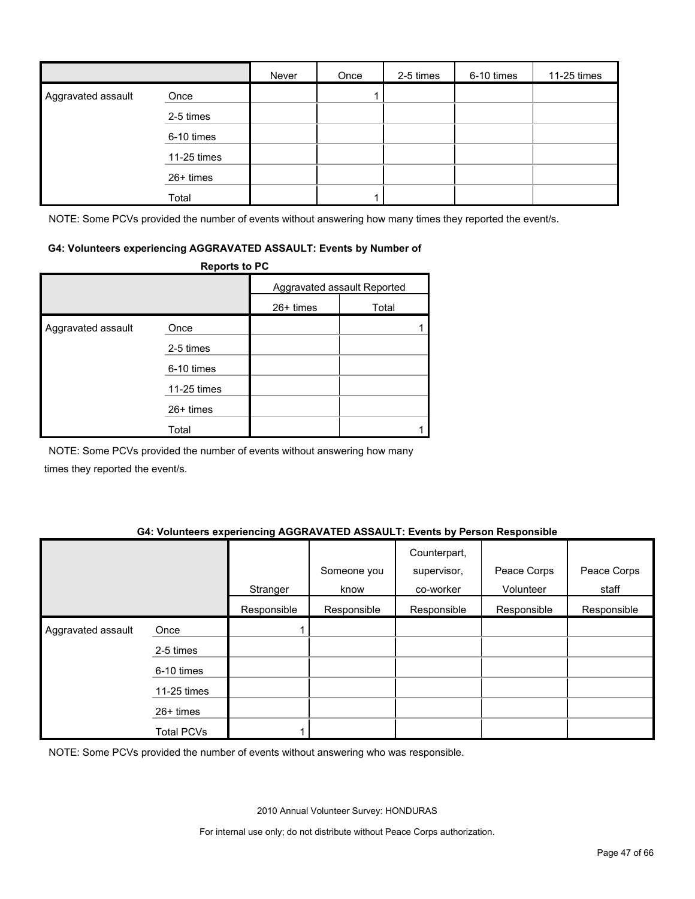| | | Never | Once | 2-5 times | 6-10 times | 11-25 times |
|---|---|---|---|---|---|---|
| Aggravated assault | Once | | 1 | | | |
| | 2-5 times | | | | | |
| | 6-10 times | | | | | |
| | 11-25 times | | | | | |
| | 26+ times | | | | | |
| | Total | | 1 | | | |

NOTE: Some PCVs provided the number of events without answering how many times they reported the event/s.

**G4: Volunteers experiencing AGGRAVATED ASSAULT: Events by Number of Reports to PC**

| | | Aggravated assault Reported | |
|---|---|---|---|
| | | 26+ times | Total |
| Aggravated assault | Once | | 1 |
| | 2-5 times | | |
| | 6-10 times | | |
| | 11-25 times | | |
| | 26+ times | | |
| | Total | | 1 |

NOTE: Some PCVs provided the number of events without answering how many times they reported the event/s.

**G4: Volunteers experiencing AGGRAVATED ASSAULT: Events by Person Responsible**

| | | Stranger | Someone you know | Counterpart, supervisor, co-worker | Peace Corps Volunteer | Peace Corps staff |
|---|---|---|---|---|---|---|
| | | Responsible | Responsible | Responsible | Responsible | Responsible |
| Aggravated assault | Once | 1 | | | | |
| | 2-5 times | | | | | |
| | 6-10 times | | | | | |
| | 11-25 times | | | | | |
| | 26+ times | | | | | |
| | Total PCVs | 1 | | | | |

NOTE: Some PCVs provided the number of events without answering who was responsible.

2010 Annual Volunteer Survey: HONDURAS

For internal use only; do not distribute without Peace Corps authorization.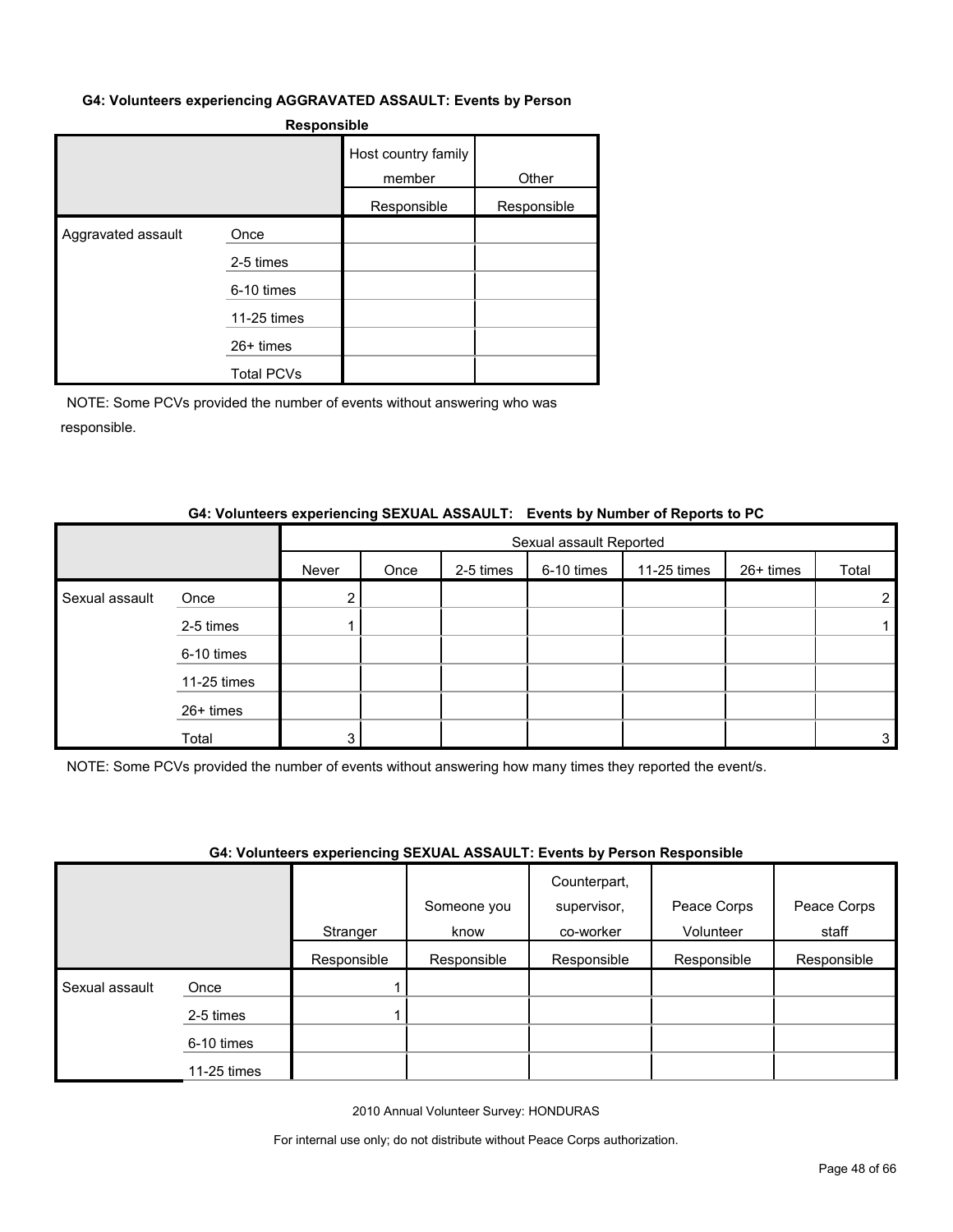#### G4: Volunteers experiencing AGGRAVATED ASSAULT: Events by Person Responsible

| | | Host country family member | Other |
|---|---|---|---|
| | | Responsible | Responsible |
| Aggravated assault | Once | | |
| | 2-5 times | | |
| | 6-10 times | | |
| | 11-25 times | | |
| | 26+ times | | |
| | Total PCVs | | |

NOTE: Some PCVs provided the number of events without answering who was responsible.

#### G4: Volunteers experiencing SEXUAL ASSAULT: Events by Number of Reports to PC

| | | Sexual assault Reported | | | | | | |
|---|---|---|---|---|---|---|---|---|
| | | Never | Once | 2-5 times | 6-10 times | 11-25 times | 26+ times | Total |
| Sexual assault | Once | 2 | | | | | | 2 |
| | 2-5 times | 1 | | | | | | 1 |
| | 6-10 times | | | | | | | |
| | 11-25 times | | | | | | | |
| | 26+ times | | | | | | | |
| | Total | 3 | | | | | | 3 |

NOTE: Some PCVs provided the number of events without answering how many times they reported the event/s.

#### G4: Volunteers experiencing SEXUAL ASSAULT: Events by Person Responsible

| | | Stranger | Someone you know | Counterpart, supervisor, co-worker | Peace Corps Volunteer | Peace Corps staff |
|---|---|---|---|---|---|---|
| | | Responsible | Responsible | Responsible | Responsible | Responsible |
| Sexual assault | Once | 1 | | | | |
| | 2-5 times | 1 | | | | |
| | 6-10 times | | | | | |
| | 11-25 times | | | | | |

2010 Annual Volunteer Survey: HONDURAS

For internal use only; do not distribute without Peace Corps authorization.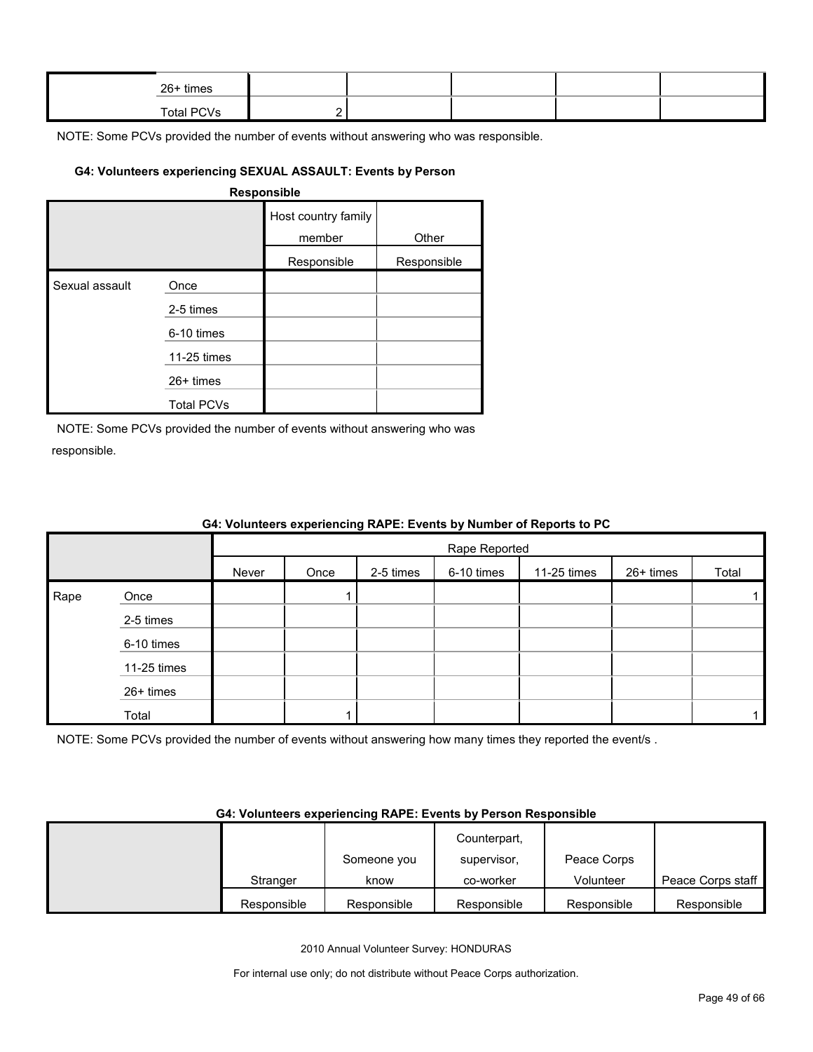| | | | | | | |
|---|---|---|---|---|---|---|
| | 26+ times | | | | | |
| | Total PCVs | 2 | | | | |

NOTE: Some PCVs provided the number of events without answering who was responsible.

#### G4: Volunteers experiencing SEXUAL ASSAULT: Events by Person Responsible

| | | Host country family member | Other |
|---|---|---|---|
| | | Responsible | Responsible |
| Sexual assault | Once | | |
| | 2-5 times | | |
| | 6-10 times | | |
| | 11-25 times | | |
| | 26+ times | | |
| | Total PCVs | | |

NOTE: Some PCVs provided the number of events without answering who was responsible.

#### G4: Volunteers experiencing RAPE: Events by Number of Reports to PC

| | | Rape Reported | | | | | | |
|---|---|---|---|---|---|---|---|---|
| | | Never | Once | 2-5 times | 6-10 times | 11-25 times | 26+ times | Total |
| Rape | Once | | 1 | | | | | 1 |
| | 2-5 times | | | | | | | |
| | 6-10 times | | | | | | | |
| | 11-25 times | | | | | | | |
| | 26+ times | | | | | | | |
| | Total | | 1 | | | | | 1 |

NOTE: Some PCVs provided the number of events without answering how many times they reported the event/s .

#### G4: Volunteers experiencing RAPE: Events by Person Responsible

| | Stranger | Someone you know | Counterpart, supervisor, co-worker | Peace Corps Volunteer | Peace Corps staff |
|---|---|---|---|---|---|
| | Responsible | Responsible | Responsible | Responsible | Responsible |

2010 Annual Volunteer Survey: HONDURAS

For internal use only; do not distribute without Peace Corps authorization.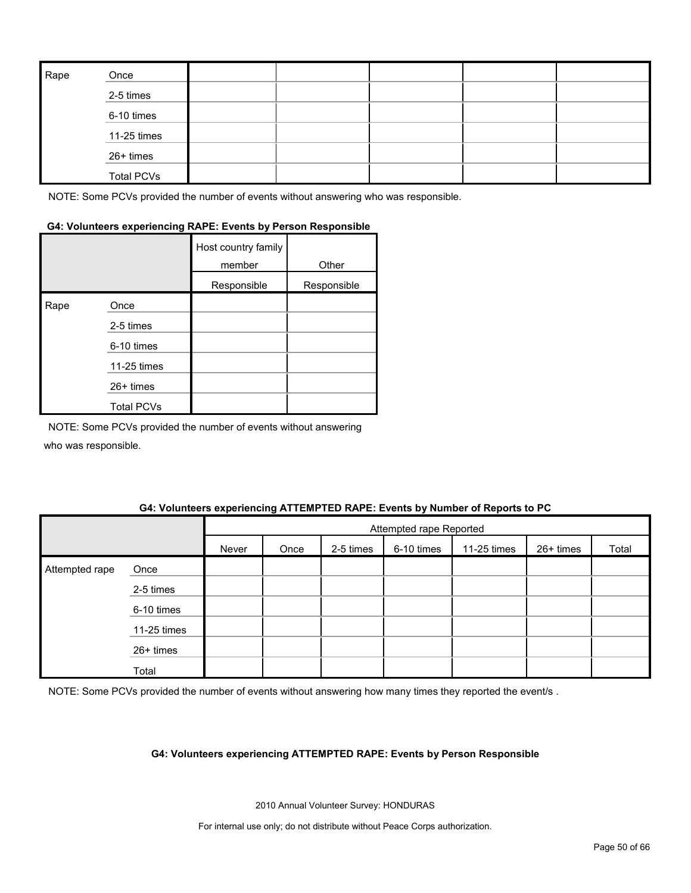| Rape | Once | | | | | |
|---|---|---|---|---|---|---|
| | 2-5 times | | | | | |
| | 6-10 times | | | | | |
| | 11-25 times | | | | | |
| | 26+ times | | | | | |
| | Total PCVs | | | | | |

NOTE: Some PCVs provided the number of events without answering who was responsible.

**G4: Volunteers experiencing RAPE: Events by Person Responsible**

| | | Host country family member | Other |
|---|---|---|---|
| | | Responsible | Responsible |
| Rape | Once | | |
| | 2-5 times | | |
| | 6-10 times | | |
| | 11-25 times | | |
| | 26+ times | | |
| | Total PCVs | | |

NOTE: Some PCVs provided the number of events without answering who was responsible.

**G4: Volunteers experiencing ATTEMPTED RAPE: Events by Number of Reports to PC**

| | | Attempted rape Reported | | | | | | |
|---|---|---|---|---|---|---|---|---|
| | | Never | Once | 2-5 times | 6-10 times | 11-25 times | 26+ times | Total |
| Attempted rape | Once | | | | | | | |
| | 2-5 times | | | | | | | |
| | 6-10 times | | | | | | | |
| | 11-25 times | | | | | | | |
| | 26+ times | | | | | | | |
| | Total | | | | | | | |

NOTE: Some PCVs provided the number of events without answering how many times they reported the event/s .

**G4: Volunteers experiencing ATTEMPTED RAPE: Events by Person Responsible**

2010 Annual Volunteer Survey: HONDURAS

For internal use only; do not distribute without Peace Corps authorization.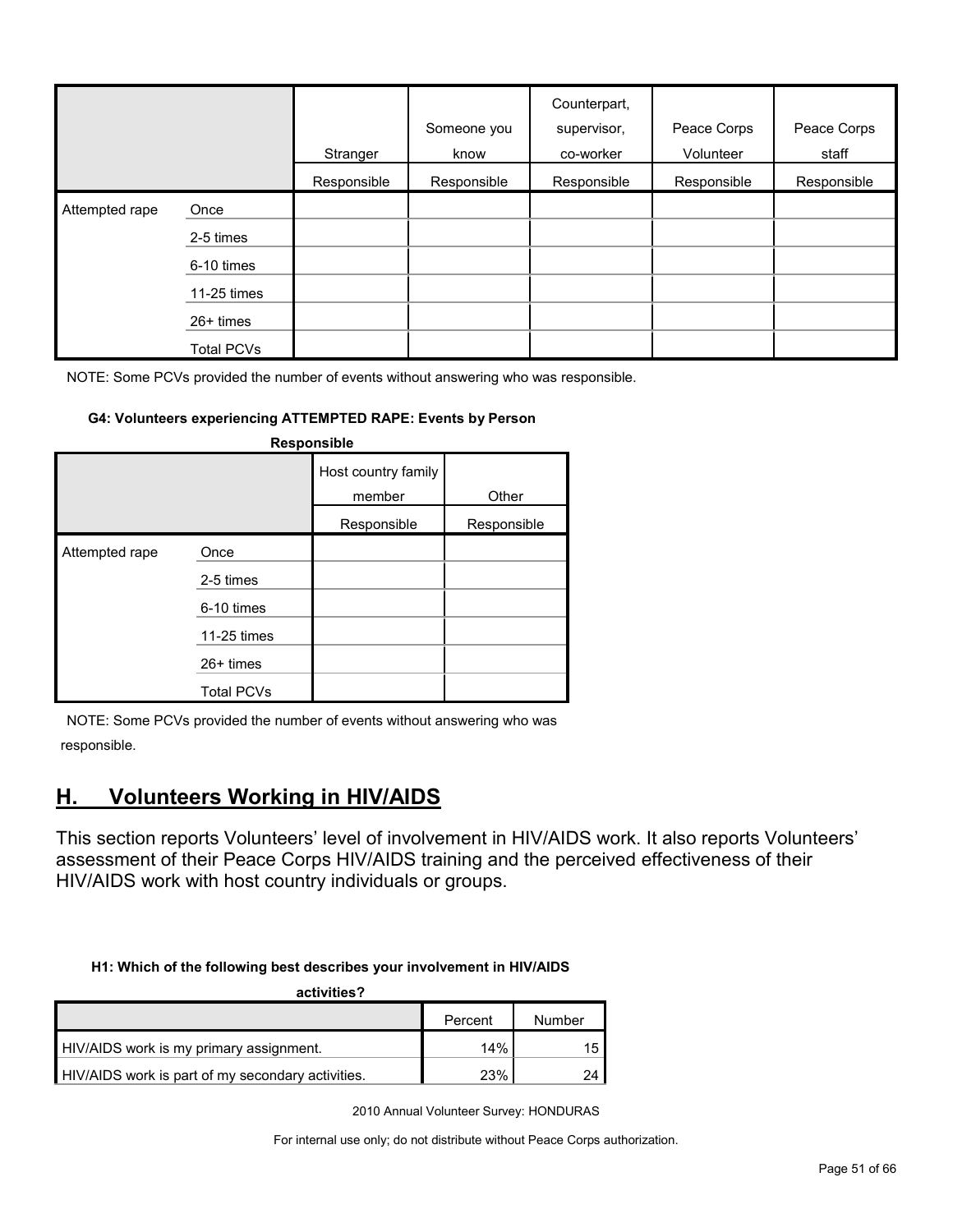| | | Stranger | Someone you know | Counterpart, supervisor, co-worker | Peace Corps Volunteer | Peace Corps staff |
|---|---|---|---|---|---|---|
| | | Responsible | Responsible | Responsible | Responsible | Responsible |
| Attempted rape | Once | | | | | |
| | 2-5 times | | | | | |
| | 6-10 times | | | | | |
| | 11-25 times | | | | | |
| | 26+ times | | | | | |
| | Total PCVs | | | | | |

NOTE: Some PCVs provided the number of events without answering who was responsible.

**G4: Volunteers experiencing ATTEMPTED RAPE: Events by Person Responsible**

| | | Host country family member | Other |
|---|---|---|---|
| | | Responsible | Responsible |
| Attempted rape | Once | | |
| | 2-5 times | | |
| | 6-10 times | | |
| | 11-25 times | | |
| | 26+ times | | |
| | Total PCVs | | |

NOTE: Some PCVs provided the number of events without answering who was responsible.

## H. Volunteers Working in HIV/AIDS

This section reports Volunteers' level of involvement in HIV/AIDS work. It also reports Volunteers' assessment of their Peace Corps HIV/AIDS training and the perceived effectiveness of their HIV/AIDS work with host country individuals or groups.

**H1: Which of the following best describes your involvement in HIV/AIDS activities?**

| | Percent | Number |
|---|---|---|
| HIV/AIDS work is my primary assignment. | 14% | 15 |
| HIV/AIDS work is part of my secondary activities. | 23% | 24 |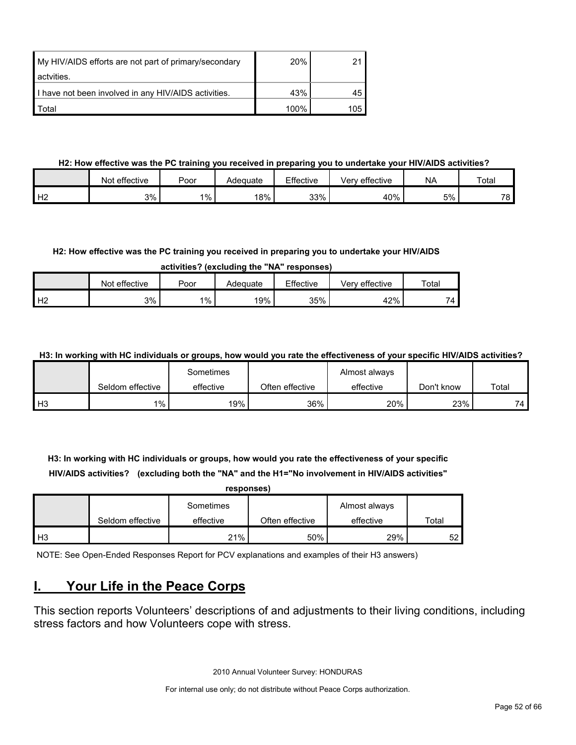| My HIV/AIDS efforts are not part of primary/secondary actvities. | 20% | 21 |
|---|---|---|
| I have not been involved in any HIV/AIDS activities. | 43% | 45 |
| Total | 100% | 105 |

**H2: How effective was the PC training you received in preparing you to undertake your HIV/AIDS activities?**

| | Not effective | Poor | Adequate | Effective | Very effective | NA | Total |
|---|---|---|---|---|---|---|---|
| H2 | 3% | 1% | 18% | 33% | 40% | 5% | 78 |

**H2: How effective was the PC training you received in preparing you to undertake your HIV/AIDS activities? (excluding the "NA" responses)**

| | Not effective | Poor | Adequate | Effective | Very effective | Total |
|---|---|---|---|---|---|---|
| H2 | 3% | 1% | 19% | 35% | 42% | 74 |

**H3: In working with HC individuals or groups, how would you rate the effectiveness of your specific HIV/AIDS activities?**

| | Seldom effective | Sometimes effective | Often effective | Almost always effective | Don't know | Total |
|---|---|---|---|---|---|---|
| H3 | 1% | 19% | 36% | 20% | 23% | 74 |

**H3: In working with HC individuals or groups, how would you rate the effectiveness of your specific HIV/AIDS activities? (excluding both the "NA" and the H1="No involvement in HIV/AIDS activities" responses)**

| | Seldom effective | Sometimes effective | Often effective | Almost always effective | Total |
|---|---|---|---|---|---|
| H3 | | 21% | 50% | 29% | 52 |

NOTE: See Open-Ended Responses Report for PCV explanations and examples of their H3 answers)

## I. Your Life in the Peace Corps

This section reports Volunteers' descriptions of and adjustments to their living conditions, including stress factors and how Volunteers cope with stress.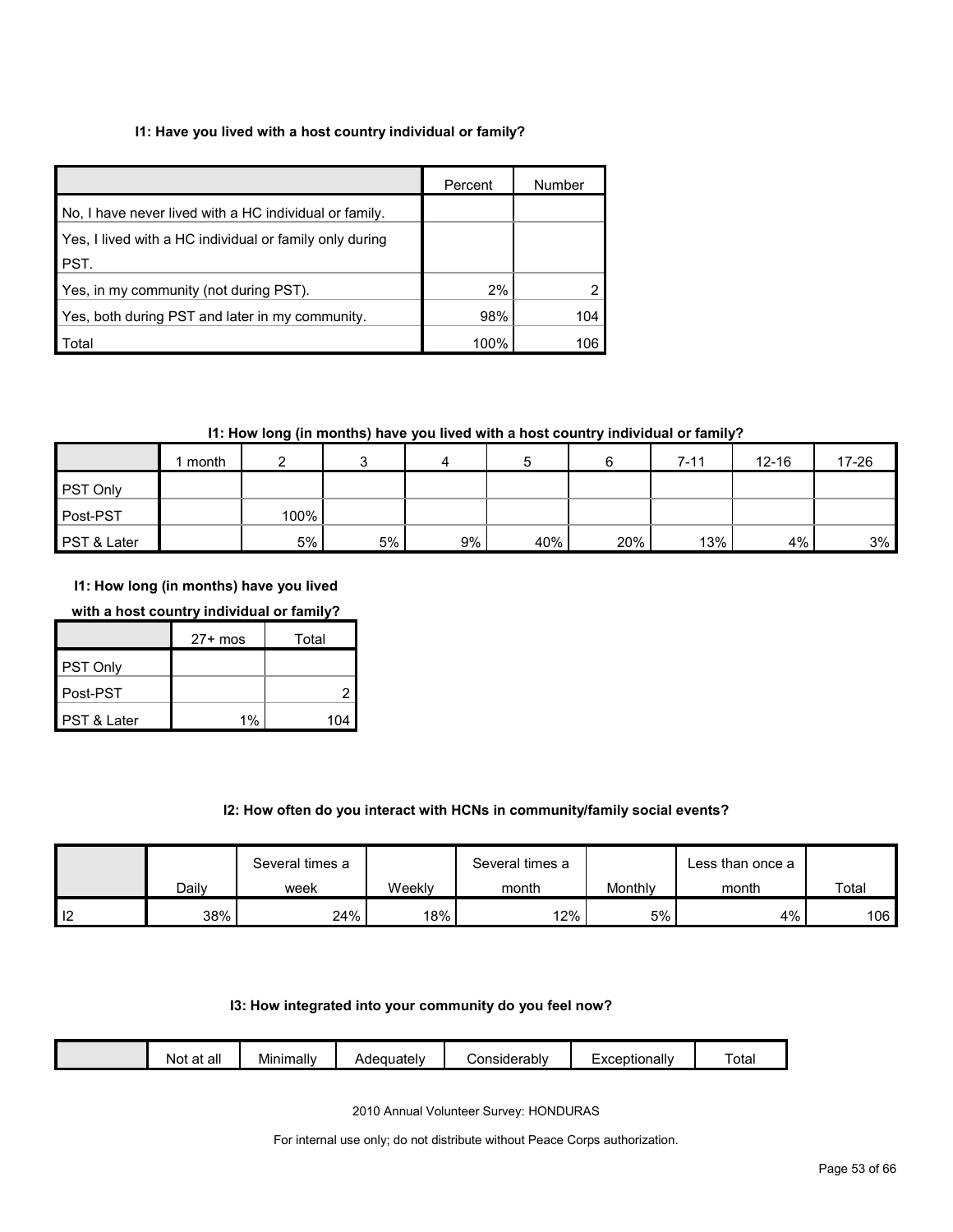### I1: Have you lived with a host country individual or family?

| | Percent | Number |
|---|---|---|
| No, I have never lived with a HC individual or family. | | |
| Yes, I lived with a HC individual or family only during PST. | | |
| Yes, in my community (not during PST). | 2% | 2 |
| Yes, both during PST and later in my community. | 98% | 104 |
| Total | 100% | 106 |

### I1: How long (in months) have you lived with a host country individual or family?

| | 1 month | 2 | 3 | 4 | 5 | 6 | 7-11 | 12-16 | 17-26 | 27+ mos | Total |
|---|---|---|---|---|---|---|---|---|---|---|---|
| PST Only | | | | | | | | | | | |
| Post-PST | | 100% | | | | | | | | | 2 |
| PST & Later | | 5% | 5% | 9% | 40% | 20% | 13% | 4% | 3% | 1% | 104 |

### I2: How often do you interact with HCNs in community/family social events?

| | Daily | Several times a week | Weekly | Several times a month | Monthly | Less than once a month | Total |
|---|---|---|---|---|---|---|---|
| I2 | 38% | 24% | 18% | 12% | 5% | 4% | 106 |

### I3: How integrated into your community do you feel now?

| | Not at all | Minimally | Adequately | Considerably | Exceptionally | Total |
|---|---|---|---|---|---|---|

2010 Annual Volunteer Survey: HONDURAS

For internal use only; do not distribute without Peace Corps authorization.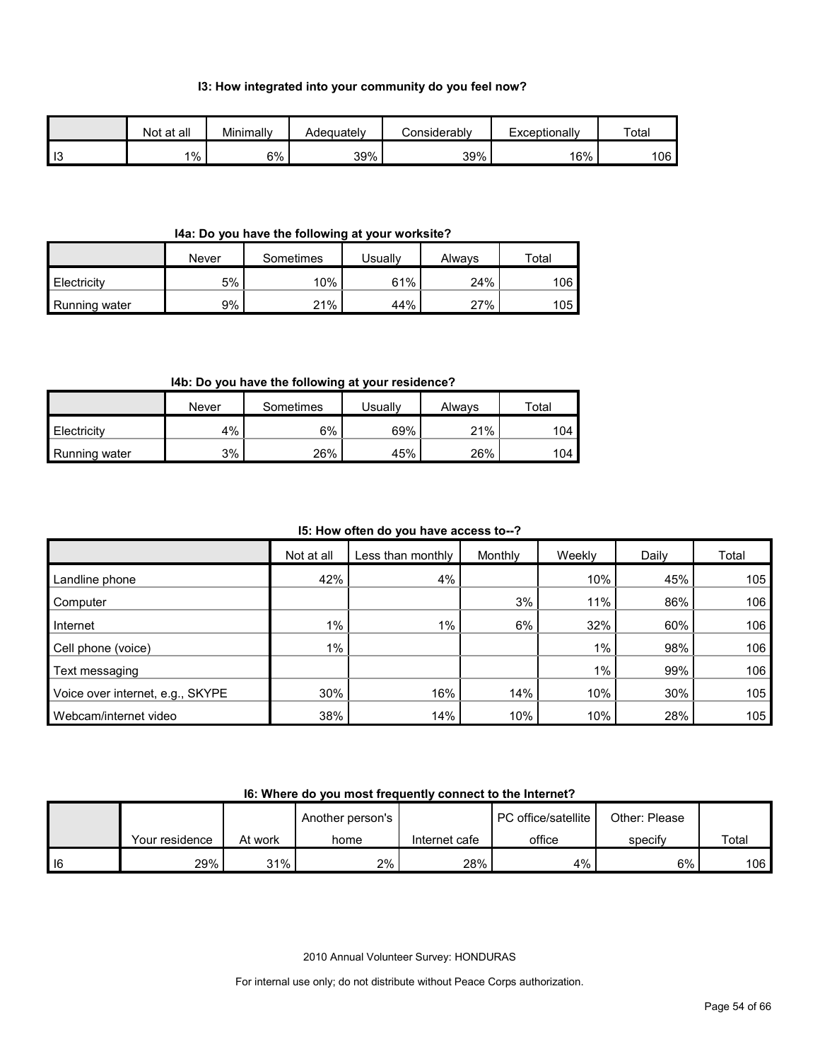### I3: How integrated into your community do you feel now?

| | Not at all | Minimally | Adequately | Considerably | Exceptionally | Total |
|---|---|---|---|---|---|---|
| I3 | 1% | 6% | 39% | 39% | 16% | 106 |

### I4a: Do you have the following at your worksite?

| | Never | Sometimes | Usually | Always | Total |
|---|---|---|---|---|---|
| Electricity | 5% | 10% | 61% | 24% | 106 |
| Running water | 9% | 21% | 44% | 27% | 105 |

### I4b: Do you have the following at your residence?

| | Never | Sometimes | Usually | Always | Total |
|---|---|---|---|---|---|
| Electricity | 4% | 6% | 69% | 21% | 104 |
| Running water | 3% | 26% | 45% | 26% | 104 |

### I5: How often do you have access to--?

| | Not at all | Less than monthly | Monthly | Weekly | Daily | Total |
|---|---|---|---|---|---|---|
| Landline phone | 42% | 4% | | 10% | 45% | 105 |
| Computer | | | 3% | 11% | 86% | 106 |
| Internet | 1% | 1% | 6% | 32% | 60% | 106 |
| Cell phone (voice) | 1% | | | 1% | 98% | 106 |
| Text messaging | | | | 1% | 99% | 106 |
| Voice over internet, e.g., SKYPE | 30% | 16% | 14% | 10% | 30% | 105 |
| Webcam/internet video | 38% | 14% | 10% | 10% | 28% | 105 |

### I6: Where do you most frequently connect to the Internet?

| | Your residence | At work | Another person's home | Internet cafe | PC office/satellite office | Other: Please specify | Total |
|---|---|---|---|---|---|---|---|
| I6 | 29% | 31% | 2% | 28% | 4% | 6% | 106 |

2010 Annual Volunteer Survey: HONDURAS

For internal use only; do not distribute without Peace Corps authorization.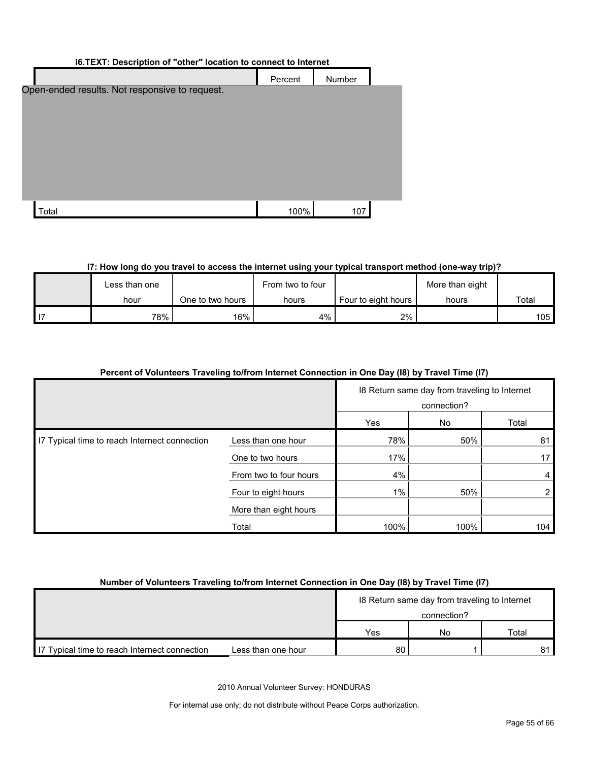**I6.TEXT: Description of "other" location to connect to Internet**

| | Percent | Number |
|---|---|---|
| Open-ended results. Not responsive to request. | | |
| Total | 100% | 107 |

**I7: How long do you travel to access the internet using your typical transport method (one-way trip)?**

| | Less than one hour | One to two hours | From two to four hours | Four to eight hours | More than eight hours | Total |
|---|---|---|---|---|---|---|
| I7 | 78% | 16% | 4% | 2% | | 105 |

**Percent of Volunteers Traveling to/from Internet Connection in One Day (I8) by Travel Time (I7)**

| | | I8 Return same day from traveling to Internet connection? | | |
|---|---|---|---|---|
| | | Yes | No | Total |
| I7 Typical time to reach Internet connection | Less than one hour | 78% | 50% | 81 |
| | One to two hours | 17% | | 17 |
| | From two to four hours | 4% | | 4 |
| | Four to eight hours | 1% | 50% | 2 |
| | More than eight hours | | | |
| | Total | 100% | 100% | 104 |

**Number of Volunteers Traveling to/from Internet Connection in One Day (I8) by Travel Time (I7)**

| | | I8 Return same day from traveling to Internet connection? | | |
|---|---|---|---|---|
| | | Yes | No | Total |
| I7 Typical time to reach Internet connection | Less than one hour | 80 | 1 | 81 |

2010 Annual Volunteer Survey: HONDURAS

For internal use only; do not distribute without Peace Corps authorization.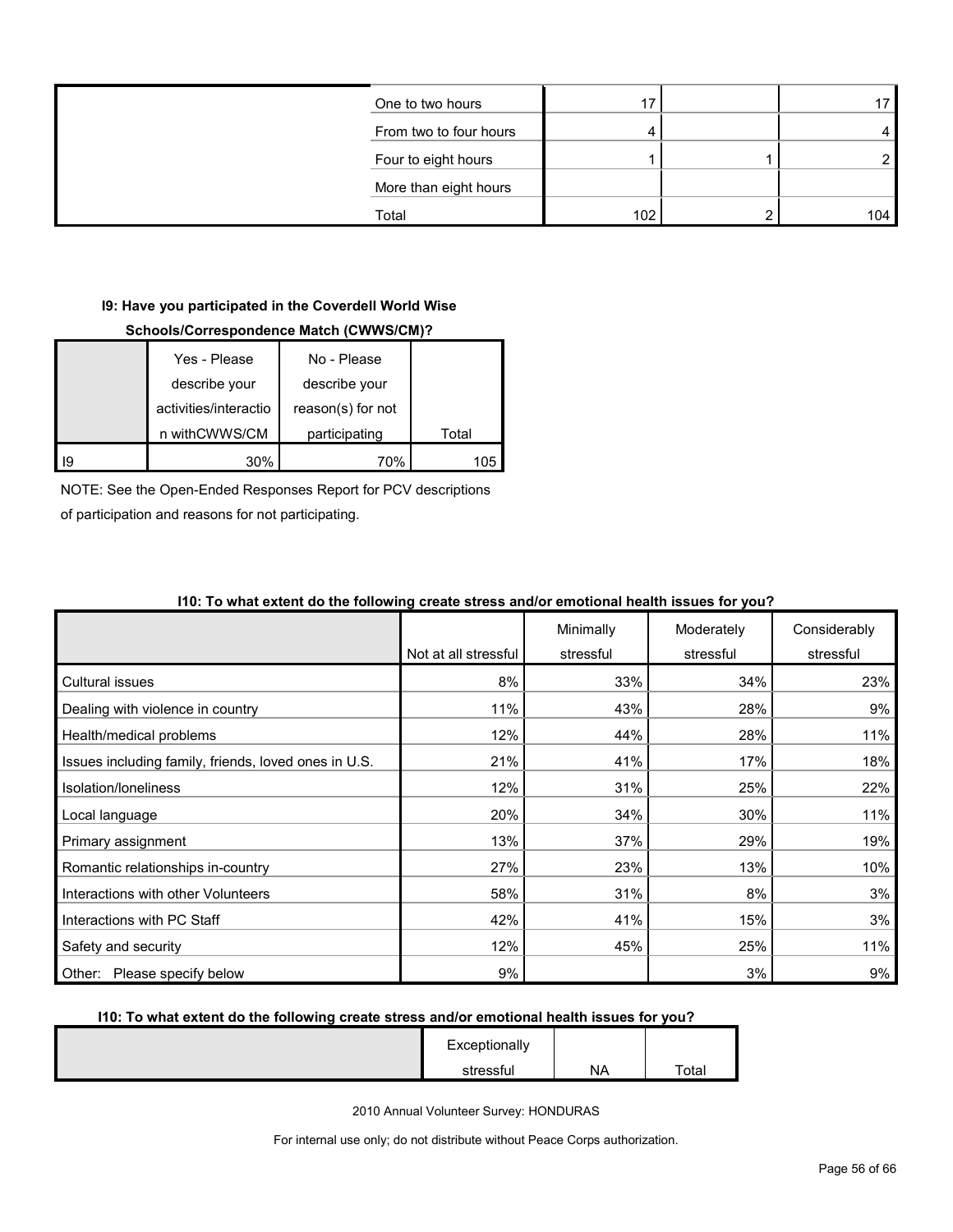| | | | | |
|---|---|---|---|---|
| | One to two hours | 17 | | 17 |
| | From two to four hours | 4 | | 4 |
| | Four to eight hours | 1 | 1 | 2 |
| | More than eight hours | | | |
| | Total | 102 | 2 | 104 |

**I9: Have you participated in the Coverdell World Wise Schools/Correspondence Match (CWWS/CM)?**

| | Yes - Please describe your activities/interaction withCWWS/CM | No - Please describe your reason(s) for not participating | Total |
|---|---|---|---|
| I9 | 30% | 70% | 105 |

NOTE: See the Open-Ended Responses Report for PCV descriptions of participation and reasons for not participating.

**I10: To what extent do the following create stress and/or emotional health issues for you?**

| | Not at all stressful | Minimally stressful | Moderately stressful | Considerably stressful |
|---|---|---|---|---|
| Cultural issues | 8% | 33% | 34% | 23% |
| Dealing with violence in country | 11% | 43% | 28% | 9% |
| Health/medical problems | 12% | 44% | 28% | 11% |
| Issues including family, friends, loved ones in U.S. | 21% | 41% | 17% | 18% |
| Isolation/loneliness | 12% | 31% | 25% | 22% |
| Local language | 20% | 34% | 30% | 11% |
| Primary assignment | 13% | 37% | 29% | 19% |
| Romantic relationships in-country | 27% | 23% | 13% | 10% |
| Interactions with other Volunteers | 58% | 31% | 8% | 3% |
| Interactions with PC Staff | 42% | 41% | 15% | 3% |
| Safety and security | 12% | 45% | 25% | 11% |
| Other: Please specify below | 9% | | 3% | 9% |

**I10: To what extent do the following create stress and/or emotional health issues for you?**

| | Exceptionally stressful | NA | Total |
|---|---|---|---|

2010 Annual Volunteer Survey: HONDURAS

For internal use only; do not distribute without Peace Corps authorization.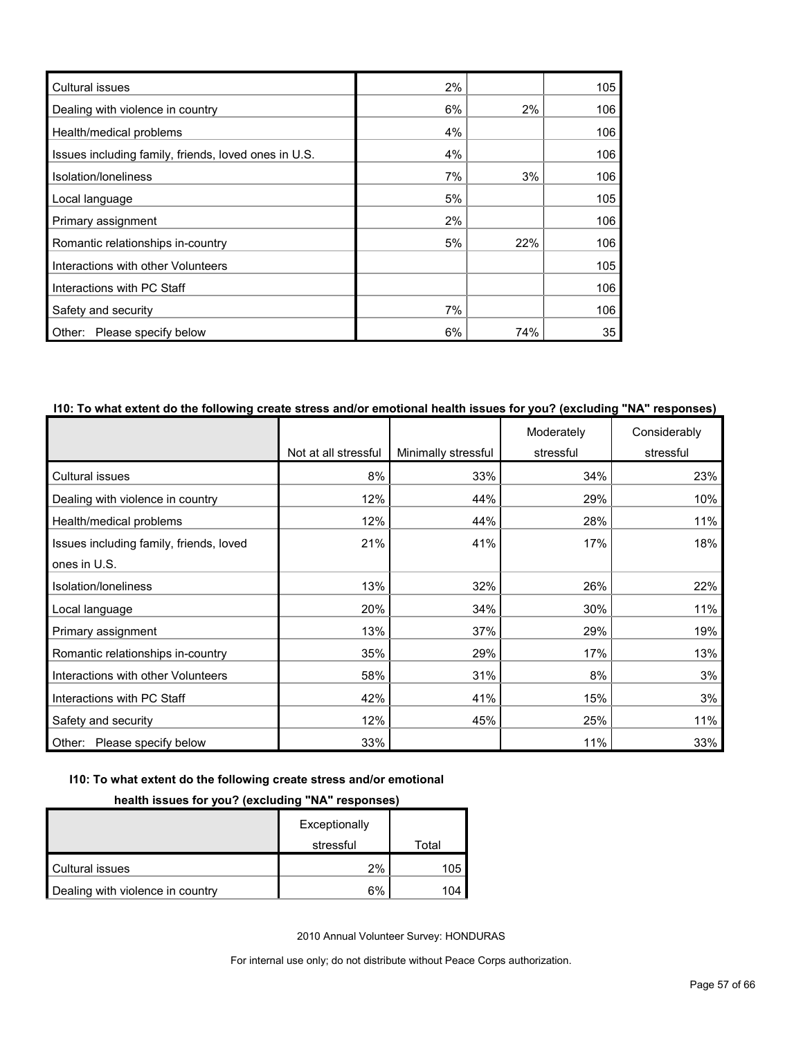| | | | |
|---|---|---|---|
| Cultural issues | 2% | | 105 |
| Dealing with violence in country | 6% | 2% | 106 |
| Health/medical problems | 4% | | 106 |
| Issues including family, friends, loved ones in U.S. | 4% | | 106 |
| Isolation/loneliness | 7% | 3% | 106 |
| Local language | 5% | | 105 |
| Primary assignment | 2% | | 106 |
| Romantic relationships in-country | 5% | 22% | 106 |
| Interactions with other Volunteers | | | 105 |
| Interactions with PC Staff | | | 106 |
| Safety and security | 7% | | 106 |
| Other: Please specify below | 6% | 74% | 35 |

**I10: To what extent do the following create stress and/or emotional health issues for you? (excluding "NA" responses)**

| | Not at all stressful | Minimally stressful | Moderately stressful | Considerably stressful |
|---|---|---|---|---|
| Cultural issues | 8% | 33% | 34% | 23% |
| Dealing with violence in country | 12% | 44% | 29% | 10% |
| Health/medical problems | 12% | 44% | 28% | 11% |
| Issues including family, friends, loved ones in U.S. | 21% | 41% | 17% | 18% |
| Isolation/loneliness | 13% | 32% | 26% | 22% |
| Local language | 20% | 34% | 30% | 11% |
| Primary assignment | 13% | 37% | 29% | 19% |
| Romantic relationships in-country | 35% | 29% | 17% | 13% |
| Interactions with other Volunteers | 58% | 31% | 8% | 3% |
| Interactions with PC Staff | 42% | 41% | 15% | 3% |
| Safety and security | 12% | 45% | 25% | 11% |
| Other: Please specify below | 33% | | 11% | 33% |

**I10: To what extent do the following create stress and/or emotional health issues for you? (excluding "NA" responses)**

| | Exceptionally stressful | Total |
|---|---|---|
| Cultural issues | 2% | 105 |
| Dealing with violence in country | 6% | 104 |

2010 Annual Volunteer Survey: HONDURAS

For internal use only; do not distribute without Peace Corps authorization.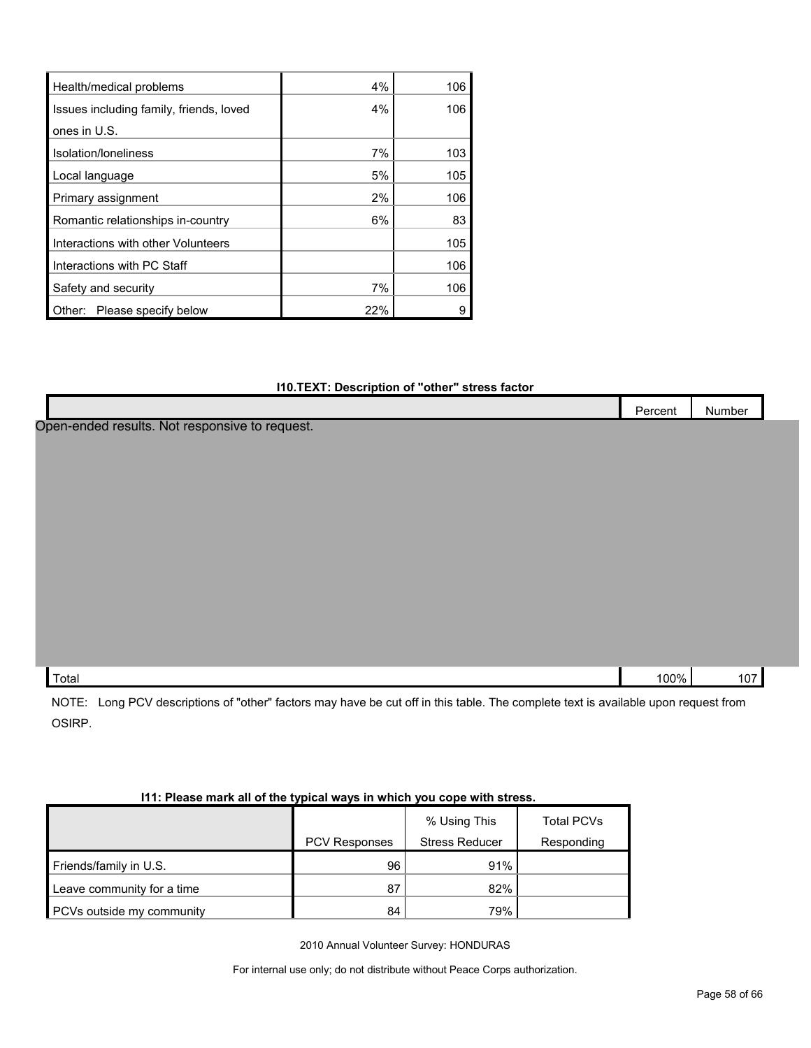| | | |
|---|---|---|
| Health/medical problems | 4% | 106 |
| Issues including family, friends, loved ones in U.S. | 4% | 106 |
| Isolation/loneliness | 7% | 103 |
| Local language | 5% | 105 |
| Primary assignment | 2% | 106 |
| Romantic relationships in-country | 6% | 83 |
| Interactions with other Volunteers | | 105 |
| Interactions with PC Staff | | 106 |
| Safety and security | 7% | 106 |
| Other: Please specify below | 22% | 9 |

**I10.TEXT: Description of "other" stress factor**

| | Percent | Number |
|---|---|---|
| Open-ended results. Not responsive to request. | | |
| Total | 100% | 107 |

NOTE: Long PCV descriptions of "other" factors may have be cut off in this table. The complete text is available upon request from OSIRP.

**I11: Please mark all of the typical ways in which you cope with stress.**

| | PCV Responses | % Using This Stress Reducer | Total PCVs Responding |
|---|---|---|---|
| Friends/family in U.S. | 96 | 91% | |
| Leave community for a time | 87 | 82% | |
| PCVs outside my community | 84 | 79% | |

2010 Annual Volunteer Survey: HONDURAS

For internal use only; do not distribute without Peace Corps authorization.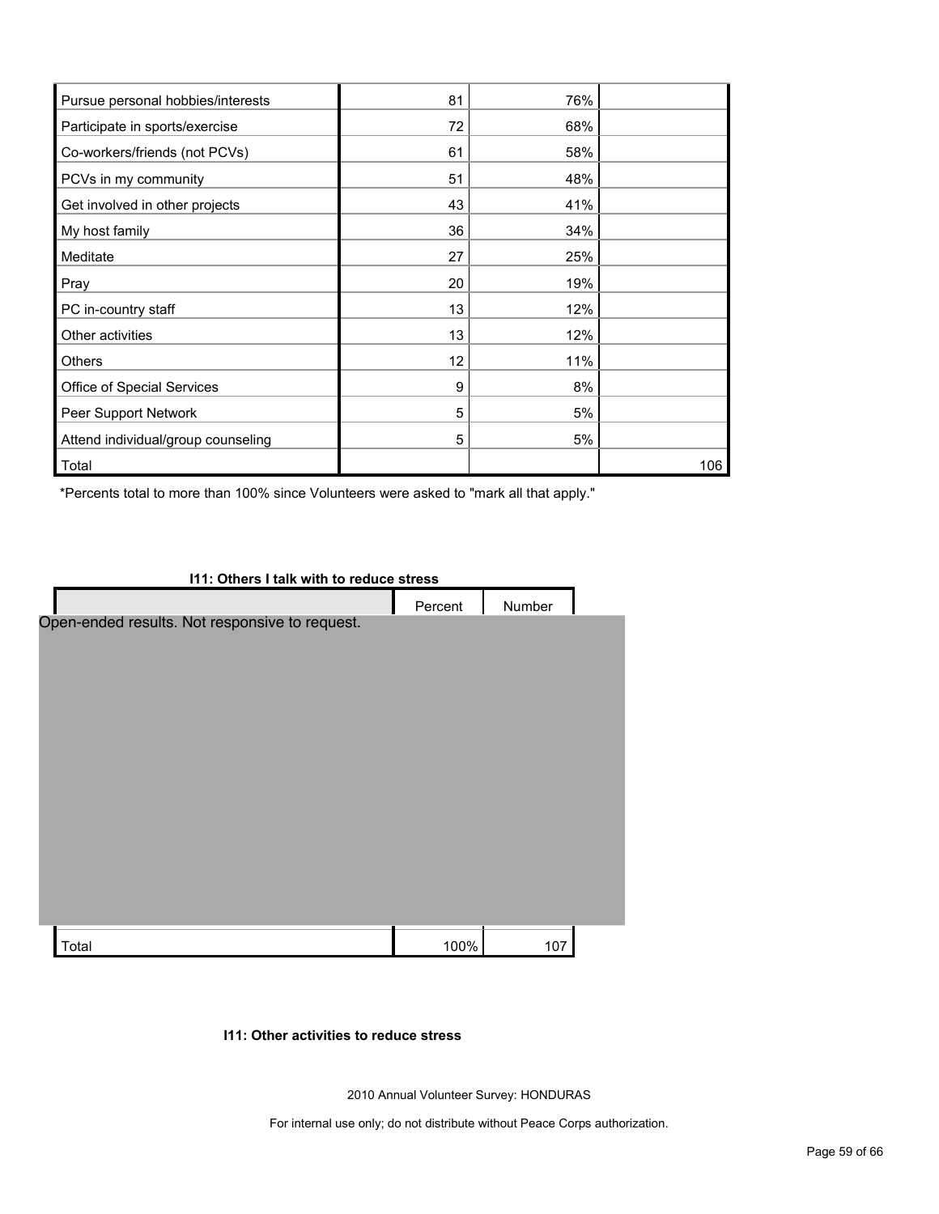| | | | |
|---|---|---|---|
| Pursue personal hobbies/interests | 81 | 76% | |
| Participate in sports/exercise | 72 | 68% | |
| Co-workers/friends (not PCVs) | 61 | 58% | |
| PCVs in my community | 51 | 48% | |
| Get involved in other projects | 43 | 41% | |
| My host family | 36 | 34% | |
| Meditate | 27 | 25% | |
| Pray | 20 | 19% | |
| PC in-country staff | 13 | 12% | |
| Other activities | 13 | 12% | |
| Others | 12 | 11% | |
| Office of Special Services | 9 | 8% | |
| Peer Support Network | 5 | 5% | |
| Attend individual/group counseling | 5 | 5% | |
| Total | | | 106 |

*Percents total to more than 100% since Volunteers were asked to "mark all that apply."

**I11: Others I talk with to reduce stress**

| | Percent | Number |
|---|---|---|
| Open-ended results. Not responsive to request. | | |
| Total | 100% | 107 |

**I11: Other activities to reduce stress**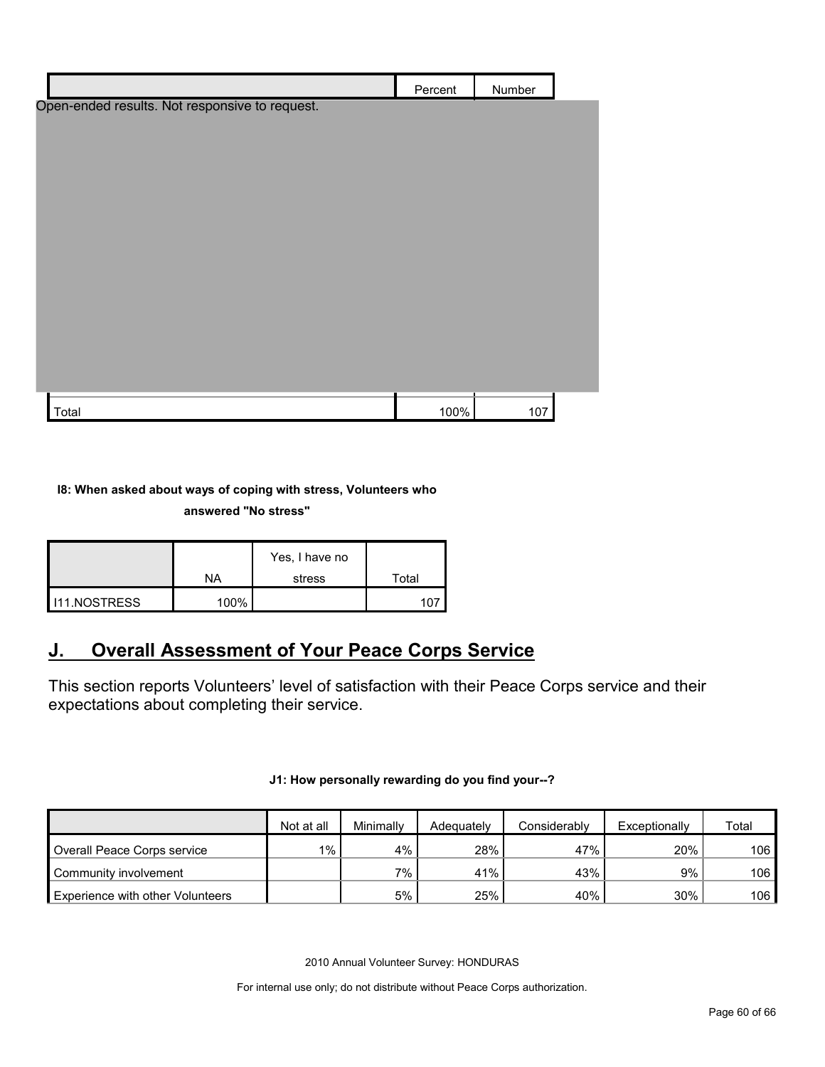| | Percent | Number |
|---|---|---|
| Open-ended results. Not responsive to request. | | |
| Total | 100% | 107 |

**I8: When asked about ways of coping with stress, Volunteers who answered "No stress"**

| | NA | Yes, I have no stress | Total |
|---|---|---|---|
| I11.NOSTRESS | 100% | | 107 |

## J. Overall Assessment of Your Peace Corps Service

This section reports Volunteers' level of satisfaction with their Peace Corps service and their expectations about completing their service.

**J1: How personally rewarding do you find your--?**

| | Not at all | Minimally | Adequately | Considerably | Exceptionally | Total |
|---|---|---|---|---|---|---|
| Overall Peace Corps service | 1% | 4% | 28% | 47% | 20% | 106 |
| Community involvement | | 7% | 41% | 43% | 9% | 106 |
| Experience with other Volunteers | | 5% | 25% | 40% | 30% | 106 |

2010 Annual Volunteer Survey: HONDURAS

For internal use only; do not distribute without Peace Corps authorization.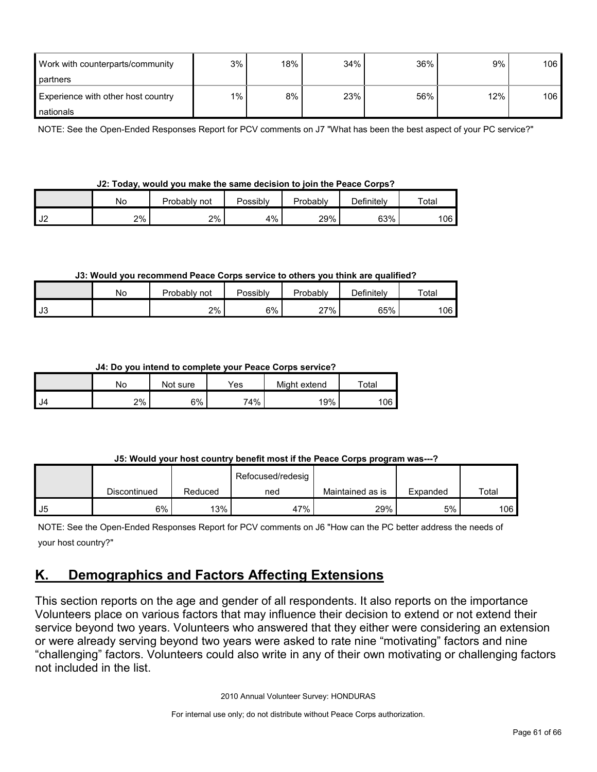| | | | | | | |
|---|---|---|---|---|---|---|
| Work with counterparts/community partners | 3% | 18% | 34% | 36% | 9% | 106 |
| Experience with other host country nationals | 1% | 8% | 23% | 56% | 12% | 106 |

NOTE: See the Open-Ended Responses Report for PCV comments on J7 "What has been the best aspect of your PC service?"

**J2: Today, would you make the same decision to join the Peace Corps?**

| | No | Probably not | Possibly | Probably | Definitely | Total |
|---|---|---|---|---|---|---|
| J2 | 2% | 2% | 4% | 29% | 63% | 106 |

**J3: Would you recommend Peace Corps service to others you think are qualified?**

| | No | Probably not | Possibly | Probably | Definitely | Total |
|---|---|---|---|---|---|---|
| J3 | | 2% | 6% | 27% | 65% | 106 |

**J4: Do you intend to complete your Peace Corps service?**

| | No | Not sure | Yes | Might extend | Total |
|---|---|---|---|---|---|
| J4 | 2% | 6% | 74% | 19% | 106 |

**J5: Would your host country benefit most if the Peace Corps program was---?**

| | Discontinued | Reduced | Refocused/redesigned | Maintained as is | Expanded | Total |
|---|---|---|---|---|---|---|
| J5 | 6% | 13% | 47% | 29% | 5% | 106 |

NOTE: See the Open-Ended Responses Report for PCV comments on J6 "How can the PC better address the needs of your host country?"

## K. Demographics and Factors Affecting Extensions

This section reports on the age and gender of all respondents. It also reports on the importance Volunteers place on various factors that may influence their decision to extend or not extend their service beyond two years. Volunteers who answered that they either were considering an extension or were already serving beyond two years were asked to rate nine "motivating" factors and nine "challenging" factors. Volunteers could also write in any of their own motivating or challenging factors not included in the list.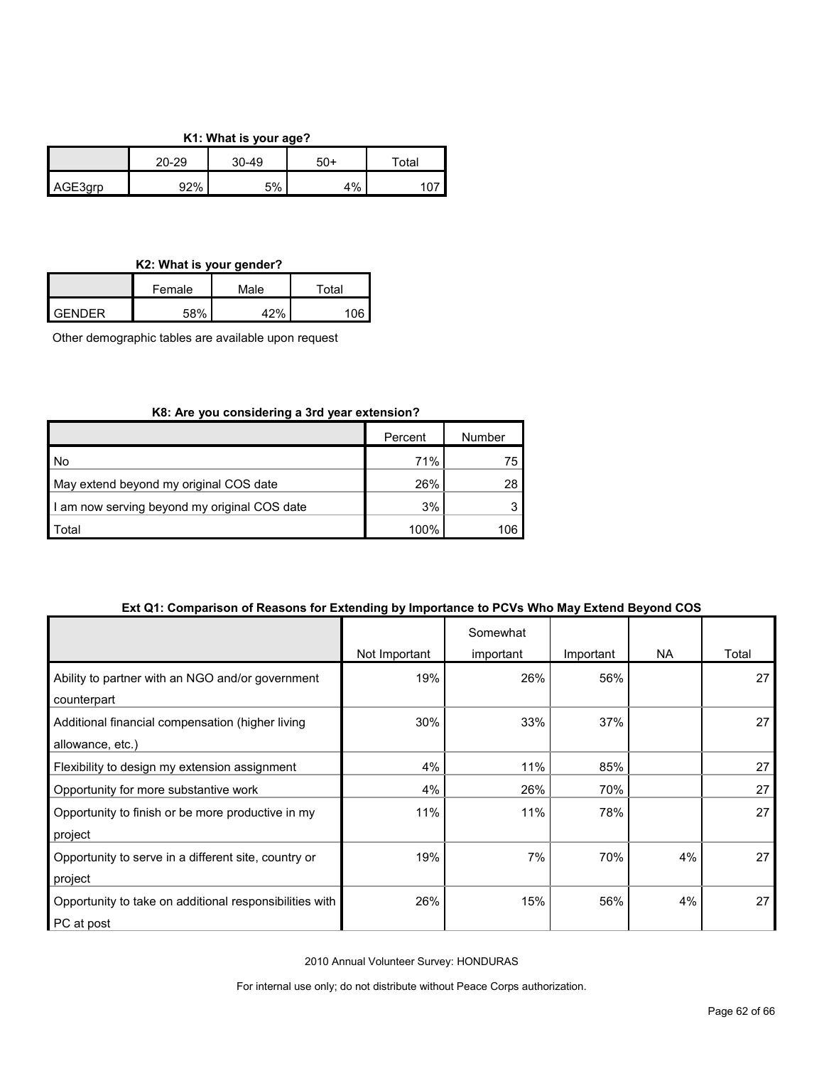**K1: What is your age?**

| | 20-29 | 30-49 | 50+ | Total |
|---|---|---|---|---|
| AGE3grp | 92% | 5% | 4% | 107 |

**K2: What is your gender?**

| | Female | Male | Total |
|---|---|---|---|
| GENDER | 58% | 42% | 106 |

Other demographic tables are available upon request

**K8: Are you considering a 3rd year extension?**

| | Percent | Number |
|---|---|---|
| No | 71% | 75 |
| May extend beyond my original COS date | 26% | 28 |
| I am now serving beyond my original COS date | 3% | 3 |
| Total | 100% | 106 |

**Ext Q1: Comparison of Reasons for Extending by Importance to PCVs Who May Extend Beyond COS**

| | Not Important | Somewhat important | Important | NA | Total |
|---|---|---|---|---|---|
| Ability to partner with an NGO and/or government counterpart | 19% | 26% | 56% | | 27 |
| Additional financial compensation (higher living allowance, etc.) | 30% | 33% | 37% | | 27 |
| Flexibility to design my extension assignment | 4% | 11% | 85% | | 27 |
| Opportunity for more substantive work | 4% | 26% | 70% | | 27 |
| Opportunity to finish or be more productive in my project | 11% | 11% | 78% | | 27 |
| Opportunity to serve in a different site, country or project | 19% | 7% | 70% | 4% | 27 |
| Opportunity to take on additional responsibilities with PC at post | 26% | 15% | 56% | 4% | 27 |

2010 Annual Volunteer Survey: HONDURAS

For internal use only; do not distribute without Peace Corps authorization.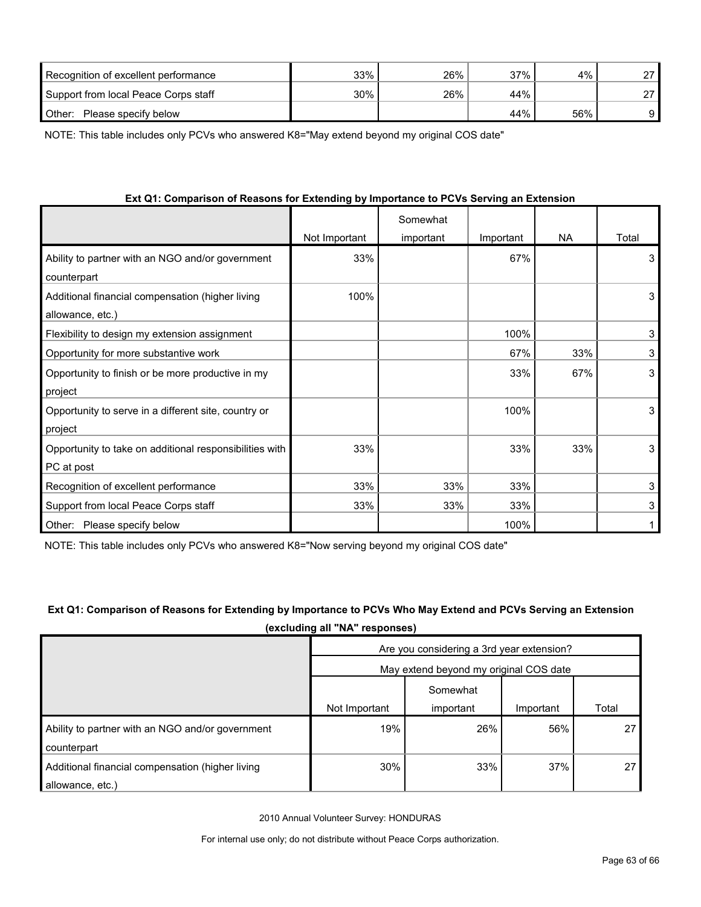| | | | | | |
|---|---|---|---|---|---|
| Recognition of excellent performance | 33% | 26% | 37% | 4% | 27 |
| Support from local Peace Corps staff | 30% | 26% | 44% | | 27 |
| Other: Please specify below | | | 44% | 56% | 9 |

NOTE: This table includes only PCVs who answered K8="May extend beyond my original COS date"

**Ext Q1: Comparison of Reasons for Extending by Importance to PCVs Serving an Extension**

| | Not Important | Somewhat important | Important | NA | Total |
|---|---|---|---|---|---|
| Ability to partner with an NGO and/or government counterpart | 33% | | 67% | | 3 |
| Additional financial compensation (higher living allowance, etc.) | 100% | | | | 3 |
| Flexibility to design my extension assignment | | | 100% | | 3 |
| Opportunity for more substantive work | | | 67% | 33% | 3 |
| Opportunity to finish or be more productive in my project | | | 33% | 67% | 3 |
| Opportunity to serve in a different site, country or project | | | 100% | | 3 |
| Opportunity to take on additional responsibilities with PC at post | 33% | | 33% | 33% | 3 |
| Recognition of excellent performance | 33% | 33% | 33% | | 3 |
| Support from local Peace Corps staff | 33% | 33% | 33% | | 3 |
| Other: Please specify below | | | 100% | | 1 |

NOTE: This table includes only PCVs who answered K8="Now serving beyond my original COS date"

**Ext Q1: Comparison of Reasons for Extending by Importance to PCVs Who May Extend and PCVs Serving an Extension (excluding all "NA" responses)**

| | Are you considering a 3rd year extension? | | | |
|---|---|---|---|---|
| | May extend beyond my original COS date | | | |
| | Not Important | Somewhat important | Important | Total |
| Ability to partner with an NGO and/or government counterpart | 19% | 26% | 56% | 27 |
| Additional financial compensation (higher living allowance, etc.) | 30% | 33% | 37% | 27 |

2010 Annual Volunteer Survey: HONDURAS

For internal use only; do not distribute without Peace Corps authorization.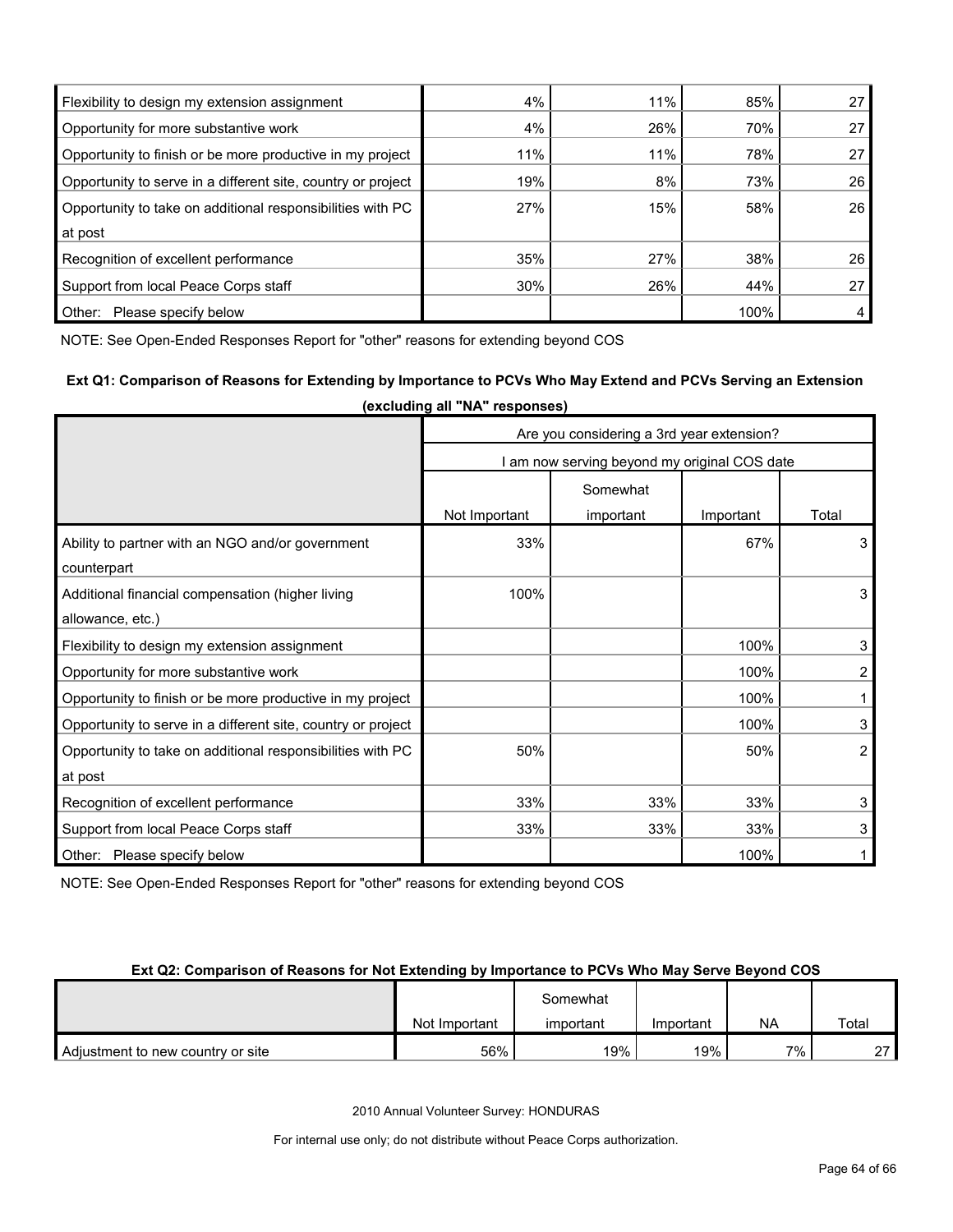| | | | | |
|---|---|---|---|---|
| Flexibility to design my extension assignment | 4% | 11% | 85% | 27 |
| Opportunity for more substantive work | 4% | 26% | 70% | 27 |
| Opportunity to finish or be more productive in my project | 11% | 11% | 78% | 27 |
| Opportunity to serve in a different site, country or project | 19% | 8% | 73% | 26 |
| Opportunity to take on additional responsibilities with PC at post | 27% | 15% | 58% | 26 |
| Recognition of excellent performance | 35% | 27% | 38% | 26 |
| Support from local Peace Corps staff | 30% | 26% | 44% | 27 |
| Other: Please specify below | | | 100% | 4 |

NOTE: See Open-Ended Responses Report for "other" reasons for extending beyond COS

**Ext Q1: Comparison of Reasons for Extending by Importance to PCVs Who May Extend and PCVs Serving an Extension (excluding all "NA" responses)**

| | Are you considering a 3rd year extension? | | | |
|---|---|---|---|---|
| | I am now serving beyond my original COS date | | | |
| | Not Important | Somewhat important | Important | Total |
| Ability to partner with an NGO and/or government counterpart | 33% | | 67% | 3 |
| Additional financial compensation (higher living allowance, etc.) | 100% | | | 3 |
| Flexibility to design my extension assignment | | | 100% | 3 |
| Opportunity for more substantive work | | | 100% | 2 |
| Opportunity to finish or be more productive in my project | | | 100% | 1 |
| Opportunity to serve in a different site, country or project | | | 100% | 3 |
| Opportunity to take on additional responsibilities with PC at post | 50% | | 50% | 2 |
| Recognition of excellent performance | 33% | 33% | 33% | 3 |
| Support from local Peace Corps staff | 33% | 33% | 33% | 3 |
| Other: Please specify below | | | 100% | 1 |

NOTE: See Open-Ended Responses Report for "other" reasons for extending beyond COS

**Ext Q2: Comparison of Reasons for Not Extending by Importance to PCVs Who May Serve Beyond COS**

| | Not Important | Somewhat important | Important | NA | Total |
|---|---|---|---|---|---|
| Adjustment to new country or site | 56% | 19% | 19% | 7% | 27 |

2010 Annual Volunteer Survey: HONDURAS

For internal use only; do not distribute without Peace Corps authorization.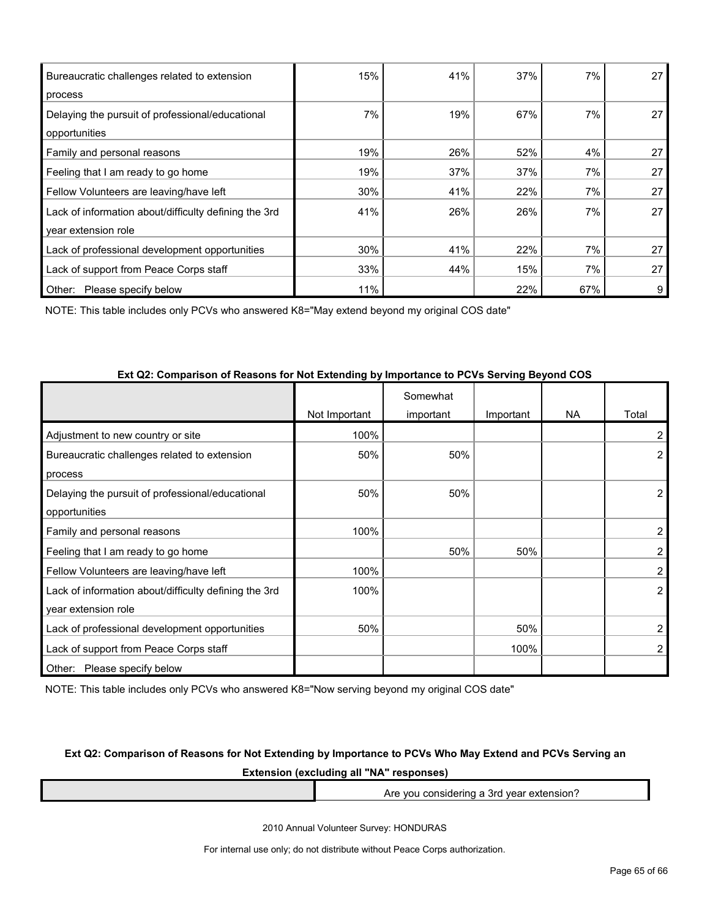| | | | | | |
|---|---|---|---|---|---|
| Bureaucratic challenges related to extension process | 15% | 41% | 37% | 7% | 27 |
| Delaying the pursuit of professional/educational opportunities | 7% | 19% | 67% | 7% | 27 |
| Family and personal reasons | 19% | 26% | 52% | 4% | 27 |
| Feeling that I am ready to go home | 19% | 37% | 37% | 7% | 27 |
| Fellow Volunteers are leaving/have left | 30% | 41% | 22% | 7% | 27 |
| Lack of information about/difficulty defining the 3rd year extension role | 41% | 26% | 26% | 7% | 27 |
| Lack of professional development opportunities | 30% | 41% | 22% | 7% | 27 |
| Lack of support from Peace Corps staff | 33% | 44% | 15% | 7% | 27 |
| Other: Please specify below | 11% | | 22% | 67% | 9 |

NOTE: This table includes only PCVs who answered K8="May extend beyond my original COS date"

**Ext Q2: Comparison of Reasons for Not Extending by Importance to PCVs Serving Beyond COS**

| | Not Important | Somewhat important | Important | NA | Total |
|---|---|---|---|---|---|
| Adjustment to new country or site | 100% | | | | 2 |
| Bureaucratic challenges related to extension process | 50% | 50% | | | 2 |
| Delaying the pursuit of professional/educational opportunities | 50% | 50% | | | 2 |
| Family and personal reasons | 100% | | | | 2 |
| Feeling that I am ready to go home | | 50% | 50% | | 2 |
| Fellow Volunteers are leaving/have left | 100% | | | | 2 |
| Lack of information about/difficulty defining the 3rd year extension role | 100% | | | | 2 |
| Lack of professional development opportunities | 50% | | 50% | | 2 |
| Lack of support from Peace Corps staff | | | 100% | | 2 |
| Other: Please specify below | | | | | |

NOTE: This table includes only PCVs who answered K8="Now serving beyond my original COS date"

**Ext Q2: Comparison of Reasons for Not Extending by Importance to PCVs Who May Extend and PCVs Serving an Extension (excluding all "NA" responses)**

| | Are you considering a 3rd year extension? |
|---|---|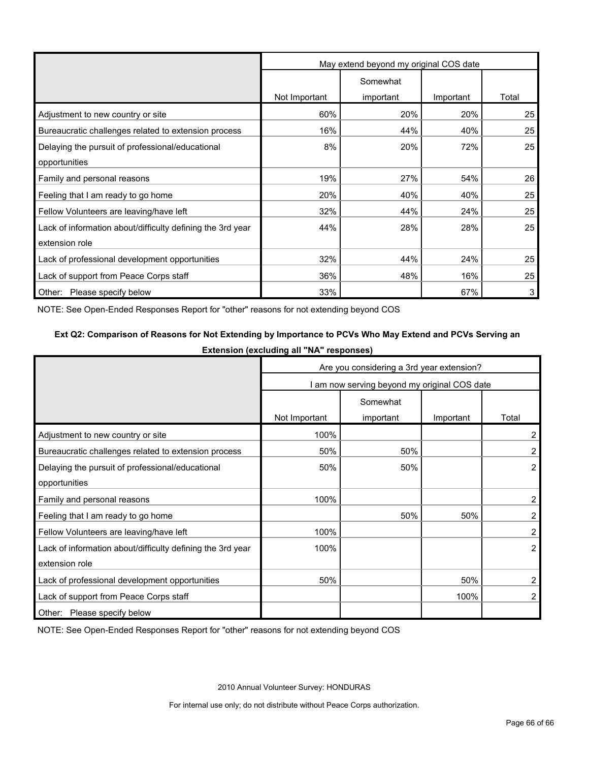| | May extend beyond my original COS date | | | |
|---|---|---|---|---|
| | Not Important | Somewhat important | Important | Total |
| Adjustment to new country or site | 60% | 20% | 20% | 25 |
| Bureaucratic challenges related to extension process | 16% | 44% | 40% | 25 |
| Delaying the pursuit of professional/educational opportunities | 8% | 20% | 72% | 25 |
| Family and personal reasons | 19% | 27% | 54% | 26 |
| Feeling that I am ready to go home | 20% | 40% | 40% | 25 |
| Fellow Volunteers are leaving/have left | 32% | 44% | 24% | 25 |
| Lack of information about/difficulty defining the 3rd year extension role | 44% | 28% | 28% | 25 |
| Lack of professional development opportunities | 32% | 44% | 24% | 25 |
| Lack of support from Peace Corps staff | 36% | 48% | 16% | 25 |
| Other: Please specify below | 33% | | 67% | 3 |

NOTE: See Open-Ended Responses Report for "other" reasons for not extending beyond COS

**Ext Q2: Comparison of Reasons for Not Extending by Importance to PCVs Who May Extend and PCVs Serving an Extension (excluding all "NA" responses)**

| | Are you considering a 3rd year extension? | | | |
|---|---|---|---|---|
| | I am now serving beyond my original COS date | | | |
| | Not Important | Somewhat important | Important | Total |
| Adjustment to new country or site | 100% | | | 2 |
| Bureaucratic challenges related to extension process | 50% | 50% | | 2 |
| Delaying the pursuit of professional/educational opportunities | 50% | 50% | | 2 |
| Family and personal reasons | 100% | | | 2 |
| Feeling that I am ready to go home | | 50% | 50% | 2 |
| Fellow Volunteers are leaving/have left | 100% | | | 2 |
| Lack of information about/difficulty defining the 3rd year extension role | 100% | | | 2 |
| Lack of professional development opportunities | 50% | | 50% | 2 |
| Lack of support from Peace Corps staff | | | 100% | 2 |
| Other: Please specify below | | | | |

NOTE: See Open-Ended Responses Report for "other" reasons for not extending beyond COS

2010 Annual Volunteer Survey: HONDURAS

For internal use only; do not distribute without Peace Corps authorization.